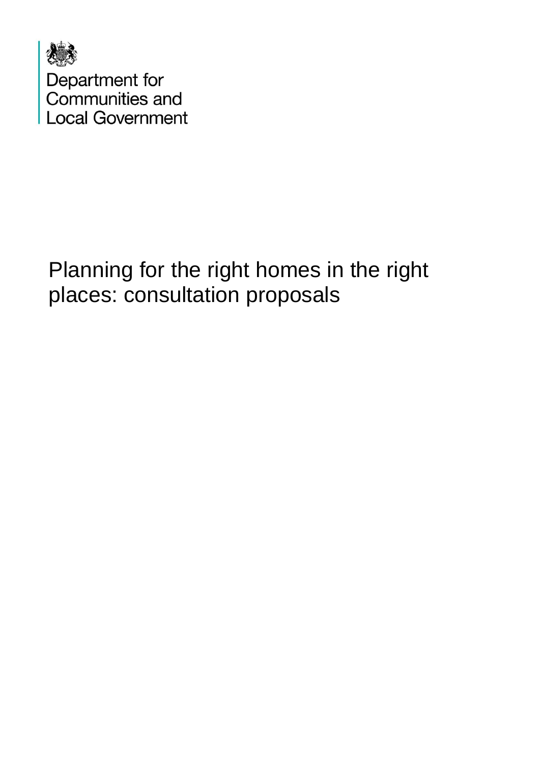Department for Communities and Local Government

# Planning for the right homes in the right places: consultation proposals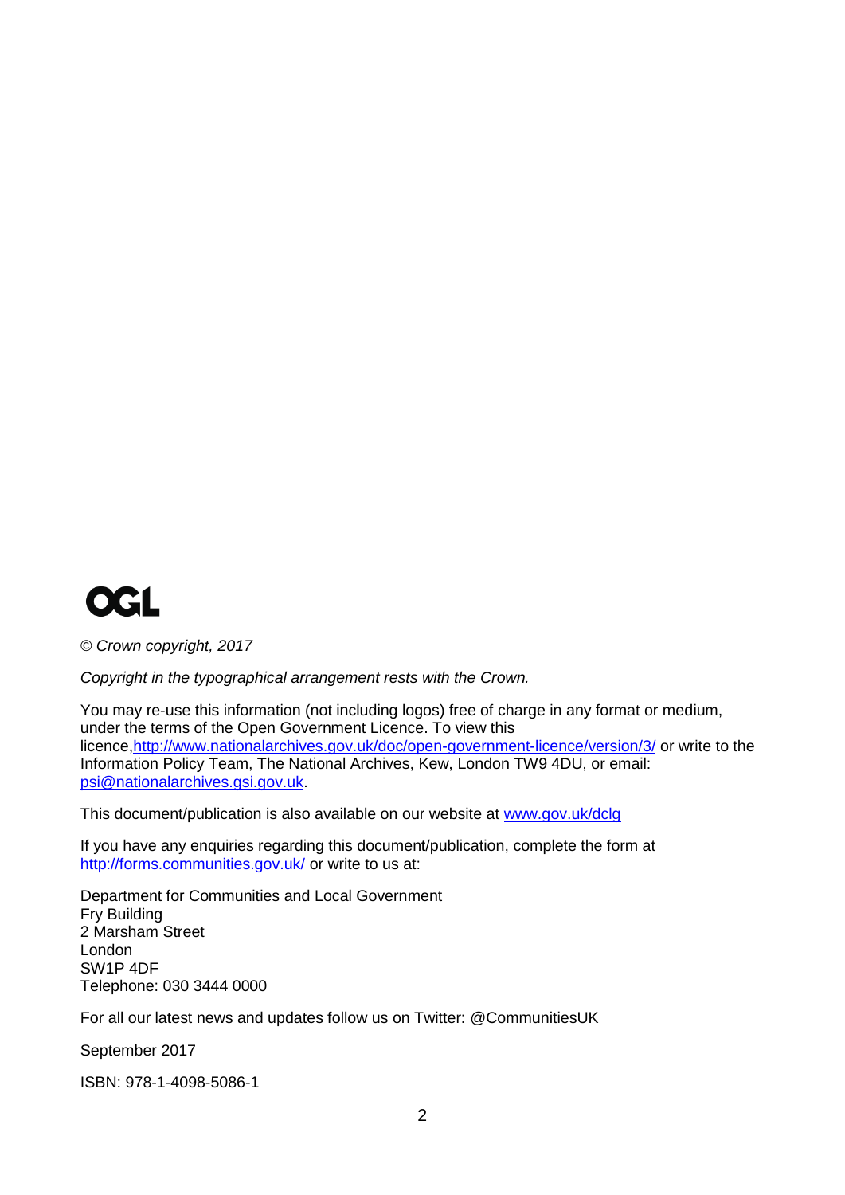OGL

*© Crown copyright, 2017*

*Copyright in the typographical arrangement rests with the Crown.*

You may re-use this information (not including logos) free of charge in any format or medium, under the terms of the Open Government Licence. To view this licence,http://www.nationalarchives.gov.uk/doc/open-government-licence/version/3/ or write to the Information Policy Team, The National Archives, Kew, London TW9 4DU, or email: psi@nationalarchives.gsi.gov.uk.

This document/publication is also available on our website at www.gov.uk/dclg

If you have any enquiries regarding this document/publication, complete the form at http://forms.communities.gov.uk/ or write to us at:

Department for Communities and Local Government
Fry Building
2 Marsham Street
London
SW1P 4DF
Telephone: 030 3444 0000

For all our latest news and updates follow us on Twitter: @CommunitiesUK

September 2017

ISBN: 978-1-4098-5086-1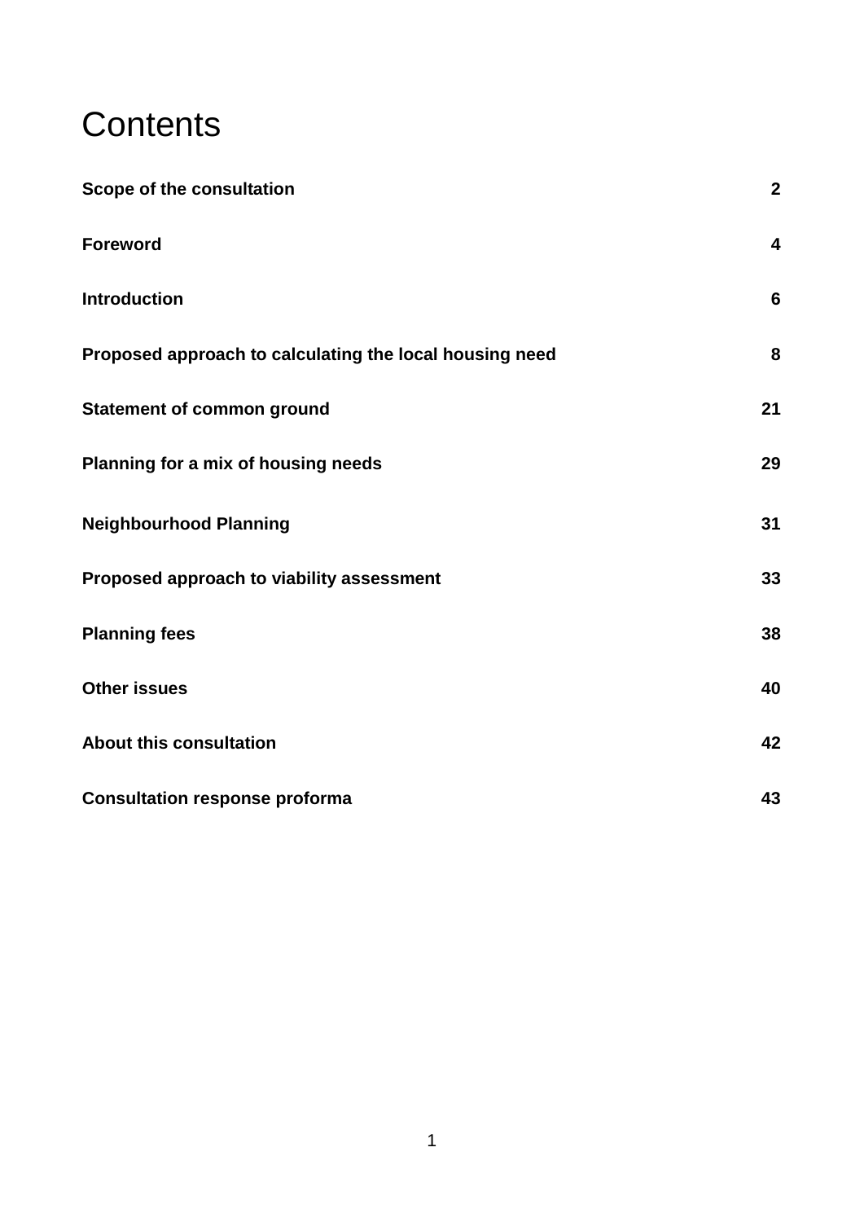# Contents

| | |
|---|---|
| **Scope of the consultation** | **2** |
| **Foreword** | **4** |
| **Introduction** | **6** |
| **Proposed approach to calculating the local housing need** | **8** |
| **Statement of common ground** | **21** |
| **Planning for a mix of housing needs** | **29** |
| **Neighbourhood Planning** | **31** |
| **Proposed approach to viability assessment** | **33** |
| **Planning fees** | **38** |
| **Other issues** | **40** |
| **About this consultation** | **42** |
| **Consultation response proforma** | **43** |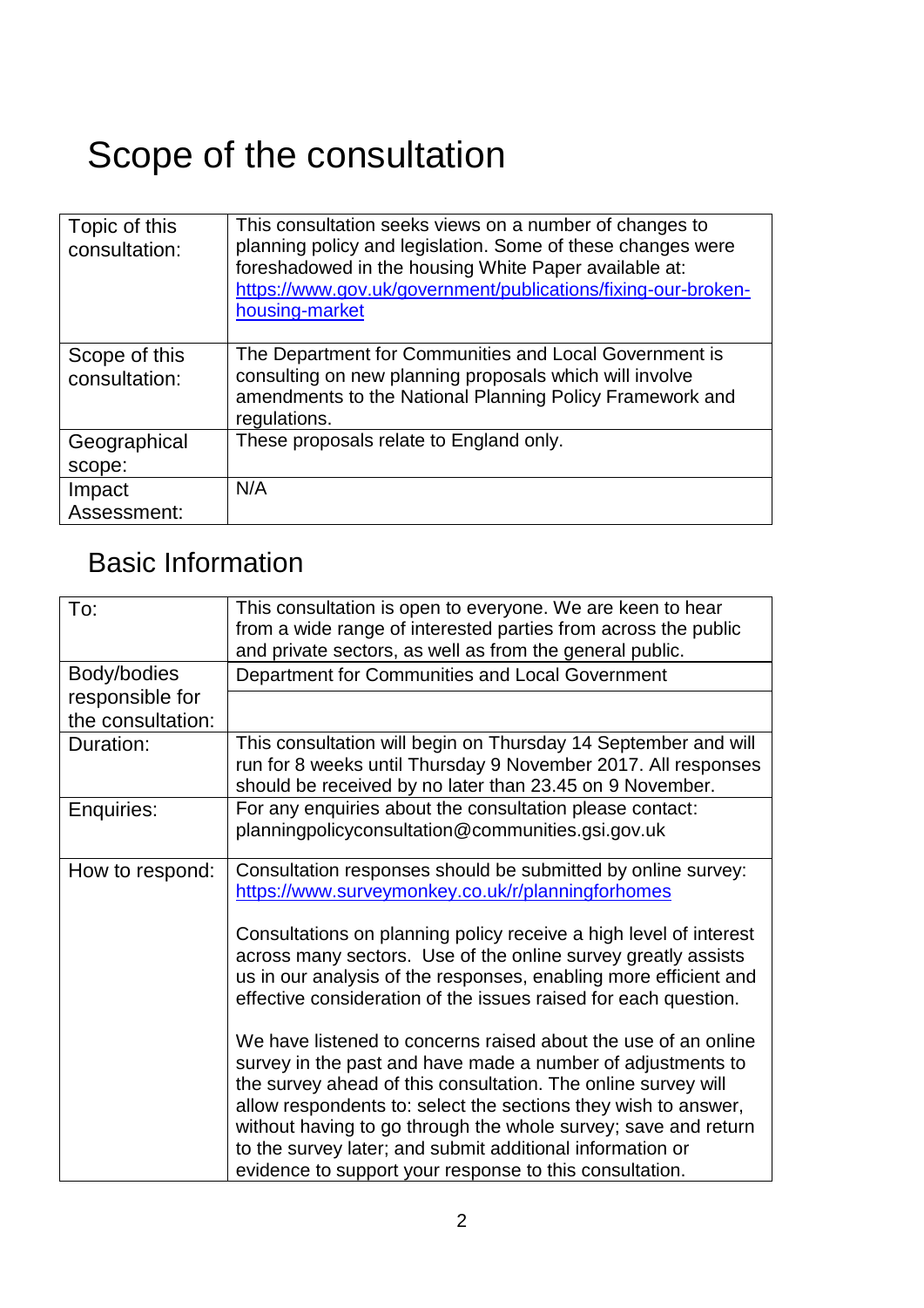# Scope of the consultation

| | |
|---|---|
| Topic of this consultation: | This consultation seeks views on a number of changes to planning policy and legislation. Some of these changes were foreshadowed in the housing White Paper available at: [https://www.gov.uk/government/publications/fixing-our-broken-housing-market](https://www.gov.uk/government/publications/fixing-our-broken-housing-market) |
| Scope of this consultation: | The Department for Communities and Local Government is consulting on new planning proposals which will involve amendments to the National Planning Policy Framework and regulations. |
| Geographical scope: | These proposals relate to England only. |
| Impact Assessment: | N/A |

## Basic Information

| | |
|---|---|
| To: | This consultation is open to everyone. We are keen to hear from a wide range of interested parties from across the public and private sectors, as well as from the general public. |
| Body/bodies responsible for the consultation: | Department for Communities and Local Government |
| Duration: | This consultation will begin on Thursday 14 September and will run for 8 weeks until Thursday 9 November 2017. All responses should be received by no later than 23.45 on 9 November. |
| Enquiries: | For any enquiries about the consultation please contact: planningpolicyconsultation@communities.gsi.gov.uk |
| How to respond: | Consultation responses should be submitted by online survey: [https://www.surveymonkey.co.uk/r/planningforhomes](https://www.surveymonkey.co.uk/r/planningforhomes)<br><br>Consultations on planning policy receive a high level of interest across many sectors. Use of the online survey greatly assists us in our analysis of the responses, enabling more efficient and effective consideration of the issues raised for each question.<br><br>We have listened to concerns raised about the use of an online survey in the past and have made a number of adjustments to the survey ahead of this consultation. The online survey will allow respondents to: select the sections they wish to answer, without having to go through the whole survey; save and return to the survey later; and submit additional information or evidence to support your response to this consultation. |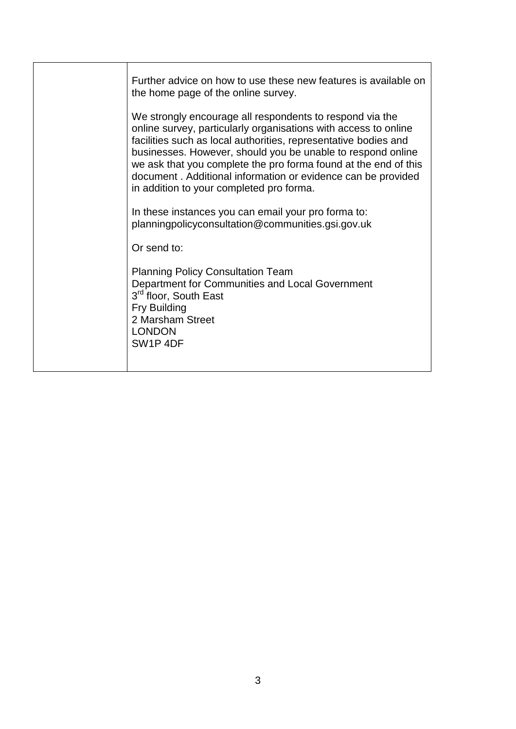| | |
|---|---|
| | Further advice on how to use these new features is available on the home page of the online survey.<br><br>We strongly encourage all respondents to respond via the online survey, particularly organisations with access to online facilities such as local authorities, representative bodies and businesses. However, should you be unable to respond online we ask that you complete the pro forma found at the end of this document . Additional information or evidence can be provided in addition to your completed pro forma.<br><br>In these instances you can email your pro forma to: planningpolicyconsultation@communities.gsi.gov.uk<br><br>Or send to:<br><br>Planning Policy Consultation Team<br>Department for Communities and Local Government<br>3rd floor, South East<br>Fry Building<br>2 Marsham Street<br>LONDON<br>SW1P 4DF |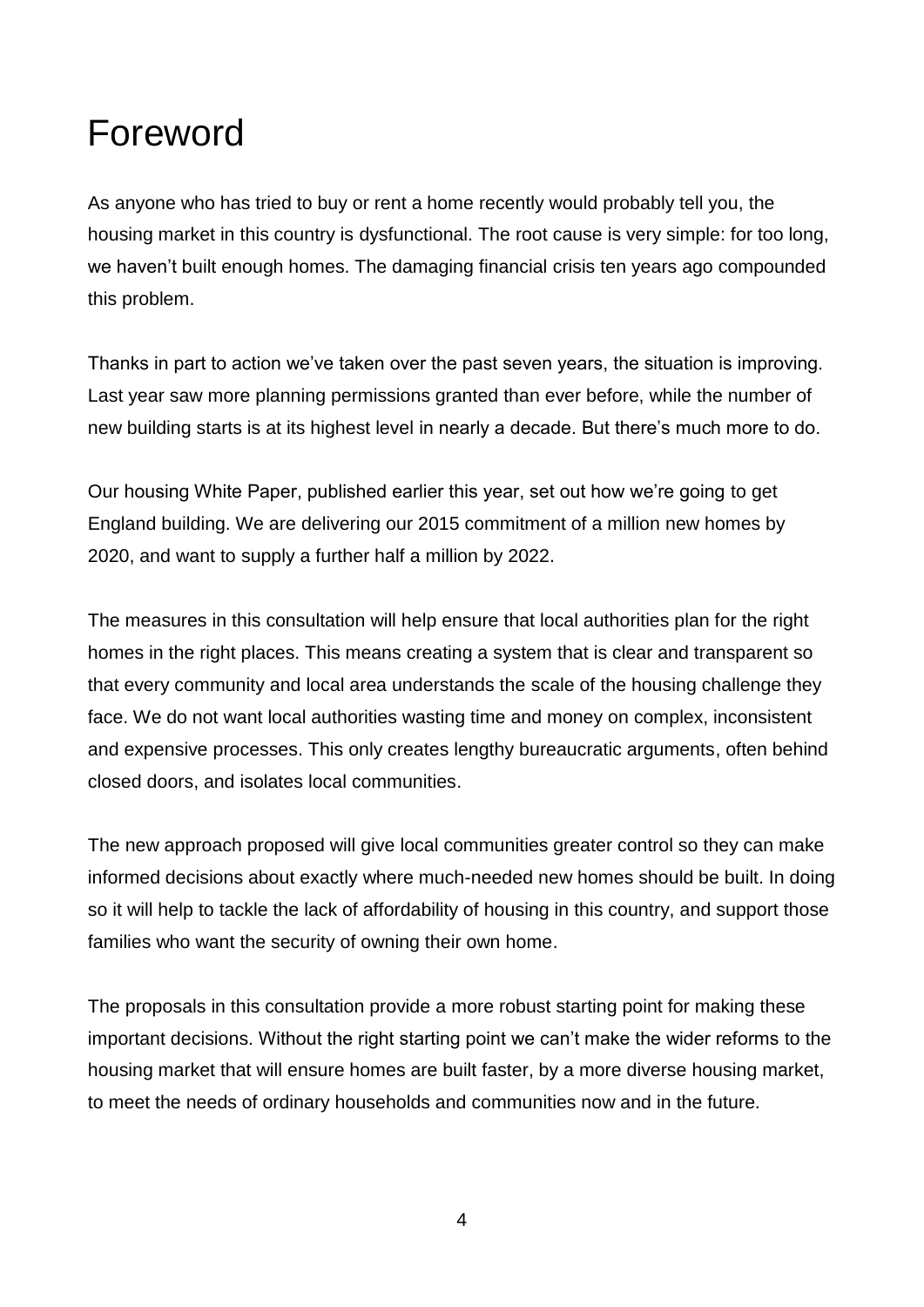# Foreword

As anyone who has tried to buy or rent a home recently would probably tell you, the housing market in this country is dysfunctional. The root cause is very simple: for too long, we haven't built enough homes. The damaging financial crisis ten years ago compounded this problem.

Thanks in part to action we've taken over the past seven years, the situation is improving. Last year saw more planning permissions granted than ever before, while the number of new building starts is at its highest level in nearly a decade. But there's much more to do.

Our housing White Paper, published earlier this year, set out how we're going to get England building. We are delivering our 2015 commitment of a million new homes by 2020, and want to supply a further half a million by 2022.

The measures in this consultation will help ensure that local authorities plan for the right homes in the right places. This means creating a system that is clear and transparent so that every community and local area understands the scale of the housing challenge they face. We do not want local authorities wasting time and money on complex, inconsistent and expensive processes. This only creates lengthy bureaucratic arguments, often behind closed doors, and isolates local communities.

The new approach proposed will give local communities greater control so they can make informed decisions about exactly where much-needed new homes should be built. In doing so it will help to tackle the lack of affordability of housing in this country, and support those families who want the security of owning their own home.

The proposals in this consultation provide a more robust starting point for making these important decisions. Without the right starting point we can't make the wider reforms to the housing market that will ensure homes are built faster, by a more diverse housing market, to meet the needs of ordinary households and communities now and in the future.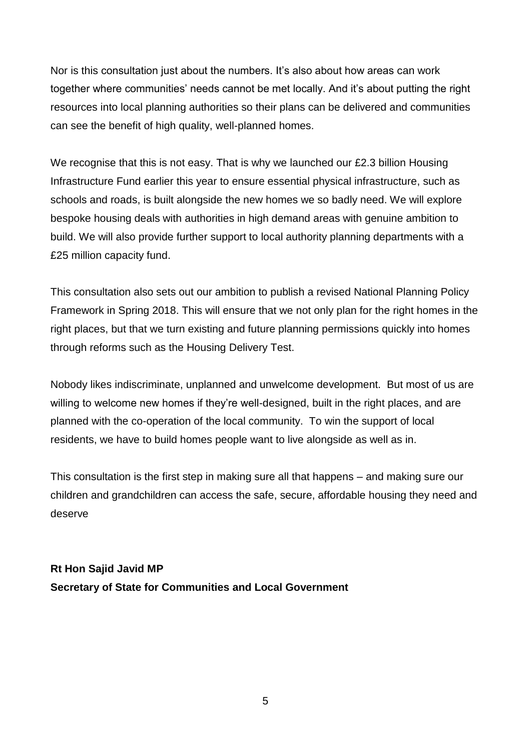Nor is this consultation just about the numbers. It's also about how areas can work together where communities' needs cannot be met locally. And it's about putting the right resources into local planning authorities so their plans can be delivered and communities can see the benefit of high quality, well-planned homes.

We recognise that this is not easy. That is why we launched our £2.3 billion Housing Infrastructure Fund earlier this year to ensure essential physical infrastructure, such as schools and roads, is built alongside the new homes we so badly need. We will explore bespoke housing deals with authorities in high demand areas with genuine ambition to build. We will also provide further support to local authority planning departments with a £25 million capacity fund.

This consultation also sets out our ambition to publish a revised National Planning Policy Framework in Spring 2018. This will ensure that we not only plan for the right homes in the right places, but that we turn existing and future planning permissions quickly into homes through reforms such as the Housing Delivery Test.

Nobody likes indiscriminate, unplanned and unwelcome development. But most of us are willing to welcome new homes if they're well-designed, built in the right places, and are planned with the co-operation of the local community. To win the support of local residents, we have to build homes people want to live alongside as well as in.

This consultation is the first step in making sure all that happens – and making sure our children and grandchildren can access the safe, secure, affordable housing they need and deserve

**Rt Hon Sajid Javid MP**
**Secretary of State for Communities and Local Government**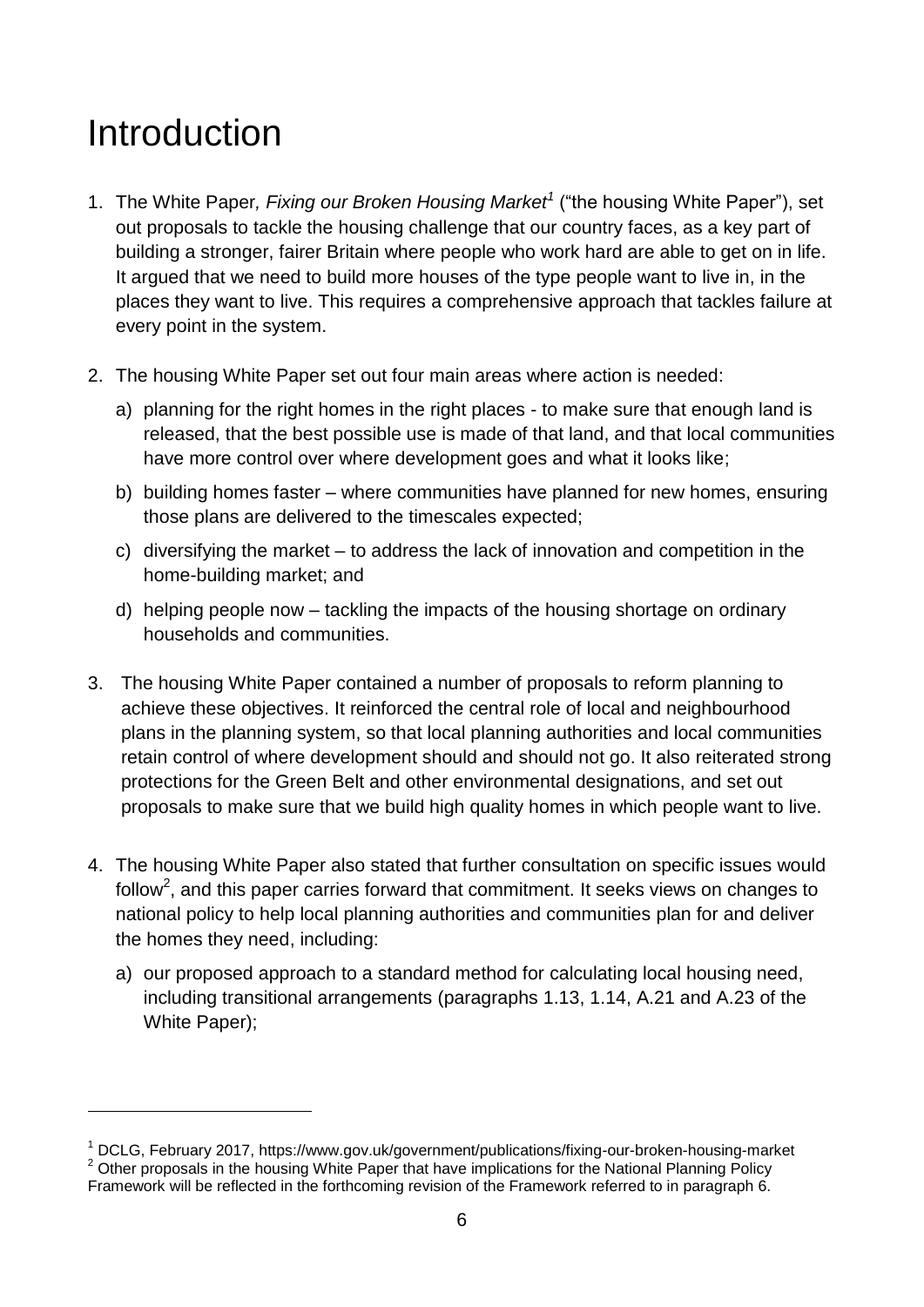# Introduction

1. The White Paper, *Fixing our Broken Housing Market*[1] ("the housing White Paper"), set out proposals to tackle the housing challenge that our country faces, as a key part of building a stronger, fairer Britain where people who work hard are able to get on in life. It argued that we need to build more houses of the type people want to live in, in the places they want to live. This requires a comprehensive approach that tackles failure at every point in the system.

2. The housing White Paper set out four main areas where action is needed:

   a) planning for the right homes in the right places - to make sure that enough land is released, that the best possible use is made of that land, and that local communities have more control over where development goes and what it looks like;

   b) building homes faster – where communities have planned for new homes, ensuring those plans are delivered to the timescales expected;

   c) diversifying the market – to address the lack of innovation and competition in the home-building market; and

   d) helping people now – tackling the impacts of the housing shortage on ordinary households and communities.

3. The housing White Paper contained a number of proposals to reform planning to achieve these objectives. It reinforced the central role of local and neighbourhood plans in the planning system, so that local planning authorities and local communities retain control of where development should and should not go. It also reiterated strong protections for the Green Belt and other environmental designations, and set out proposals to make sure that we build high quality homes in which people want to live.

4. The housing White Paper also stated that further consultation on specific issues would follow[2], and this paper carries forward that commitment. It seeks views on changes to national policy to help local planning authorities and communities plan for and deliver the homes they need, including:

   a) our proposed approach to a standard method for calculating local housing need, including transitional arrangements (paragraphs 1.13, 1.14, A.21 and A.23 of the White Paper);

---

[1] DCLG, February 2017, https://www.gov.uk/government/publications/fixing-our-broken-housing-market

[2] Other proposals in the housing White Paper that have implications for the National Planning Policy Framework will be reflected in the forthcoming revision of the Framework referred to in paragraph 6.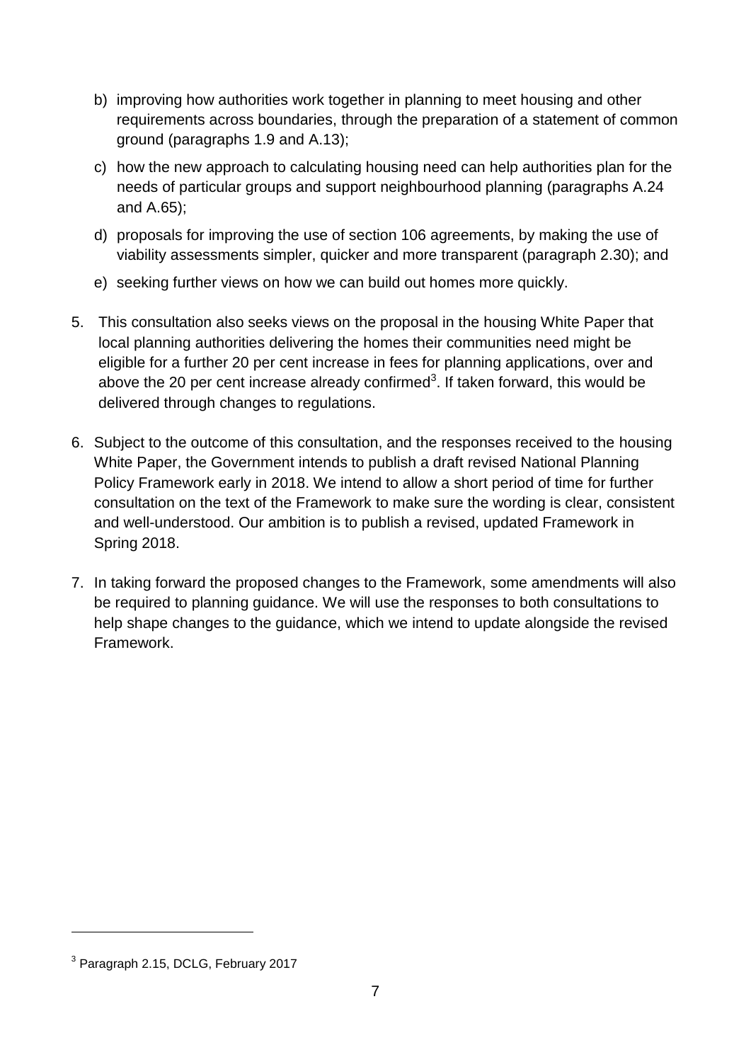b) improving how authorities work together in planning to meet housing and other requirements across boundaries, through the preparation of a statement of common ground (paragraphs 1.9 and A.13);

c) how the new approach to calculating housing need can help authorities plan for the needs of particular groups and support neighbourhood planning (paragraphs A.24 and A.65);

d) proposals for improving the use of section 106 agreements, by making the use of viability assessments simpler, quicker and more transparent (paragraph 2.30); and

e) seeking further views on how we can build out homes more quickly.

5. This consultation also seeks views on the proposal in the housing White Paper that local planning authorities delivering the homes their communities need might be eligible for a further 20 per cent increase in fees for planning applications, over and above the 20 per cent increase already confirmed[3]. If taken forward, this would be delivered through changes to regulations.

6. Subject to the outcome of this consultation, and the responses received to the housing White Paper, the Government intends to publish a draft revised National Planning Policy Framework early in 2018. We intend to allow a short period of time for further consultation on the text of the Framework to make sure the wording is clear, consistent and well-understood. Our ambition is to publish a revised, updated Framework in Spring 2018.

7. In taking forward the proposed changes to the Framework, some amendments will also be required to planning guidance. We will use the responses to both consultations to help shape changes to the guidance, which we intend to update alongside the revised Framework.

---

[3] Paragraph 2.15, DCLG, February 2017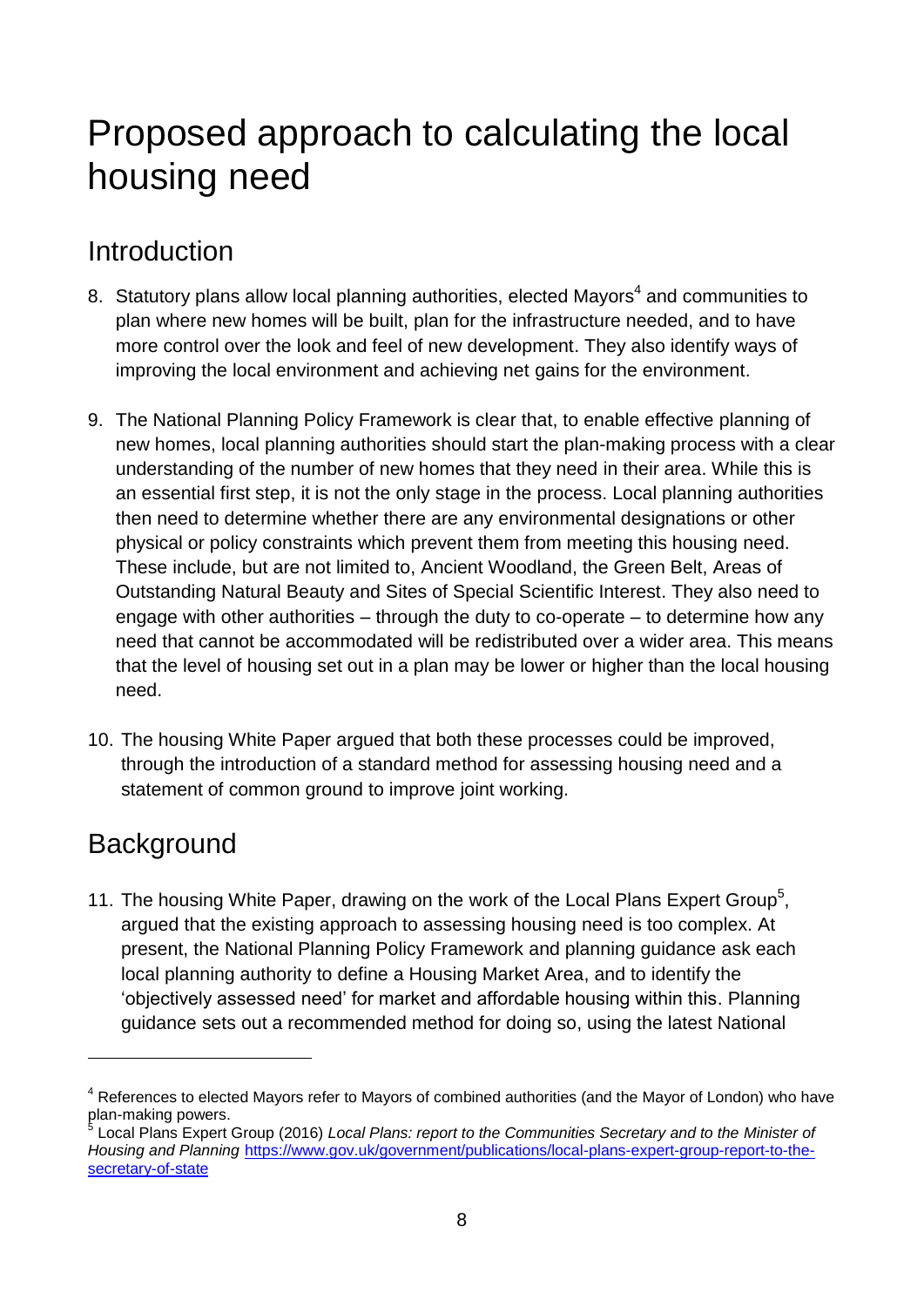# Proposed approach to calculating the local housing need

## Introduction

8. Statutory plans allow local planning authorities, elected Mayors[4] and communities to plan where new homes will be built, plan for the infrastructure needed, and to have more control over the look and feel of new development. They also identify ways of improving the local environment and achieving net gains for the environment.

9. The National Planning Policy Framework is clear that, to enable effective planning of new homes, local planning authorities should start the plan-making process with a clear understanding of the number of new homes that they need in their area. While this is an essential first step, it is not the only stage in the process. Local planning authorities then need to determine whether there are any environmental designations or other physical or policy constraints which prevent them from meeting this housing need. These include, but are not limited to, Ancient Woodland, the Green Belt, Areas of Outstanding Natural Beauty and Sites of Special Scientific Interest. They also need to engage with other authorities – through the duty to co-operate – to determine how any need that cannot be accommodated will be redistributed over a wider area. This means that the level of housing set out in a plan may be lower or higher than the local housing need.

10. The housing White Paper argued that both these processes could be improved, through the introduction of a standard method for assessing housing need and a statement of common ground to improve joint working.

## Background

11. The housing White Paper, drawing on the work of the Local Plans Expert Group[5], argued that the existing approach to assessing housing need is too complex. At present, the National Planning Policy Framework and planning guidance ask each local planning authority to define a Housing Market Area, and to identify the 'objectively assessed need' for market and affordable housing within this. Planning guidance sets out a recommended method for doing so, using the latest National

---

[4] References to elected Mayors refer to Mayors of combined authorities (and the Mayor of London) who have plan-making powers.

[5] Local Plans Expert Group (2016) *Local Plans: report to the Communities Secretary and to the Minister of Housing and Planning* https://www.gov.uk/government/publications/local-plans-expert-group-report-to-the-secretary-of-state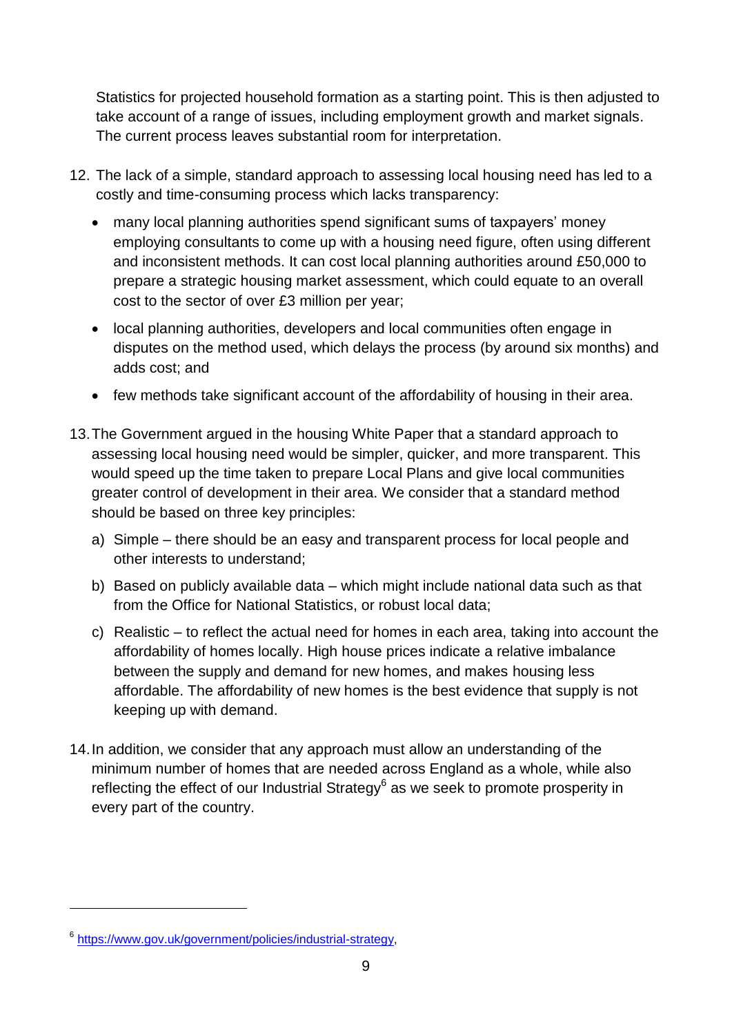Statistics for projected household formation as a starting point. This is then adjusted to take account of a range of issues, including employment growth and market signals. The current process leaves substantial room for interpretation.

12. The lack of a simple, standard approach to assessing local housing need has led to a costly and time-consuming process which lacks transparency:

   - many local planning authorities spend significant sums of taxpayers' money employing consultants to come up with a housing need figure, often using different and inconsistent methods. It can cost local planning authorities around £50,000 to prepare a strategic housing market assessment, which could equate to an overall cost to the sector of over £3 million per year;
   - local planning authorities, developers and local communities often engage in disputes on the method used, which delays the process (by around six months) and adds cost; and
   - few methods take significant account of the affordability of housing in their area.

13. The Government argued in the housing White Paper that a standard approach to assessing local housing need would be simpler, quicker, and more transparent. This would speed up the time taken to prepare Local Plans and give local communities greater control of development in their area. We consider that a standard method should be based on three key principles:

   a) Simple – there should be an easy and transparent process for local people and other interests to understand;

   b) Based on publicly available data – which might include national data such as that from the Office for National Statistics, or robust local data;

   c) Realistic – to reflect the actual need for homes in each area, taking into account the affordability of homes locally. High house prices indicate a relative imbalance between the supply and demand for new homes, and makes housing less affordable. The affordability of new homes is the best evidence that supply is not keeping up with demand.

14. In addition, we consider that any approach must allow an understanding of the minimum number of homes that are needed across England as a whole, while also reflecting the effect of our Industrial Strategy[6] as we seek to promote prosperity in every part of the country.

---

[6] https://www.gov.uk/government/policies/industrial-strategy,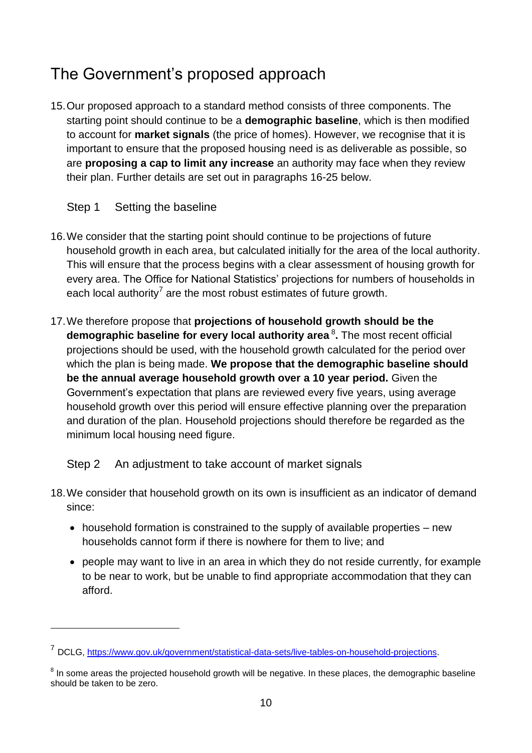## The Government's proposed approach

15. Our proposed approach to a standard method consists of three components. The starting point should continue to be a **demographic baseline**, which is then modified to account for **market signals** (the price of homes). However, we recognise that it is important to ensure that the proposed housing need is as deliverable as possible, so are **proposing a cap to limit any increase** an authority may face when they review their plan. Further details are set out in paragraphs 16-25 below.

### Step 1 Setting the baseline

16. We consider that the starting point should continue to be projections of future household growth in each area, but calculated initially for the area of the local authority. This will ensure that the process begins with a clear assessment of housing growth for every area. The Office for National Statistics' projections for numbers of households in each local authority[7] are the most robust estimates of future growth.

17. We therefore propose that **projections of household growth should be the demographic baseline for every local authority area**[8]**.** The most recent official projections should be used, with the household growth calculated for the period over which the plan is being made. **We propose that the demographic baseline should be the annual average household growth over a 10 year period.** Given the Government's expectation that plans are reviewed every five years, using average household growth over this period will ensure effective planning over the preparation and duration of the plan. Household projections should therefore be regarded as the minimum local housing need figure.

### Step 2 An adjustment to take account of market signals

18. We consider that household growth on its own is insufficient as an indicator of demand since:

    - household formation is constrained to the supply of available properties – new households cannot form if there is nowhere for them to live; and
    - people may want to live in an area in which they do not reside currently, for example to be near to work, but be unable to find appropriate accommodation that they can afford.

---

[7] DCLG, https://www.gov.uk/government/statistical-data-sets/live-tables-on-household-projections.

[8] In some areas the projected household growth will be negative. In these places, the demographic baseline should be taken to be zero.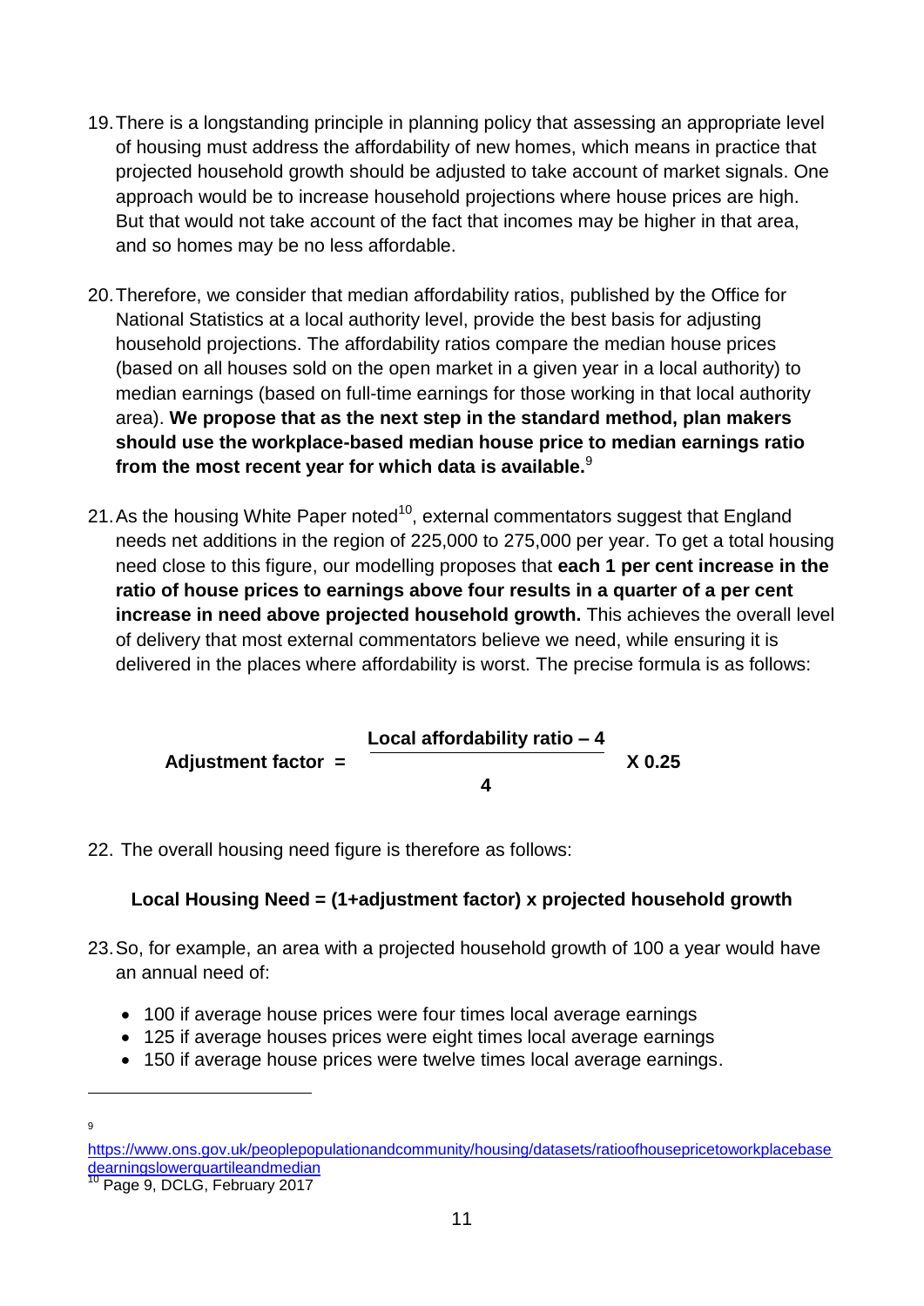19. There is a longstanding principle in planning policy that assessing an appropriate level of housing must address the affordability of new homes, which means in practice that projected household growth should be adjusted to take account of market signals. One approach would be to increase household projections where house prices are high. But that would not take account of the fact that incomes may be higher in that area, and so homes may be no less affordable.

20. Therefore, we consider that median affordability ratios, published by the Office for National Statistics at a local authority level, provide the best basis for adjusting household projections. The affordability ratios compare the median house prices (based on all houses sold on the open market in a given year in a local authority) to median earnings (based on full-time earnings for those working in that local authority area). **We propose that as the next step in the standard method, plan makers should use the workplace-based median house price to median earnings ratio from the most recent year for which data is available.**[9]

21. As the housing White Paper noted[10], external commentators suggest that England needs net additions in the region of 225,000 to 275,000 per year. To get a total housing need close to this figure, our modelling proposes that **each 1 per cent increase in the ratio of house prices to earnings above four results in a quarter of a per cent increase in need above projected household growth.** This achieves the overall level of delivery that most external commentators believe we need, while ensuring it is delivered in the places where affordability is worst. The precise formula is as follows:

$$\textbf{Adjustment factor} = \frac{\textbf{Local affordability ratio} - \textbf{4}}{\textbf{4}} \times \textbf{0.25}$$

22. The overall housing need figure is therefore as follows:

**Local Housing Need = (1+adjustment factor) x projected household growth**

23. So, for example, an area with a projected household growth of 100 a year would have an annual need of:

- 100 if average house prices were four times local average earnings
- 125 if average houses prices were eight times local average earnings
- 150 if average house prices were twelve times local average earnings.

---

[9] https://www.ons.gov.uk/peoplepopulationandcommunity/housing/datasets/ratioofhousepricetoworkplacebasedearningslowerquartileandmedian

[10] Page 9, DCLG, February 2017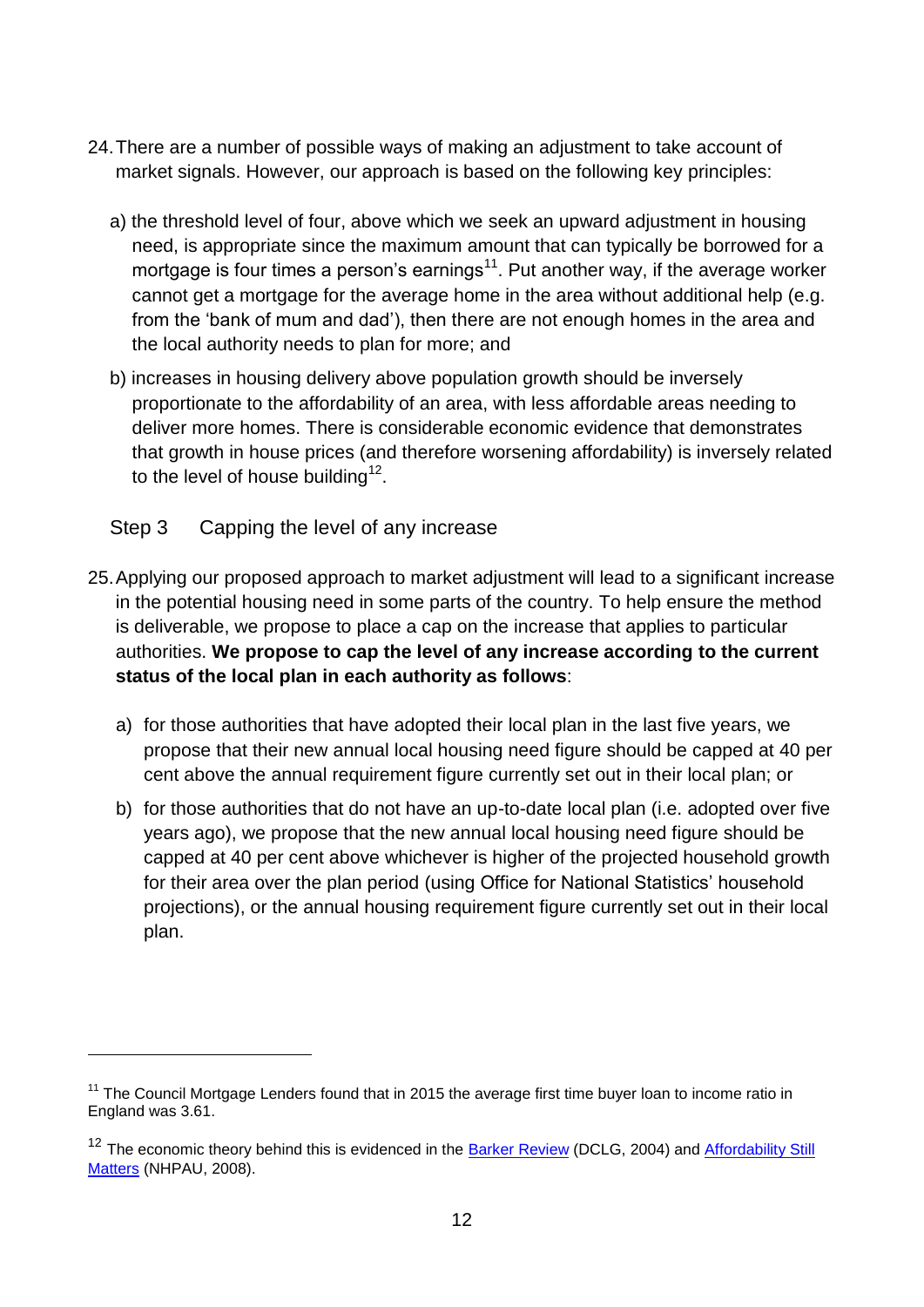24. There are a number of possible ways of making an adjustment to take account of market signals. However, our approach is based on the following key principles:

   a) the threshold level of four, above which we seek an upward adjustment in housing need, is appropriate since the maximum amount that can typically be borrowed for a mortgage is four times a person's earnings[11]. Put another way, if the average worker cannot get a mortgage for the average home in the area without additional help (e.g. from the 'bank of mum and dad'), then there are not enough homes in the area and the local authority needs to plan for more; and

   b) increases in housing delivery above population growth should be inversely proportionate to the affordability of an area, with less affordable areas needing to deliver more homes. There is considerable economic evidence that demonstrates that growth in house prices (and therefore worsening affordability) is inversely related to the level of house building[12].

Step 3 Capping the level of any increase

25. Applying our proposed approach to market adjustment will lead to a significant increase in the potential housing need in some parts of the country. To help ensure the method is deliverable, we propose to place a cap on the increase that applies to particular authorities. **We propose to cap the level of any increase according to the current status of the local plan in each authority as follows**:

   a) for those authorities that have adopted their local plan in the last five years, we propose that their new annual local housing need figure should be capped at 40 per cent above the annual requirement figure currently set out in their local plan; or

   b) for those authorities that do not have an up-to-date local plan (i.e. adopted over five years ago), we propose that the new annual local housing need figure should be capped at 40 per cent above whichever is higher of the projected household growth for their area over the plan period (using Office for National Statistics' household projections), or the annual housing requirement figure currently set out in their local plan.

---

[11] The Council Mortgage Lenders found that in 2015 the average first time buyer loan to income ratio in England was 3.61.

[12] The economic theory behind this is evidenced in the Barker Review (DCLG, 2004) and Affordability Still Matters (NHPAU, 2008).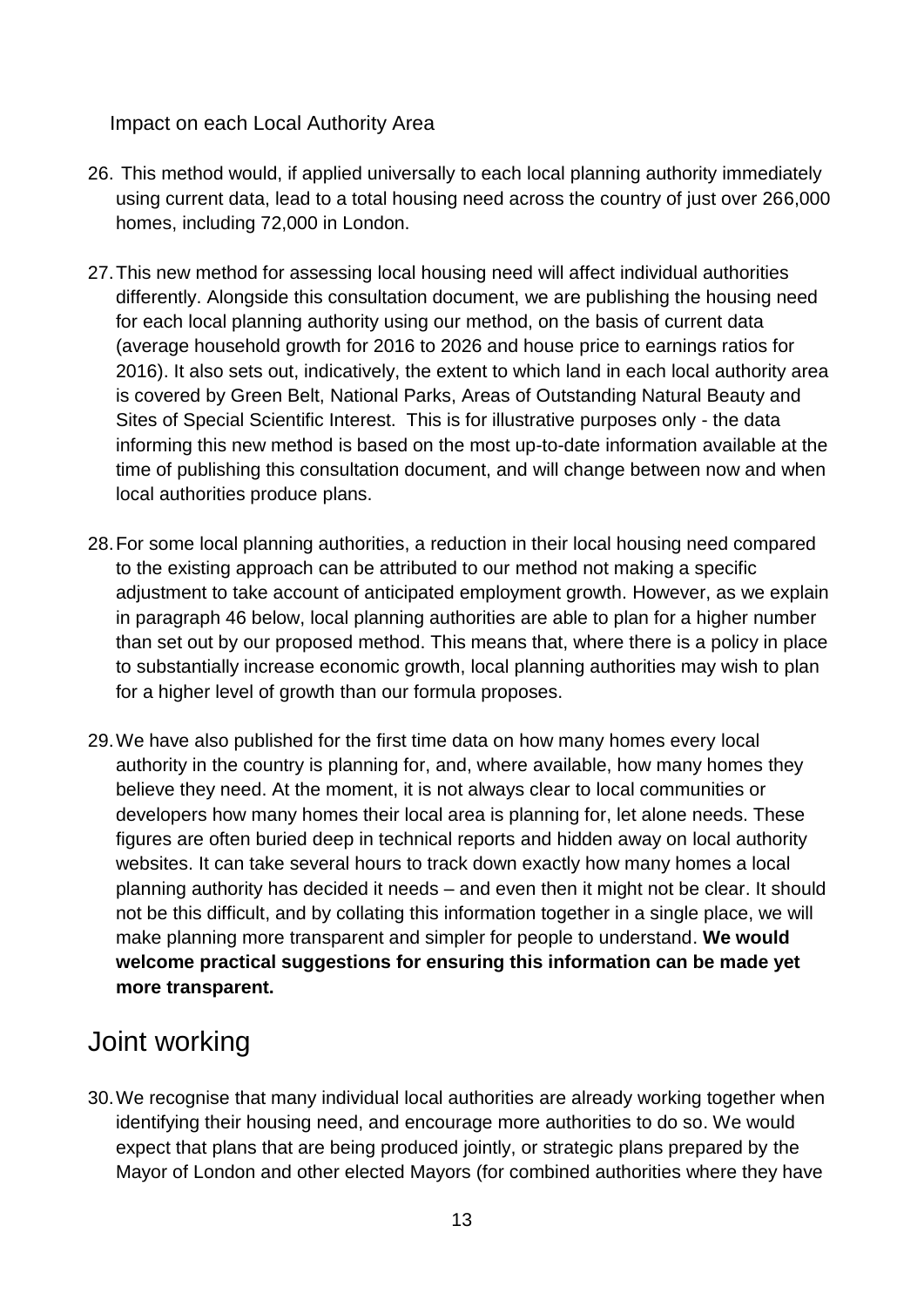### Impact on each Local Authority Area

26. This method would, if applied universally to each local planning authority immediately using current data, lead to a total housing need across the country of just over 266,000 homes, including 72,000 in London.

27. This new method for assessing local housing need will affect individual authorities differently. Alongside this consultation document, we are publishing the housing need for each local planning authority using our method, on the basis of current data (average household growth for 2016 to 2026 and house price to earnings ratios for 2016). It also sets out, indicatively, the extent to which land in each local authority area is covered by Green Belt, National Parks, Areas of Outstanding Natural Beauty and Sites of Special Scientific Interest. This is for illustrative purposes only - the data informing this new method is based on the most up-to-date information available at the time of publishing this consultation document, and will change between now and when local authorities produce plans.

28. For some local planning authorities, a reduction in their local housing need compared to the existing approach can be attributed to our method not making a specific adjustment to take account of anticipated employment growth. However, as we explain in paragraph 46 below, local planning authorities are able to plan for a higher number than set out by our proposed method. This means that, where there is a policy in place to substantially increase economic growth, local planning authorities may wish to plan for a higher level of growth than our formula proposes.

29. We have also published for the first time data on how many homes every local authority in the country is planning for, and, where available, how many homes they believe they need. At the moment, it is not always clear to local communities or developers how many homes their local area is planning for, let alone needs. These figures are often buried deep in technical reports and hidden away on local authority websites. It can take several hours to track down exactly how many homes a local planning authority has decided it needs – and even then it might not be clear. It should not be this difficult, and by collating this information together in a single place, we will make planning more transparent and simpler for people to understand. **We would welcome practical suggestions for ensuring this information can be made yet more transparent.**

## Joint working

30. We recognise that many individual local authorities are already working together when identifying their housing need, and encourage more authorities to do so. We would expect that plans that are being produced jointly, or strategic plans prepared by the Mayor of London and other elected Mayors (for combined authorities where they have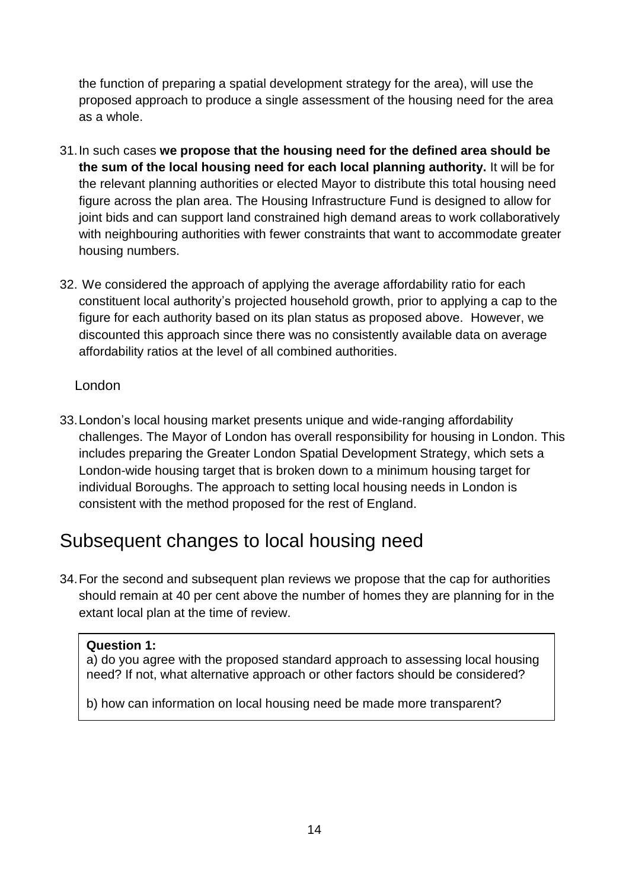the function of preparing a spatial development strategy for the area), will use the proposed approach to produce a single assessment of the housing need for the area as a whole.

31. In such cases **we propose that the housing need for the defined area should be the sum of the local housing need for each local planning authority.** It will be for the relevant planning authorities or elected Mayor to distribute this total housing need figure across the plan area. The Housing Infrastructure Fund is designed to allow for joint bids and can support land constrained high demand areas to work collaboratively with neighbouring authorities with fewer constraints that want to accommodate greater housing numbers.

32. We considered the approach of applying the average affordability ratio for each constituent local authority's projected household growth, prior to applying a cap to the figure for each authority based on its plan status as proposed above. However, we discounted this approach since there was no consistently available data on average affordability ratios at the level of all combined authorities.

London

33. London's local housing market presents unique and wide-ranging affordability challenges. The Mayor of London has overall responsibility for housing in London. This includes preparing the Greater London Spatial Development Strategy, which sets a London-wide housing target that is broken down to a minimum housing target for individual Boroughs. The approach to setting local housing needs in London is consistent with the method proposed for the rest of England.

## Subsequent changes to local housing need

34. For the second and subsequent plan reviews we propose that the cap for authorities should remain at 40 per cent above the number of homes they are planning for in the extant local plan at the time of review.

**Question 1:**
a) do you agree with the proposed standard approach to assessing local housing need? If not, what alternative approach or other factors should be considered?

b) how can information on local housing need be made more transparent?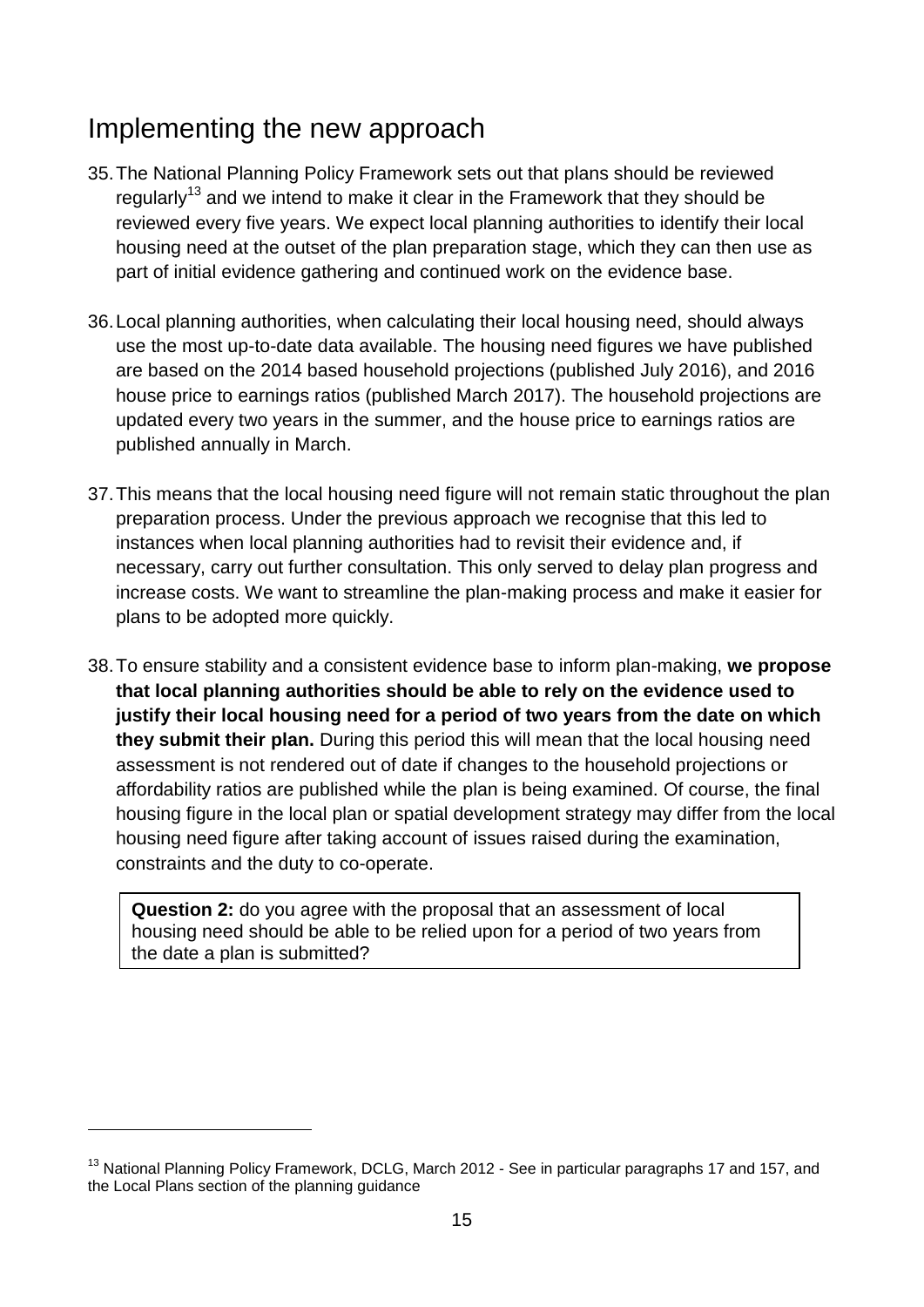## Implementing the new approach

35. The National Planning Policy Framework sets out that plans should be reviewed regularly[13] and we intend to make it clear in the Framework that they should be reviewed every five years. We expect local planning authorities to identify their local housing need at the outset of the plan preparation stage, which they can then use as part of initial evidence gathering and continued work on the evidence base.

36. Local planning authorities, when calculating their local housing need, should always use the most up-to-date data available. The housing need figures we have published are based on the 2014 based household projections (published July 2016), and 2016 house price to earnings ratios (published March 2017). The household projections are updated every two years in the summer, and the house price to earnings ratios are published annually in March.

37. This means that the local housing need figure will not remain static throughout the plan preparation process. Under the previous approach we recognise that this led to instances when local planning authorities had to revisit their evidence and, if necessary, carry out further consultation. This only served to delay plan progress and increase costs. We want to streamline the plan-making process and make it easier for plans to be adopted more quickly.

38. To ensure stability and a consistent evidence base to inform plan-making, **we propose that local planning authorities should be able to rely on the evidence used to justify their local housing need for a period of two years from the date on which they submit their plan.** During this period this will mean that the local housing need assessment is not rendered out of date if changes to the household projections or affordability ratios are published while the plan is being examined. Of course, the final housing figure in the local plan or spatial development strategy may differ from the local housing need figure after taking account of issues raised during the examination, constraints and the duty to co-operate.

> **Question 2:** do you agree with the proposal that an assessment of local housing need should be able to be relied upon for a period of two years from the date a plan is submitted?

[13] National Planning Policy Framework, DCLG, March 2012 - See in particular paragraphs 17 and 157, and the Local Plans section of the planning guidance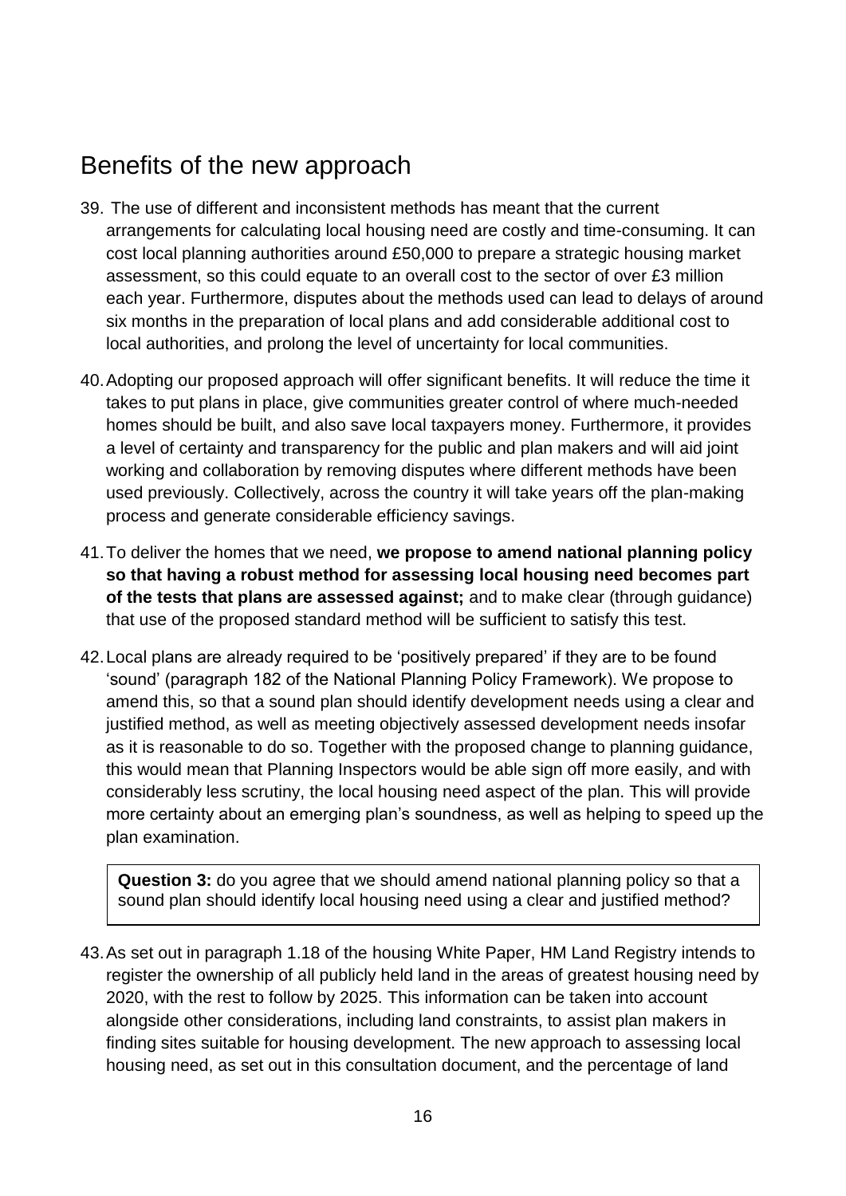## Benefits of the new approach

39. The use of different and inconsistent methods has meant that the current arrangements for calculating local housing need are costly and time-consuming. It can cost local planning authorities around £50,000 to prepare a strategic housing market assessment, so this could equate to an overall cost to the sector of over £3 million each year. Furthermore, disputes about the methods used can lead to delays of around six months in the preparation of local plans and add considerable additional cost to local authorities, and prolong the level of uncertainty for local communities.

40. Adopting our proposed approach will offer significant benefits. It will reduce the time it takes to put plans in place, give communities greater control of where much-needed homes should be built, and also save local taxpayers money. Furthermore, it provides a level of certainty and transparency for the public and plan makers and will aid joint working and collaboration by removing disputes where different methods have been used previously. Collectively, across the country it will take years off the plan-making process and generate considerable efficiency savings.

41. To deliver the homes that we need, **we propose to amend national planning policy so that having a robust method for assessing local housing need becomes part of the tests that plans are assessed against;** and to make clear (through guidance) that use of the proposed standard method will be sufficient to satisfy this test.

42. Local plans are already required to be 'positively prepared' if they are to be found 'sound' (paragraph 182 of the National Planning Policy Framework). We propose to amend this, so that a sound plan should identify development needs using a clear and justified method, as well as meeting objectively assessed development needs insofar as it is reasonable to do so. Together with the proposed change to planning guidance, this would mean that Planning Inspectors would be able sign off more easily, and with considerably less scrutiny, the local housing need aspect of the plan. This will provide more certainty about an emerging plan's soundness, as well as helping to speed up the plan examination.

> **Question 3:** do you agree that we should amend national planning policy so that a sound plan should identify local housing need using a clear and justified method?

43. As set out in paragraph 1.18 of the housing White Paper, HM Land Registry intends to register the ownership of all publicly held land in the areas of greatest housing need by 2020, with the rest to follow by 2025. This information can be taken into account alongside other considerations, including land constraints, to assist plan makers in finding sites suitable for housing development. The new approach to assessing local housing need, as set out in this consultation document, and the percentage of land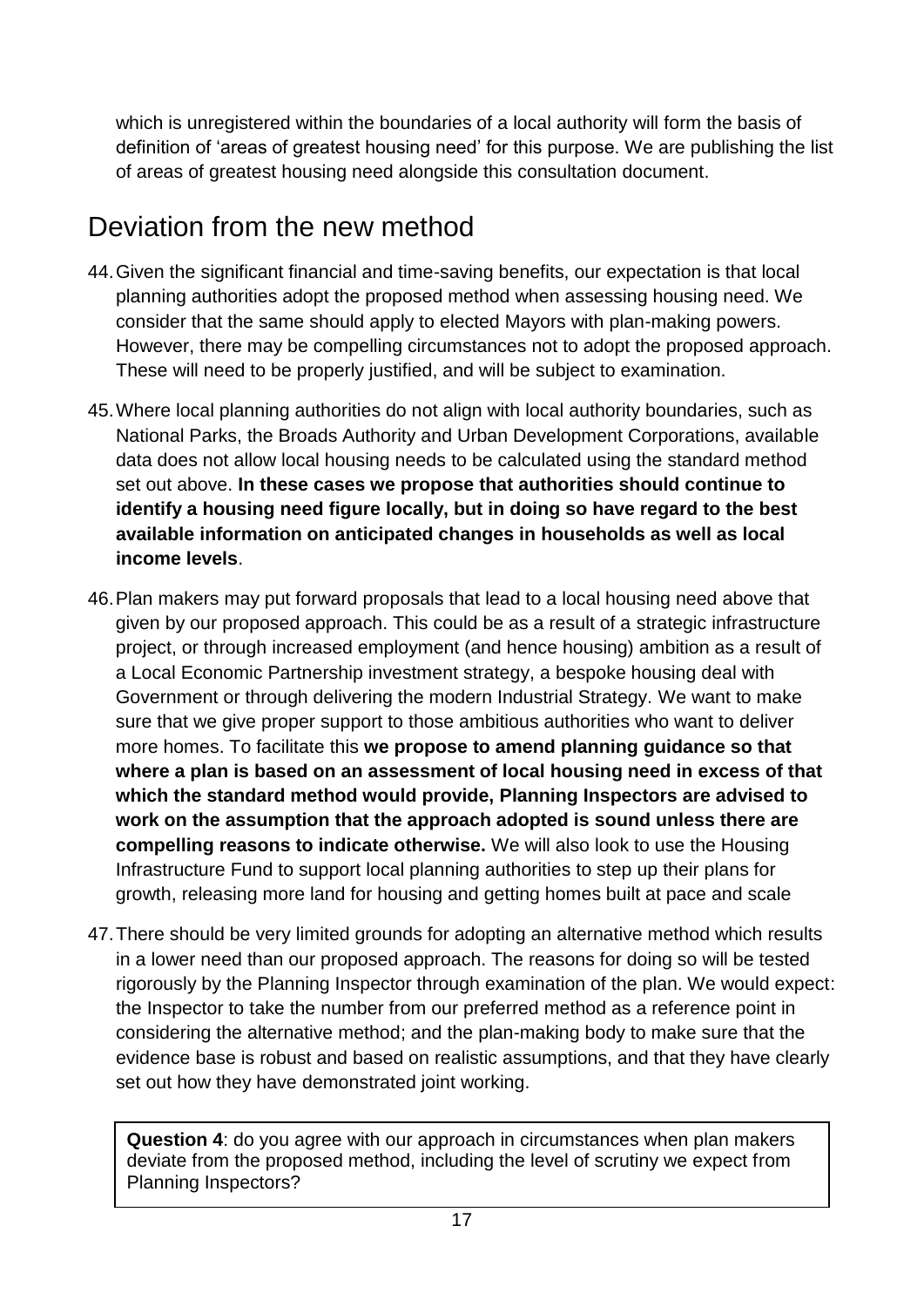which is unregistered within the boundaries of a local authority will form the basis of definition of 'areas of greatest housing need' for this purpose. We are publishing the list of areas of greatest housing need alongside this consultation document.

## Deviation from the new method

44. Given the significant financial and time-saving benefits, our expectation is that local planning authorities adopt the proposed method when assessing housing need. We consider that the same should apply to elected Mayors with plan-making powers. However, there may be compelling circumstances not to adopt the proposed approach. These will need to be properly justified, and will be subject to examination.

45. Where local planning authorities do not align with local authority boundaries, such as National Parks, the Broads Authority and Urban Development Corporations, available data does not allow local housing needs to be calculated using the standard method set out above. **In these cases we propose that authorities should continue to identify a housing need figure locally, but in doing so have regard to the best available information on anticipated changes in households as well as local income levels**.

46. Plan makers may put forward proposals that lead to a local housing need above that given by our proposed approach. This could be as a result of a strategic infrastructure project, or through increased employment (and hence housing) ambition as a result of a Local Economic Partnership investment strategy, a bespoke housing deal with Government or through delivering the modern Industrial Strategy. We want to make sure that we give proper support to those ambitious authorities who want to deliver more homes. To facilitate this **we propose to amend planning guidance so that where a plan is based on an assessment of local housing need in excess of that which the standard method would provide, Planning Inspectors are advised to work on the assumption that the approach adopted is sound unless there are compelling reasons to indicate otherwise.** We will also look to use the Housing Infrastructure Fund to support local planning authorities to step up their plans for growth, releasing more land for housing and getting homes built at pace and scale

47. There should be very limited grounds for adopting an alternative method which results in a lower need than our proposed approach. The reasons for doing so will be tested rigorously by the Planning Inspector through examination of the plan. We would expect: the Inspector to take the number from our preferred method as a reference point in considering the alternative method; and the plan-making body to make sure that the evidence base is robust and based on realistic assumptions, and that they have clearly set out how they have demonstrated joint working.

**Question 4**: do you agree with our approach in circumstances when plan makers deviate from the proposed method, including the level of scrutiny we expect from Planning Inspectors?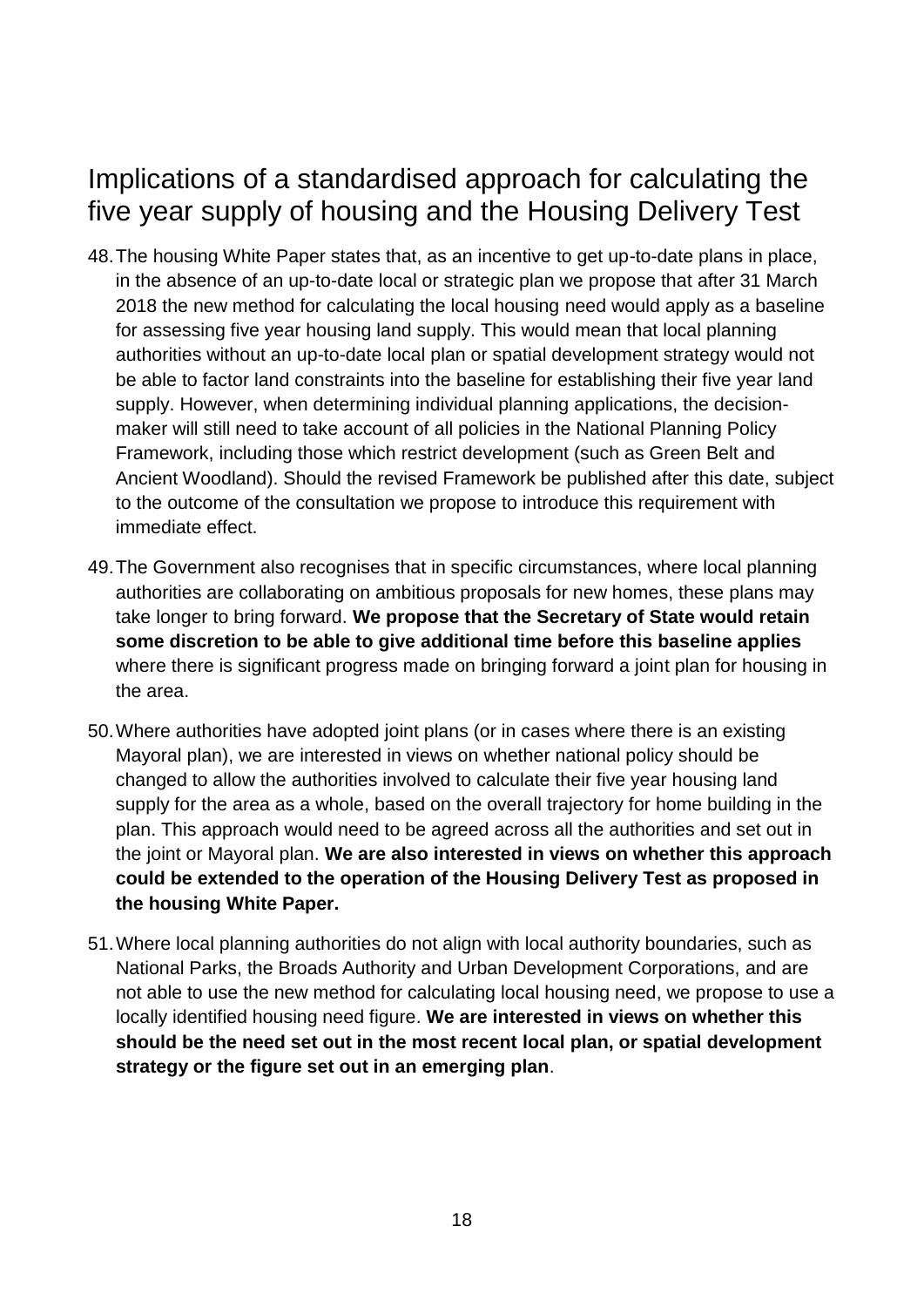## Implications of a standardised approach for calculating the five year supply of housing and the Housing Delivery Test

48. The housing White Paper states that, as an incentive to get up-to-date plans in place, in the absence of an up-to-date local or strategic plan we propose that after 31 March 2018 the new method for calculating the local housing need would apply as a baseline for assessing five year housing land supply. This would mean that local planning authorities without an up-to-date local plan or spatial development strategy would not be able to factor land constraints into the baseline for establishing their five year land supply. However, when determining individual planning applications, the decision-maker will still need to take account of all policies in the National Planning Policy Framework, including those which restrict development (such as Green Belt and Ancient Woodland). Should the revised Framework be published after this date, subject to the outcome of the consultation we propose to introduce this requirement with immediate effect.

49. The Government also recognises that in specific circumstances, where local planning authorities are collaborating on ambitious proposals for new homes, these plans may take longer to bring forward. **We propose that the Secretary of State would retain some discretion to be able to give additional time before this baseline applies** where there is significant progress made on bringing forward a joint plan for housing in the area.

50. Where authorities have adopted joint plans (or in cases where there is an existing Mayoral plan), we are interested in views on whether national policy should be changed to allow the authorities involved to calculate their five year housing land supply for the area as a whole, based on the overall trajectory for home building in the plan. This approach would need to be agreed across all the authorities and set out in the joint or Mayoral plan. **We are also interested in views on whether this approach could be extended to the operation of the Housing Delivery Test as proposed in the housing White Paper.**

51. Where local planning authorities do not align with local authority boundaries, such as National Parks, the Broads Authority and Urban Development Corporations, and are not able to use the new method for calculating local housing need, we propose to use a locally identified housing need figure. **We are interested in views on whether this should be the need set out in the most recent local plan, or spatial development strategy or the figure set out in an emerging plan**.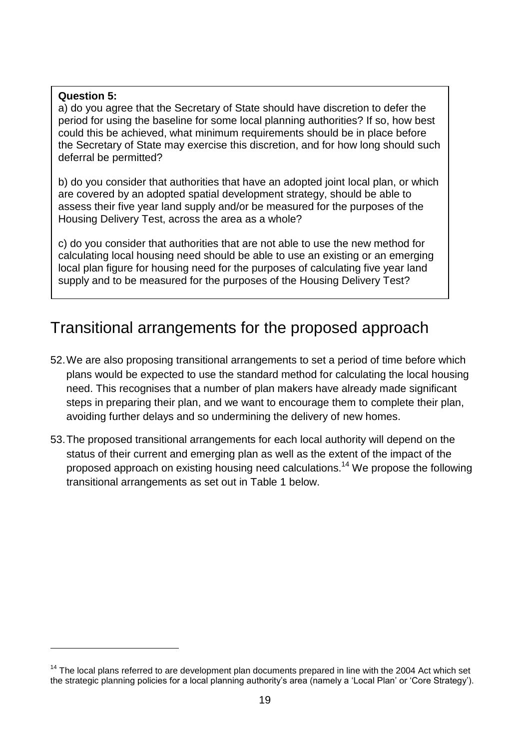**Question 5:**

a) do you agree that the Secretary of State should have discretion to defer the period for using the baseline for some local planning authorities? If so, how best could this be achieved, what minimum requirements should be in place before the Secretary of State may exercise this discretion, and for how long should such deferral be permitted?

b) do you consider that authorities that have an adopted joint local plan, or which are covered by an adopted spatial development strategy, should be able to assess their five year land supply and/or be measured for the purposes of the Housing Delivery Test, across the area as a whole?

c) do you consider that authorities that are not able to use the new method for calculating local housing need should be able to use an existing or an emerging local plan figure for housing need for the purposes of calculating five year land supply and to be measured for the purposes of the Housing Delivery Test?

## Transitional arrangements for the proposed approach

52. We are also proposing transitional arrangements to set a period of time before which plans would be expected to use the standard method for calculating the local housing need. This recognises that a number of plan makers have already made significant steps in preparing their plan, and we want to encourage them to complete their plan, avoiding further delays and so undermining the delivery of new homes.

53. The proposed transitional arrangements for each local authority will depend on the status of their current and emerging plan as well as the extent of the impact of the proposed approach on existing housing need calculations.[14] We propose the following transitional arrangements as set out in Table 1 below.

[14] The local plans referred to are development plan documents prepared in line with the 2004 Act which set the strategic planning policies for a local planning authority's area (namely a 'Local Plan' or 'Core Strategy').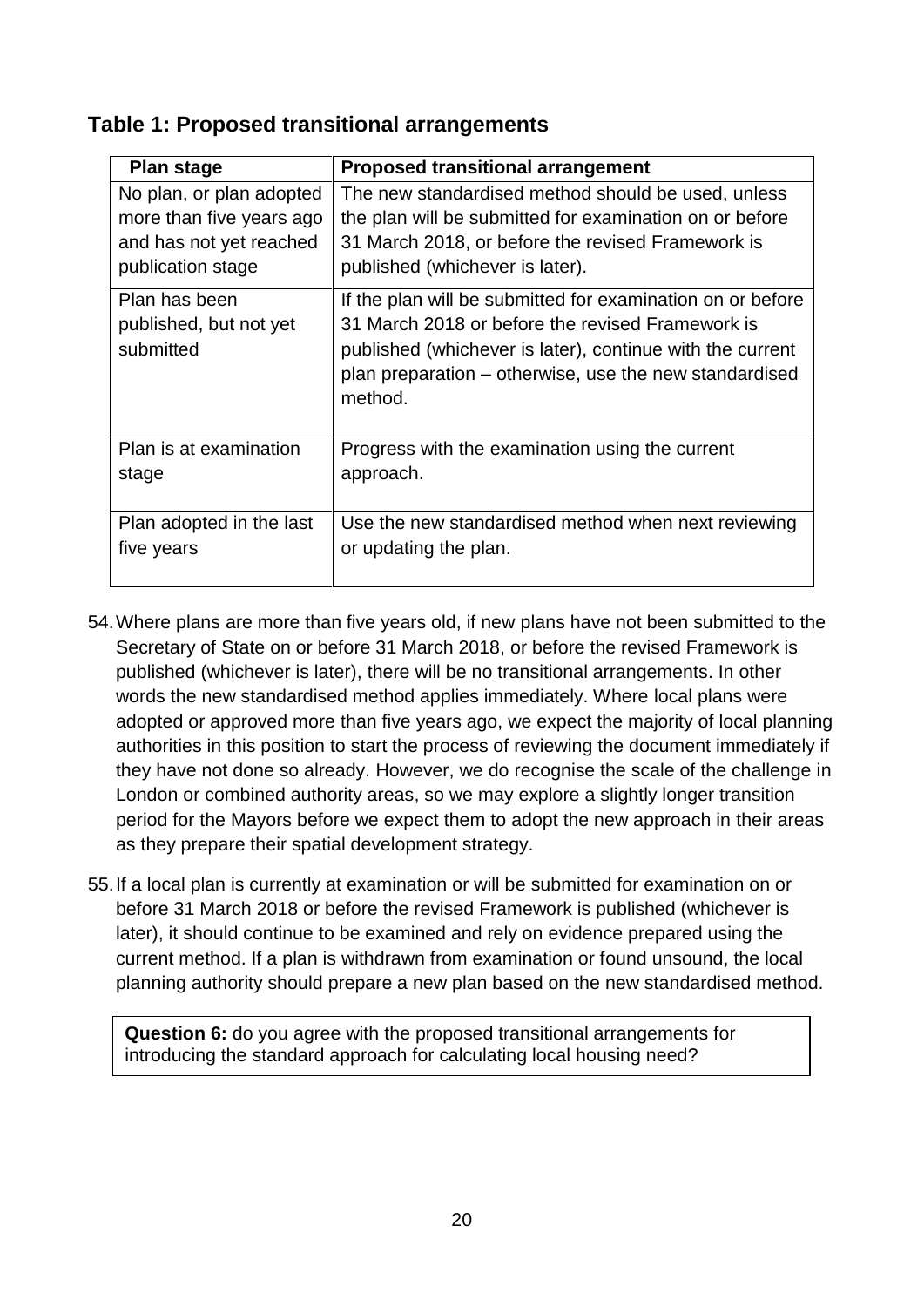## Table 1: Proposed transitional arrangements

| Plan stage | Proposed transitional arrangement |
|---|---|
| No plan, or plan adopted more than five years ago and has not yet reached publication stage | The new standardised method should be used, unless the plan will be submitted for examination on or before 31 March 2018, or before the revised Framework is published (whichever is later). |
| Plan has been published, but not yet submitted | If the plan will be submitted for examination on or before 31 March 2018 or before the revised Framework is published (whichever is later), continue with the current plan preparation – otherwise, use the new standardised method. |
| Plan is at examination stage | Progress with the examination using the current approach. |
| Plan adopted in the last five years | Use the new standardised method when next reviewing or updating the plan. |

54. Where plans are more than five years old, if new plans have not been submitted to the Secretary of State on or before 31 March 2018, or before the revised Framework is published (whichever is later), there will be no transitional arrangements. In other words the new standardised method applies immediately. Where local plans were adopted or approved more than five years ago, we expect the majority of local planning authorities in this position to start the process of reviewing the document immediately if they have not done so already. However, we do recognise the scale of the challenge in London or combined authority areas, so we may explore a slightly longer transition period for the Mayors before we expect them to adopt the new approach in their areas as they prepare their spatial development strategy.

55. If a local plan is currently at examination or will be submitted for examination on or before 31 March 2018 or before the revised Framework is published (whichever is later), it should continue to be examined and rely on evidence prepared using the current method. If a plan is withdrawn from examination or found unsound, the local planning authority should prepare a new plan based on the new standardised method.

**Question 6:** do you agree with the proposed transitional arrangements for introducing the standard approach for calculating local housing need?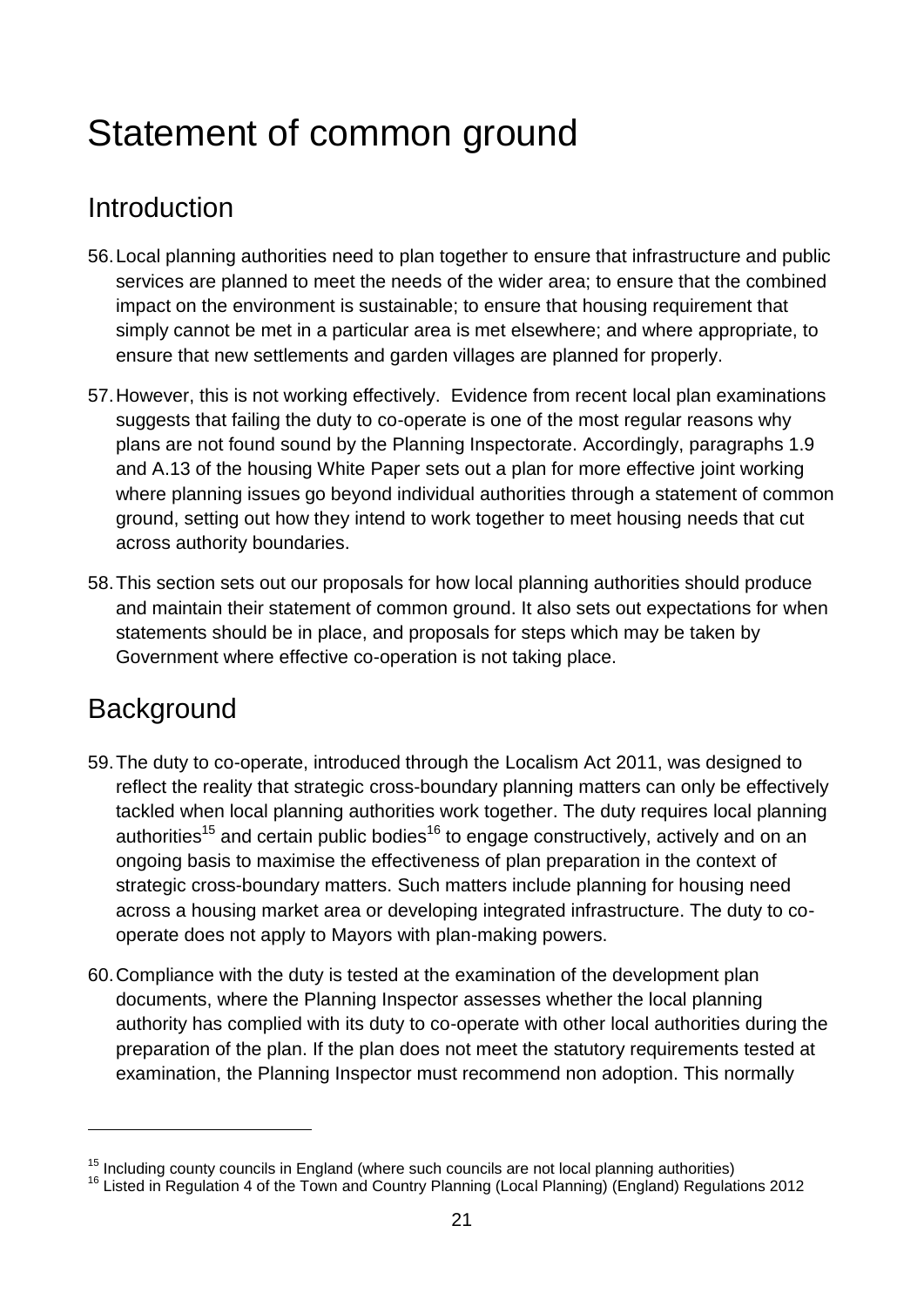# Statement of common ground

## Introduction

56. Local planning authorities need to plan together to ensure that infrastructure and public services are planned to meet the needs of the wider area; to ensure that the combined impact on the environment is sustainable; to ensure that housing requirement that simply cannot be met in a particular area is met elsewhere; and where appropriate, to ensure that new settlements and garden villages are planned for properly.

57. However, this is not working effectively. Evidence from recent local plan examinations suggests that failing the duty to co-operate is one of the most regular reasons why plans are not found sound by the Planning Inspectorate. Accordingly, paragraphs 1.9 and A.13 of the housing White Paper sets out a plan for more effective joint working where planning issues go beyond individual authorities through a statement of common ground, setting out how they intend to work together to meet housing needs that cut across authority boundaries.

58. This section sets out our proposals for how local planning authorities should produce and maintain their statement of common ground. It also sets out expectations for when statements should be in place, and proposals for steps which may be taken by Government where effective co-operation is not taking place.

## Background

59. The duty to co-operate, introduced through the Localism Act 2011, was designed to reflect the reality that strategic cross-boundary planning matters can only be effectively tackled when local planning authorities work together. The duty requires local planning authorities[15] and certain public bodies[16] to engage constructively, actively and on an ongoing basis to maximise the effectiveness of plan preparation in the context of strategic cross-boundary matters. Such matters include planning for housing need across a housing market area or developing integrated infrastructure. The duty to co-operate does not apply to Mayors with plan-making powers.

60. Compliance with the duty is tested at the examination of the development plan documents, where the Planning Inspector assesses whether the local planning authority has complied with its duty to co-operate with other local authorities during the preparation of the plan. If the plan does not meet the statutory requirements tested at examination, the Planning Inspector must recommend non adoption. This normally

[15] Including county councils in England (where such councils are not local planning authorities)

[16] Listed in Regulation 4 of the Town and Country Planning (Local Planning) (England) Regulations 2012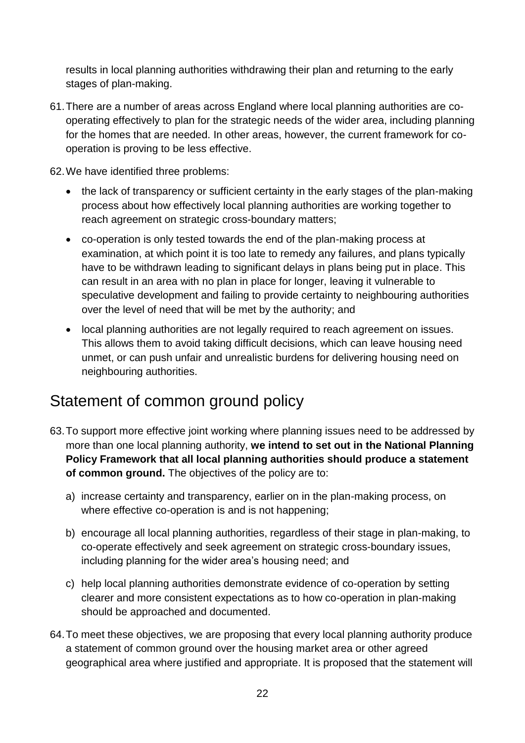results in local planning authorities withdrawing their plan and returning to the early stages of plan-making.

61. There are a number of areas across England where local planning authorities are co-operating effectively to plan for the strategic needs of the wider area, including planning for the homes that are needed. In other areas, however, the current framework for co-operation is proving to be less effective.

62. We have identified three problems:

- the lack of transparency or sufficient certainty in the early stages of the plan-making process about how effectively local planning authorities are working together to reach agreement on strategic cross-boundary matters;
- co-operation is only tested towards the end of the plan-making process at examination, at which point it is too late to remedy any failures, and plans typically have to be withdrawn leading to significant delays in plans being put in place. This can result in an area with no plan in place for longer, leaving it vulnerable to speculative development and failing to provide certainty to neighbouring authorities over the level of need that will be met by the authority; and
- local planning authorities are not legally required to reach agreement on issues. This allows them to avoid taking difficult decisions, which can leave housing need unmet, or can push unfair and unrealistic burdens for delivering housing need on neighbouring authorities.

## Statement of common ground policy

63. To support more effective joint working where planning issues need to be addressed by more than one local planning authority, **we intend to set out in the National Planning Policy Framework that all local planning authorities should produce a statement of common ground.** The objectives of the policy are to:

   a) increase certainty and transparency, earlier on in the plan-making process, on where effective co-operation is and is not happening;

   b) encourage all local planning authorities, regardless of their stage in plan-making, to co-operate effectively and seek agreement on strategic cross-boundary issues, including planning for the wider area's housing need; and

   c) help local planning authorities demonstrate evidence of co-operation by setting clearer and more consistent expectations as to how co-operation in plan-making should be approached and documented.

64. To meet these objectives, we are proposing that every local planning authority produce a statement of common ground over the housing market area or other agreed geographical area where justified and appropriate. It is proposed that the statement will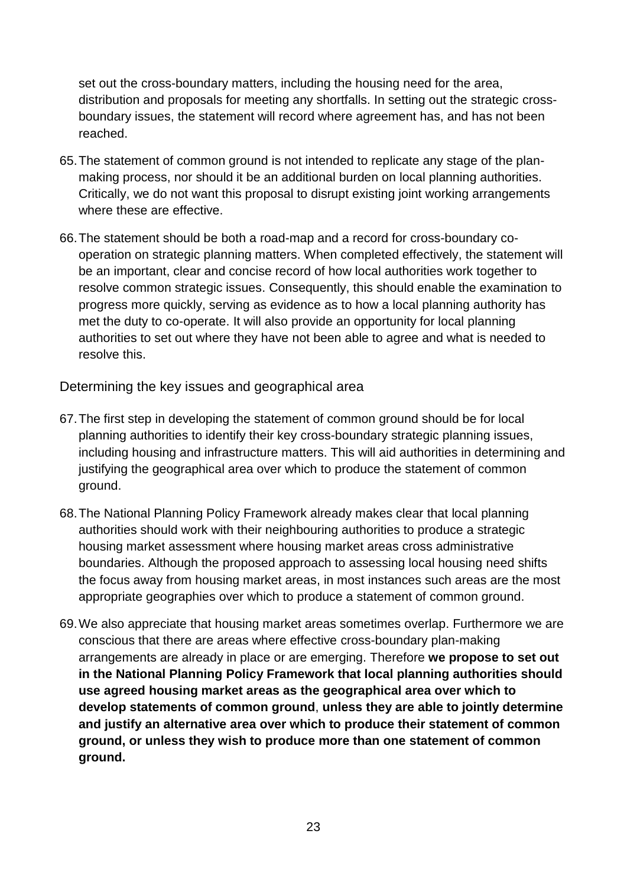set out the cross-boundary matters, including the housing need for the area, distribution and proposals for meeting any shortfalls. In setting out the strategic cross-boundary issues, the statement will record where agreement has, and has not been reached.

65. The statement of common ground is not intended to replicate any stage of the plan-making process, nor should it be an additional burden on local planning authorities. Critically, we do not want this proposal to disrupt existing joint working arrangements where these are effective.

66. The statement should be both a road-map and a record for cross-boundary co-operation on strategic planning matters. When completed effectively, the statement will be an important, clear and concise record of how local authorities work together to resolve common strategic issues. Consequently, this should enable the examination to progress more quickly, serving as evidence as to how a local planning authority has met the duty to co-operate. It will also provide an opportunity for local planning authorities to set out where they have not been able to agree and what is needed to resolve this.

### Determining the key issues and geographical area

67. The first step in developing the statement of common ground should be for local planning authorities to identify their key cross-boundary strategic planning issues, including housing and infrastructure matters. This will aid authorities in determining and justifying the geographical area over which to produce the statement of common ground.

68. The National Planning Policy Framework already makes clear that local planning authorities should work with their neighbouring authorities to produce a strategic housing market assessment where housing market areas cross administrative boundaries. Although the proposed approach to assessing local housing need shifts the focus away from housing market areas, in most instances such areas are the most appropriate geographies over which to produce a statement of common ground.

69. We also appreciate that housing market areas sometimes overlap. Furthermore we are conscious that there are areas where effective cross-boundary plan-making arrangements are already in place or are emerging. Therefore **we propose to set out in the National Planning Policy Framework that local planning authorities should use agreed housing market areas as the geographical area over which to develop statements of common ground**, **unless they are able to jointly determine and justify an alternative area over which to produce their statement of common ground, or unless they wish to produce more than one statement of common ground.**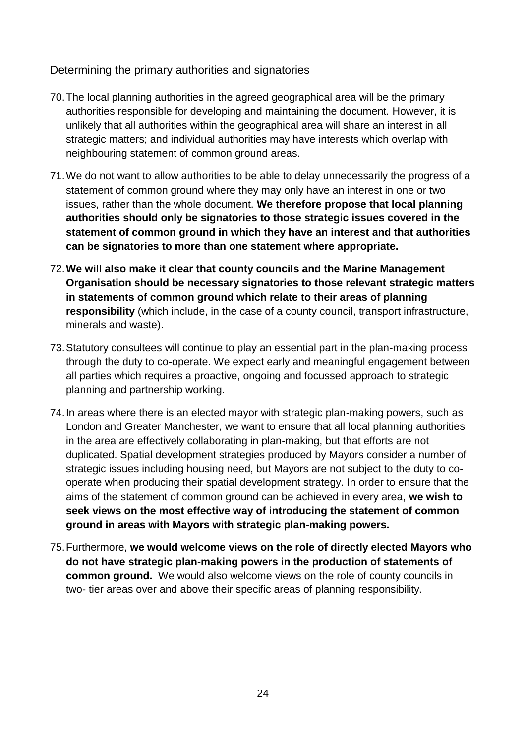### Determining the primary authorities and signatories

70. The local planning authorities in the agreed geographical area will be the primary authorities responsible for developing and maintaining the document. However, it is unlikely that all authorities within the geographical area will share an interest in all strategic matters; and individual authorities may have interests which overlap with neighbouring statement of common ground areas.

71. We do not want to allow authorities to be able to delay unnecessarily the progress of a statement of common ground where they may only have an interest in one or two issues, rather than the whole document. **We therefore propose that local planning authorities should only be signatories to those strategic issues covered in the statement of common ground in which they have an interest and that authorities can be signatories to more than one statement where appropriate.**

72. **We will also make it clear that county councils and the Marine Management Organisation should be necessary signatories to those relevant strategic matters in statements of common ground which relate to their areas of planning responsibility** (which include, in the case of a county council, transport infrastructure, minerals and waste).

73. Statutory consultees will continue to play an essential part in the plan-making process through the duty to co-operate. We expect early and meaningful engagement between all parties which requires a proactive, ongoing and focussed approach to strategic planning and partnership working.

74. In areas where there is an elected mayor with strategic plan-making powers, such as London and Greater Manchester, we want to ensure that all local planning authorities in the area are effectively collaborating in plan-making, but that efforts are not duplicated. Spatial development strategies produced by Mayors consider a number of strategic issues including housing need, but Mayors are not subject to the duty to co-operate when producing their spatial development strategy. In order to ensure that the aims of the statement of common ground can be achieved in every area, **we wish to seek views on the most effective way of introducing the statement of common ground in areas with Mayors with strategic plan-making powers.**

75. Furthermore, **we would welcome views on the role of directly elected Mayors who do not have strategic plan-making powers in the production of statements of common ground.** We would also welcome views on the role of county councils in two- tier areas over and above their specific areas of planning responsibility.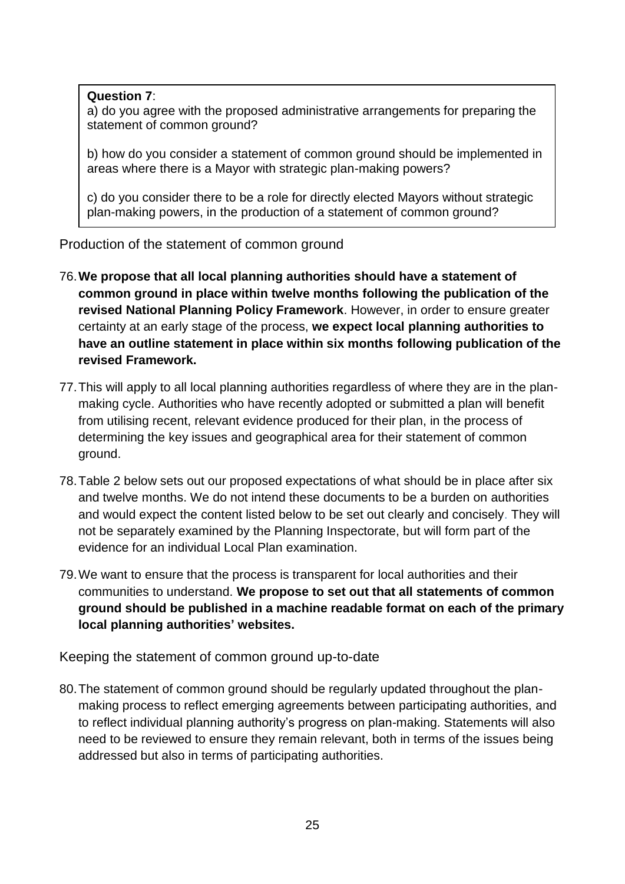**Question 7**:

a) do you agree with the proposed administrative arrangements for preparing the statement of common ground?

b) how do you consider a statement of common ground should be implemented in areas where there is a Mayor with strategic plan-making powers?

c) do you consider there to be a role for directly elected Mayors without strategic plan-making powers, in the production of a statement of common ground?

## Production of the statement of common ground

76. **We propose that all local planning authorities should have a statement of common ground in place within twelve months following the publication of the revised National Planning Policy Framework**. However, in order to ensure greater certainty at an early stage of the process, **we expect local planning authorities to have an outline statement in place within six months following publication of the revised Framework.**

77. This will apply to all local planning authorities regardless of where they are in the plan-making cycle. Authorities who have recently adopted or submitted a plan will benefit from utilising recent, relevant evidence produced for their plan, in the process of determining the key issues and geographical area for their statement of common ground.

78. Table 2 below sets out our proposed expectations of what should be in place after six and twelve months. We do not intend these documents to be a burden on authorities and would expect the content listed below to be set out clearly and concisely. They will not be separately examined by the Planning Inspectorate, but will form part of the evidence for an individual Local Plan examination.

79. We want to ensure that the process is transparent for local authorities and their communities to understand. **We propose to set out that all statements of common ground should be published in a machine readable format on each of the primary local planning authorities' websites.**

## Keeping the statement of common ground up-to-date

80. The statement of common ground should be regularly updated throughout the plan-making process to reflect emerging agreements between participating authorities, and to reflect individual planning authority's progress on plan-making. Statements will also need to be reviewed to ensure they remain relevant, both in terms of the issues being addressed but also in terms of participating authorities.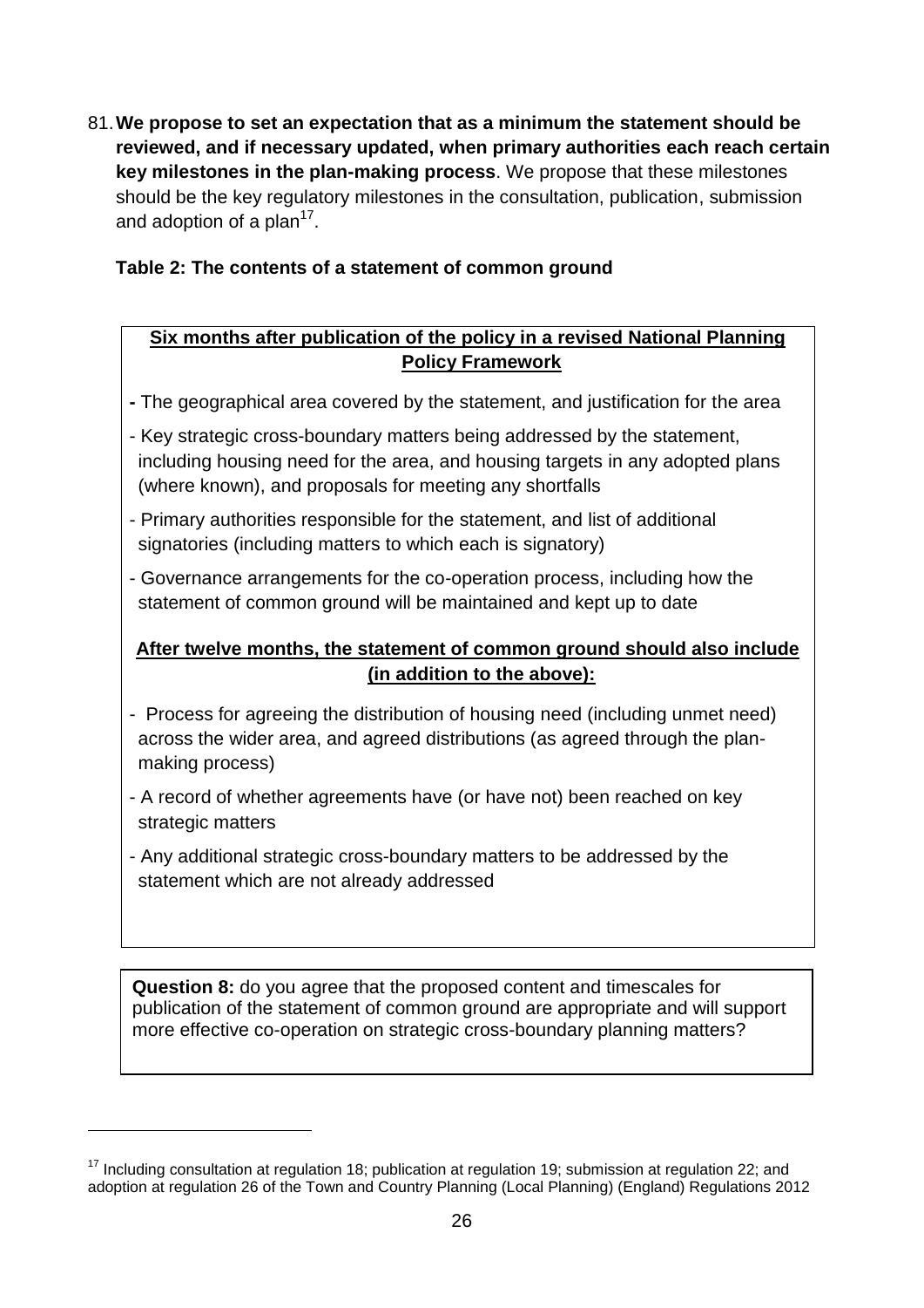81. **We propose to set an expectation that as a minimum the statement should be reviewed, and if necessary updated, when primary authorities each reach certain key milestones in the plan-making process**. We propose that these milestones should be the key regulatory milestones in the consultation, publication, submission and adoption of a plan[17].

**Table 2: The contents of a statement of common ground**

**Six months after publication of the policy in a revised National Planning Policy Framework**

- The geographical area covered by the statement, and justification for the area
- Key strategic cross-boundary matters being addressed by the statement, including housing need for the area, and housing targets in any adopted plans (where known), and proposals for meeting any shortfalls
- Primary authorities responsible for the statement, and list of additional signatories (including matters to which each is signatory)
- Governance arrangements for the co-operation process, including how the statement of common ground will be maintained and kept up to date

**After twelve months, the statement of common ground should also include (in addition to the above):**

- Process for agreeing the distribution of housing need (including unmet need) across the wider area, and agreed distributions (as agreed through the plan-making process)
- A record of whether agreements have (or have not) been reached on key strategic matters
- Any additional strategic cross-boundary matters to be addressed by the statement which are not already addressed

**Question 8:** do you agree that the proposed content and timescales for publication of the statement of common ground are appropriate and will support more effective co-operation on strategic cross-boundary planning matters?

[17] Including consultation at regulation 18; publication at regulation 19; submission at regulation 22; and adoption at regulation 26 of the Town and Country Planning (Local Planning) (England) Regulations 2012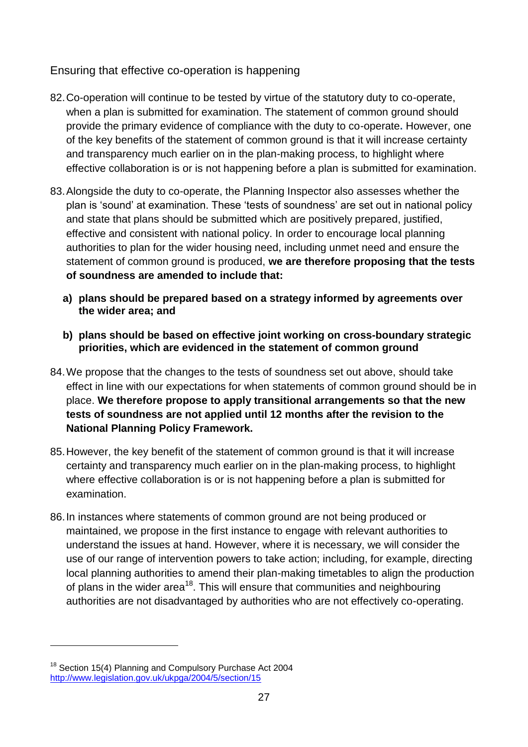## Ensuring that effective co-operation is happening

82. Co-operation will continue to be tested by virtue of the statutory duty to co-operate, when a plan is submitted for examination. The statement of common ground should provide the primary evidence of compliance with the duty to co-operate. However, one of the key benefits of the statement of common ground is that it will increase certainty and transparency much earlier on in the plan-making process, to highlight where effective collaboration is or is not happening before a plan is submitted for examination.

83. Alongside the duty to co-operate, the Planning Inspector also assesses whether the plan is 'sound' at examination. These 'tests of soundness' are set out in national policy and state that plans should be submitted which are positively prepared, justified, effective and consistent with national policy. In order to encourage local planning authorities to plan for the wider housing need, including unmet need and ensure the statement of common ground is produced, **we are therefore proposing that the tests of soundness are amended to include that:**

    a) **plans should be prepared based on a strategy informed by agreements over the wider area; and**

    b) **plans should be based on effective joint working on cross-boundary strategic priorities, which are evidenced in the statement of common ground**

84. We propose that the changes to the tests of soundness set out above, should take effect in line with our expectations for when statements of common ground should be in place. **We therefore propose to apply transitional arrangements so that the new tests of soundness are not applied until 12 months after the revision to the National Planning Policy Framework.**

85. However, the key benefit of the statement of common ground is that it will increase certainty and transparency much earlier on in the plan-making process, to highlight where effective collaboration is or is not happening before a plan is submitted for examination.

86. In instances where statements of common ground are not being produced or maintained, we propose in the first instance to engage with relevant authorities to understand the issues at hand. However, where it is necessary, we will consider the use of our range of intervention powers to take action; including, for example, directing local planning authorities to amend their plan-making timetables to align the production of plans in the wider area[18]. This will ensure that communities and neighbouring authorities are not disadvantaged by authorities who are not effectively co-operating.

---

[18] Section 15(4) Planning and Compulsory Purchase Act 2004 http://www.legislation.gov.uk/ukpga/2004/5/section/15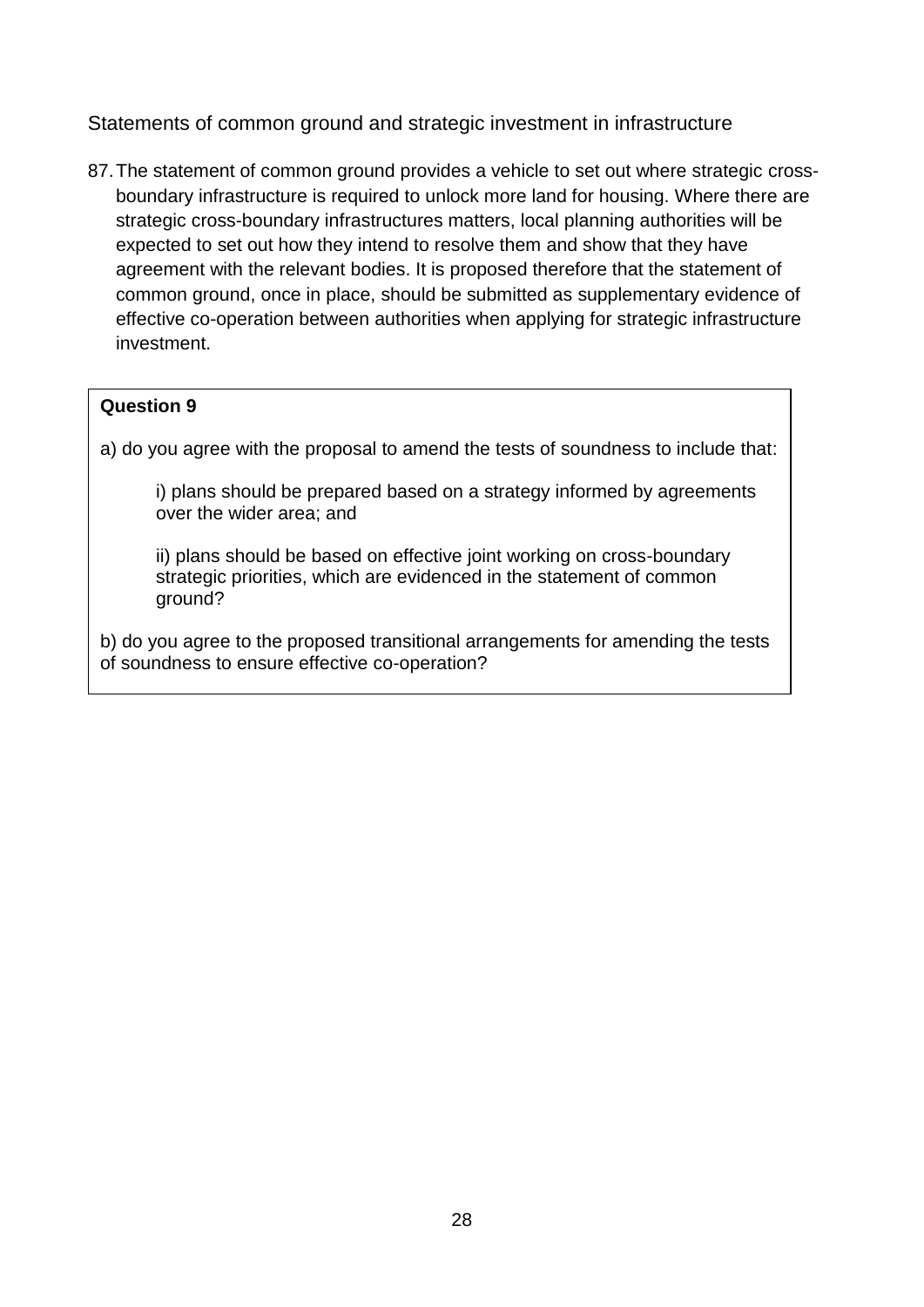## Statements of common ground and strategic investment in infrastructure

87. The statement of common ground provides a vehicle to set out where strategic cross-boundary infrastructure is required to unlock more land for housing. Where there are strategic cross-boundary infrastructures matters, local planning authorities will be expected to set out how they intend to resolve them and show that they have agreement with the relevant bodies. It is proposed therefore that the statement of common ground, once in place, should be submitted as supplementary evidence of effective co-operation between authorities when applying for strategic infrastructure investment.

> **Question 9**
>
> a) do you agree with the proposal to amend the tests of soundness to include that:
>
> > i) plans should be prepared based on a strategy informed by agreements over the wider area; and
> >
> > ii) plans should be based on effective joint working on cross-boundary strategic priorities, which are evidenced in the statement of common ground?
>
> b) do you agree to the proposed transitional arrangements for amending the tests of soundness to ensure effective co-operation?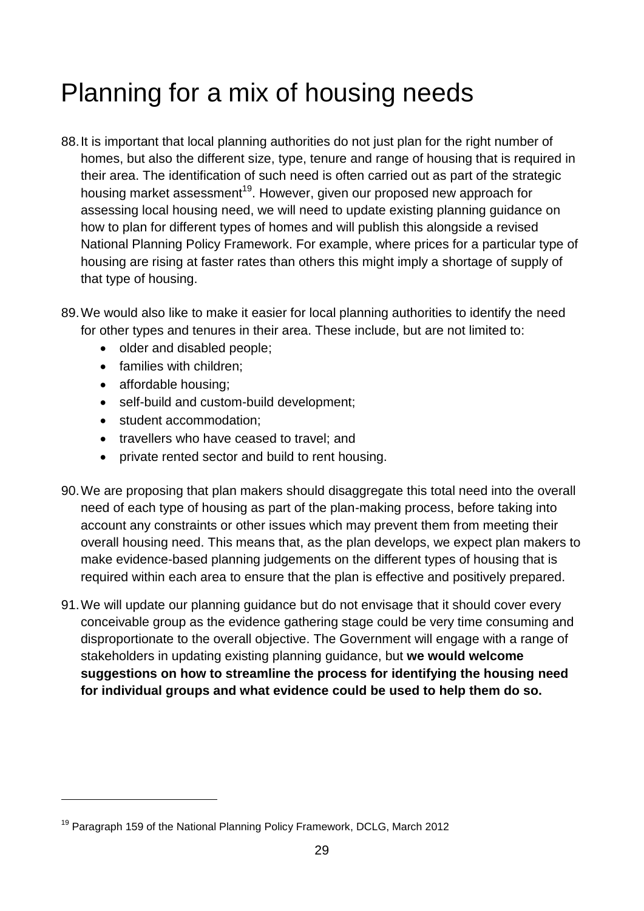# Planning for a mix of housing needs

88. It is important that local planning authorities do not just plan for the right number of homes, but also the different size, type, tenure and range of housing that is required in their area. The identification of such need is often carried out as part of the strategic housing market assessment[19]. However, given our proposed new approach for assessing local housing need, we will need to update existing planning guidance on how to plan for different types of homes and will publish this alongside a revised National Planning Policy Framework. For example, where prices for a particular type of housing are rising at faster rates than others this might imply a shortage of supply of that type of housing.

89. We would also like to make it easier for local planning authorities to identify the need for other types and tenures in their area. These include, but are not limited to:
    - older and disabled people;
    - families with children;
    - affordable housing;
    - self-build and custom-build development;
    - student accommodation;
    - travellers who have ceased to travel; and
    - private rented sector and build to rent housing.

90. We are proposing that plan makers should disaggregate this total need into the overall need of each type of housing as part of the plan-making process, before taking into account any constraints or other issues which may prevent them from meeting their overall housing need. This means that, as the plan develops, we expect plan makers to make evidence-based planning judgements on the different types of housing that is required within each area to ensure that the plan is effective and positively prepared.

91. We will update our planning guidance but do not envisage that it should cover every conceivable group as the evidence gathering stage could be very time consuming and disproportionate to the overall objective. The Government will engage with a range of stakeholders in updating existing planning guidance, but **we would welcome suggestions on how to streamline the process for identifying the housing need for individual groups and what evidence could be used to help them do so.**

---

[19] Paragraph 159 of the National Planning Policy Framework, DCLG, March 2012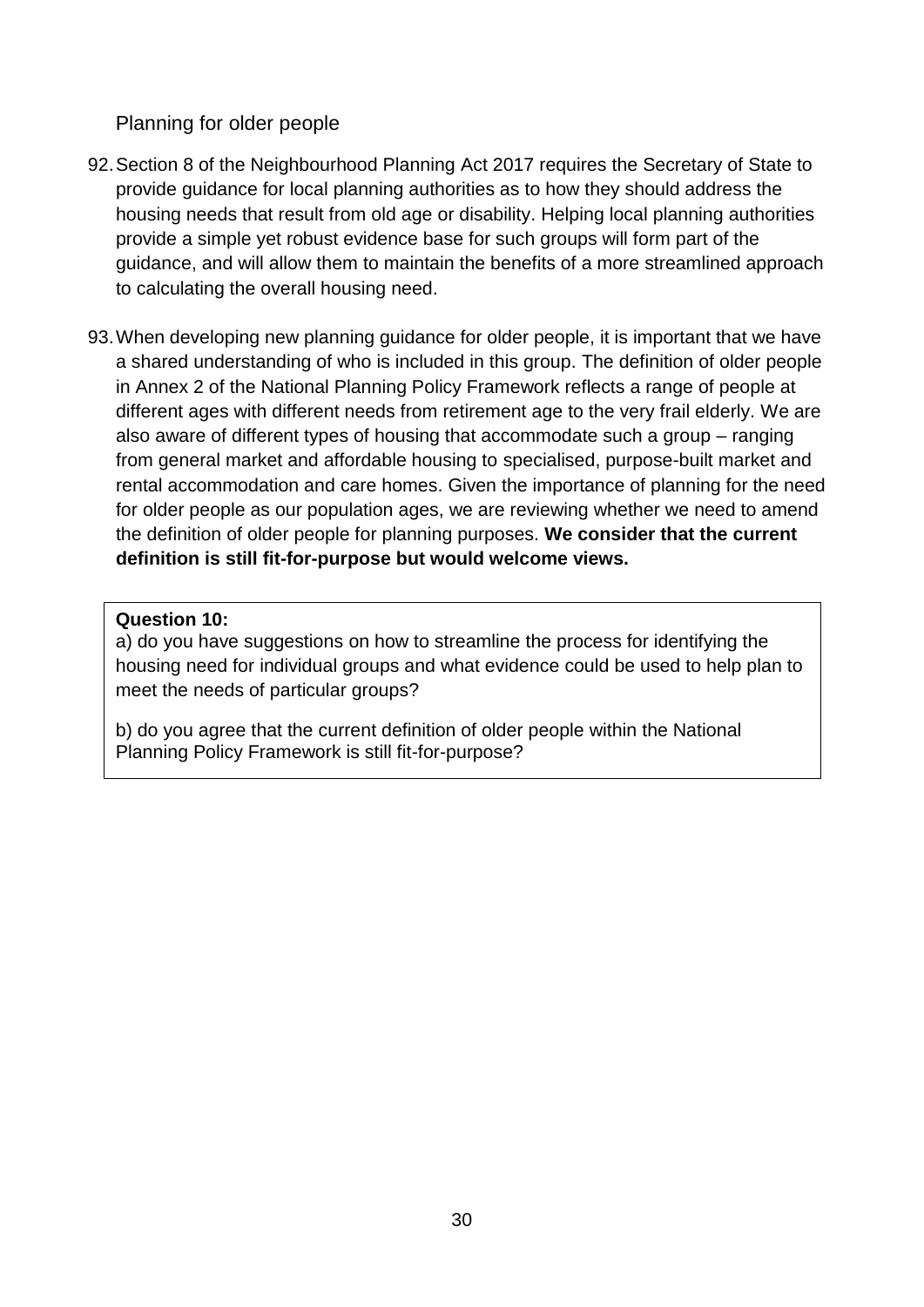### Planning for older people

92. Section 8 of the Neighbourhood Planning Act 2017 requires the Secretary of State to provide guidance for local planning authorities as to how they should address the housing needs that result from old age or disability. Helping local planning authorities provide a simple yet robust evidence base for such groups will form part of the guidance, and will allow them to maintain the benefits of a more streamlined approach to calculating the overall housing need.

93. When developing new planning guidance for older people, it is important that we have a shared understanding of who is included in this group. The definition of older people in Annex 2 of the National Planning Policy Framework reflects a range of people at different ages with different needs from retirement age to the very frail elderly. We are also aware of different types of housing that accommodate such a group – ranging from general market and affordable housing to specialised, purpose-built market and rental accommodation and care homes. Given the importance of planning for the need for older people as our population ages, we are reviewing whether we need to amend the definition of older people for planning purposes. **We consider that the current definition is still fit-for-purpose but would welcome views.**

**Question 10:**

a) do you have suggestions on how to streamline the process for identifying the housing need for individual groups and what evidence could be used to help plan to meet the needs of particular groups?

b) do you agree that the current definition of older people within the National Planning Policy Framework is still fit-for-purpose?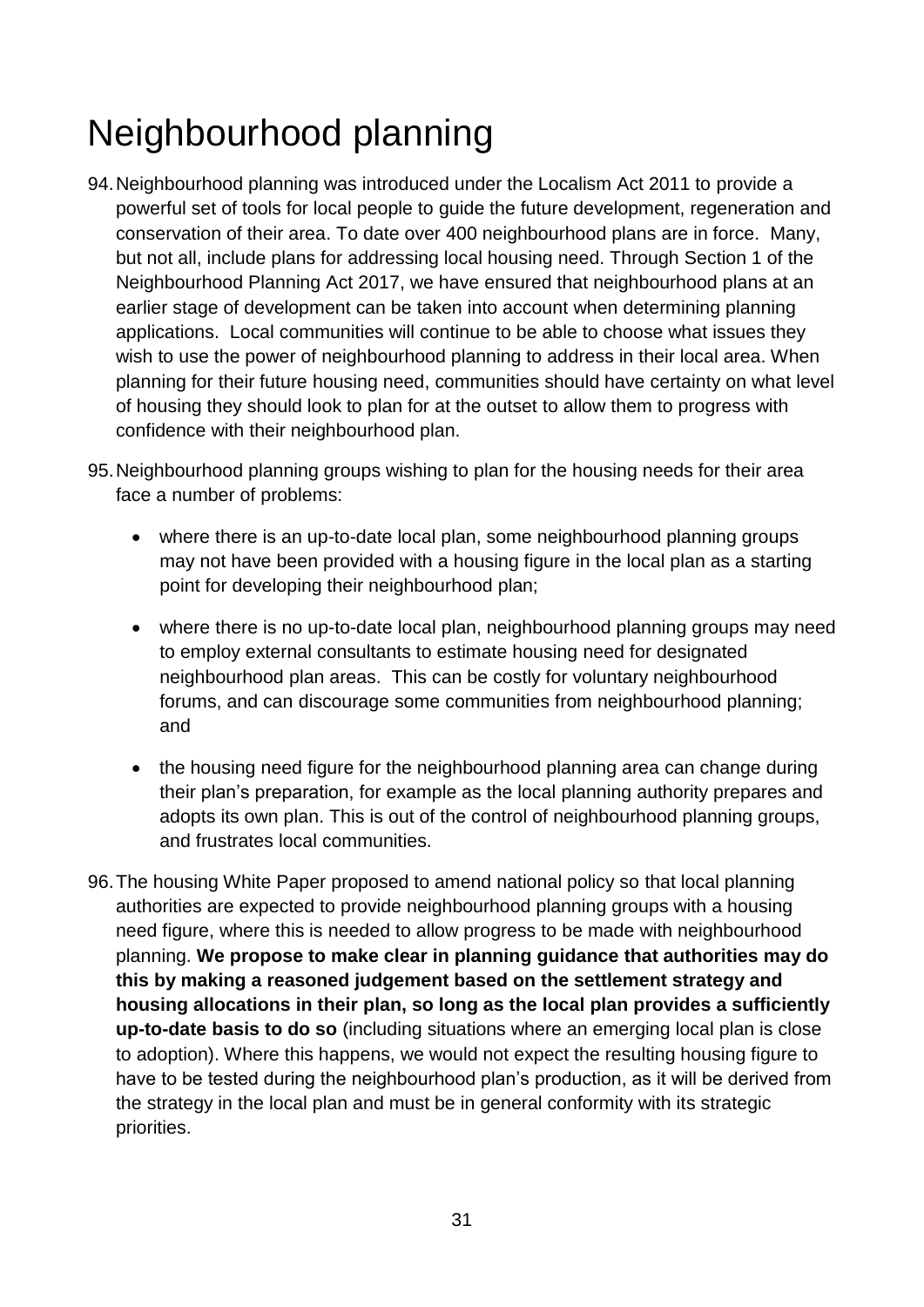# Neighbourhood planning

94. Neighbourhood planning was introduced under the Localism Act 2011 to provide a powerful set of tools for local people to guide the future development, regeneration and conservation of their area. To date over 400 neighbourhood plans are in force. Many, but not all, include plans for addressing local housing need. Through Section 1 of the Neighbourhood Planning Act 2017, we have ensured that neighbourhood plans at an earlier stage of development can be taken into account when determining planning applications. Local communities will continue to be able to choose what issues they wish to use the power of neighbourhood planning to address in their local area. When planning for their future housing need, communities should have certainty on what level of housing they should look to plan for at the outset to allow them to progress with confidence with their neighbourhood plan.

95. Neighbourhood planning groups wishing to plan for the housing needs for their area face a number of problems:

    - where there is an up-to-date local plan, some neighbourhood planning groups may not have been provided with a housing figure in the local plan as a starting point for developing their neighbourhood plan;
    - where there is no up-to-date local plan, neighbourhood planning groups may need to employ external consultants to estimate housing need for designated neighbourhood plan areas. This can be costly for voluntary neighbourhood forums, and can discourage some communities from neighbourhood planning; and
    - the housing need figure for the neighbourhood planning area can change during their plan's preparation, for example as the local planning authority prepares and adopts its own plan. This is out of the control of neighbourhood planning groups, and frustrates local communities.

96. The housing White Paper proposed to amend national policy so that local planning authorities are expected to provide neighbourhood planning groups with a housing need figure, where this is needed to allow progress to be made with neighbourhood planning. **We propose to make clear in planning guidance that authorities may do this by making a reasoned judgement based on the settlement strategy and housing allocations in their plan, so long as the local plan provides a sufficiently up-to-date basis to do so** (including situations where an emerging local plan is close to adoption). Where this happens, we would not expect the resulting housing figure to have to be tested during the neighbourhood plan's production, as it will be derived from the strategy in the local plan and must be in general conformity with its strategic priorities.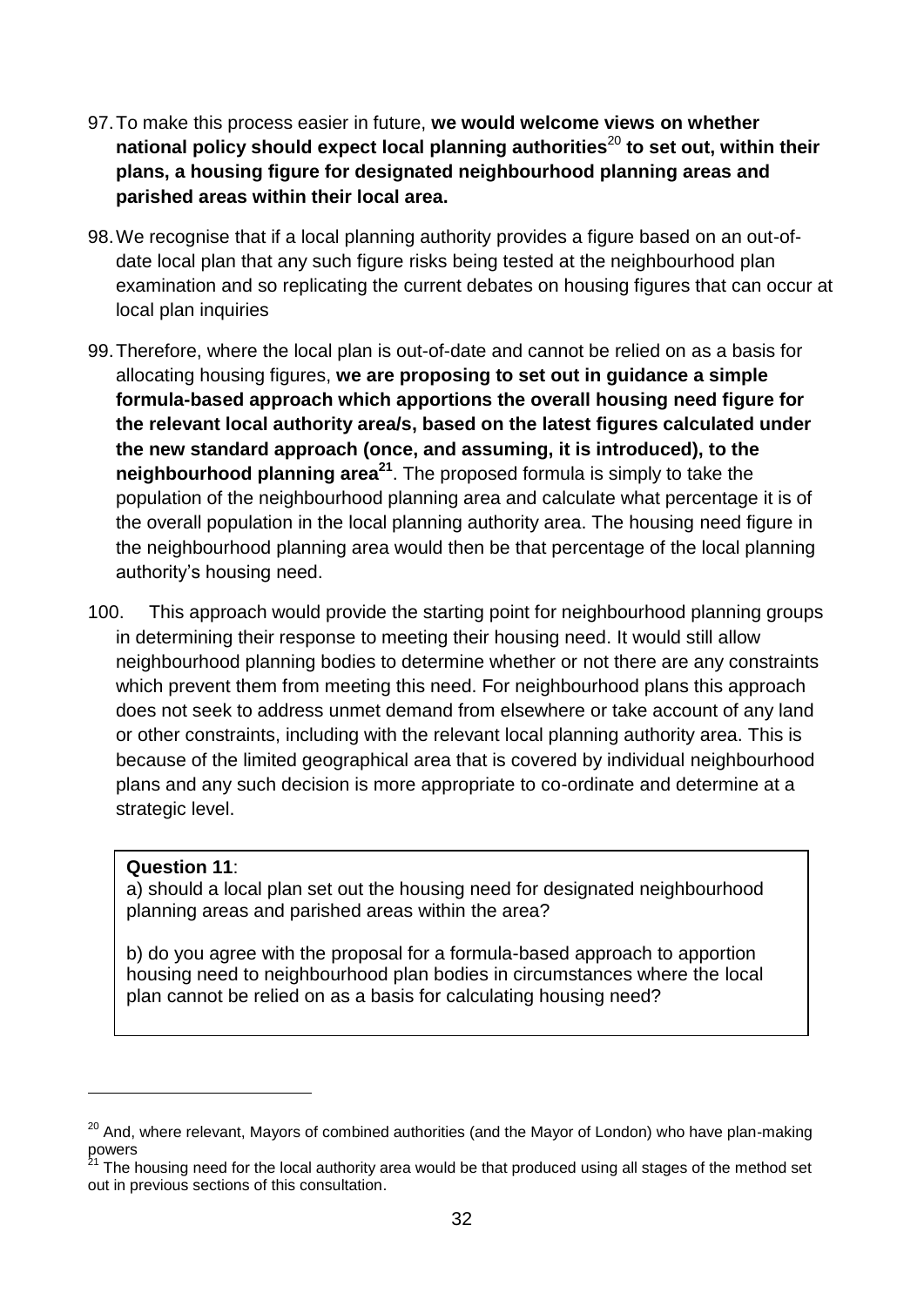97. To make this process easier in future, **we would welcome views on whether national policy should expect local planning authorities**[20] **to set out, within their plans, a housing figure for designated neighbourhood planning areas and parished areas within their local area.**

98. We recognise that if a local planning authority provides a figure based on an out-of-date local plan that any such figure risks being tested at the neighbourhood plan examination and so replicating the current debates on housing figures that can occur at local plan inquiries

99. Therefore, where the local plan is out-of-date and cannot be relied on as a basis for allocating housing figures, **we are proposing to set out in guidance a simple formula-based approach which apportions the overall housing need figure for the relevant local authority area/s, based on the latest figures calculated under the new standard approach (once, and assuming, it is introduced), to the neighbourhood planning area**[21]. The proposed formula is simply to take the population of the neighbourhood planning area and calculate what percentage it is of the overall population in the local planning authority area. The housing need figure in the neighbourhood planning area would then be that percentage of the local planning authority's housing need.

100. This approach would provide the starting point for neighbourhood planning groups in determining their response to meeting their housing need. It would still allow neighbourhood planning bodies to determine whether or not there are any constraints which prevent them from meeting this need. For neighbourhood plans this approach does not seek to address unmet demand from elsewhere or take account of any land or other constraints, including with the relevant local planning authority area. This is because of the limited geographical area that is covered by individual neighbourhood plans and any such decision is more appropriate to co-ordinate and determine at a strategic level.

**Question 11**:

a) should a local plan set out the housing need for designated neighbourhood planning areas and parished areas within the area?

b) do you agree with the proposal for a formula-based approach to apportion housing need to neighbourhood plan bodies in circumstances where the local plan cannot be relied on as a basis for calculating housing need?

---

[20] And, where relevant, Mayors of combined authorities (and the Mayor of London) who have plan-making powers

[21] The housing need for the local authority area would be that produced using all stages of the method set out in previous sections of this consultation.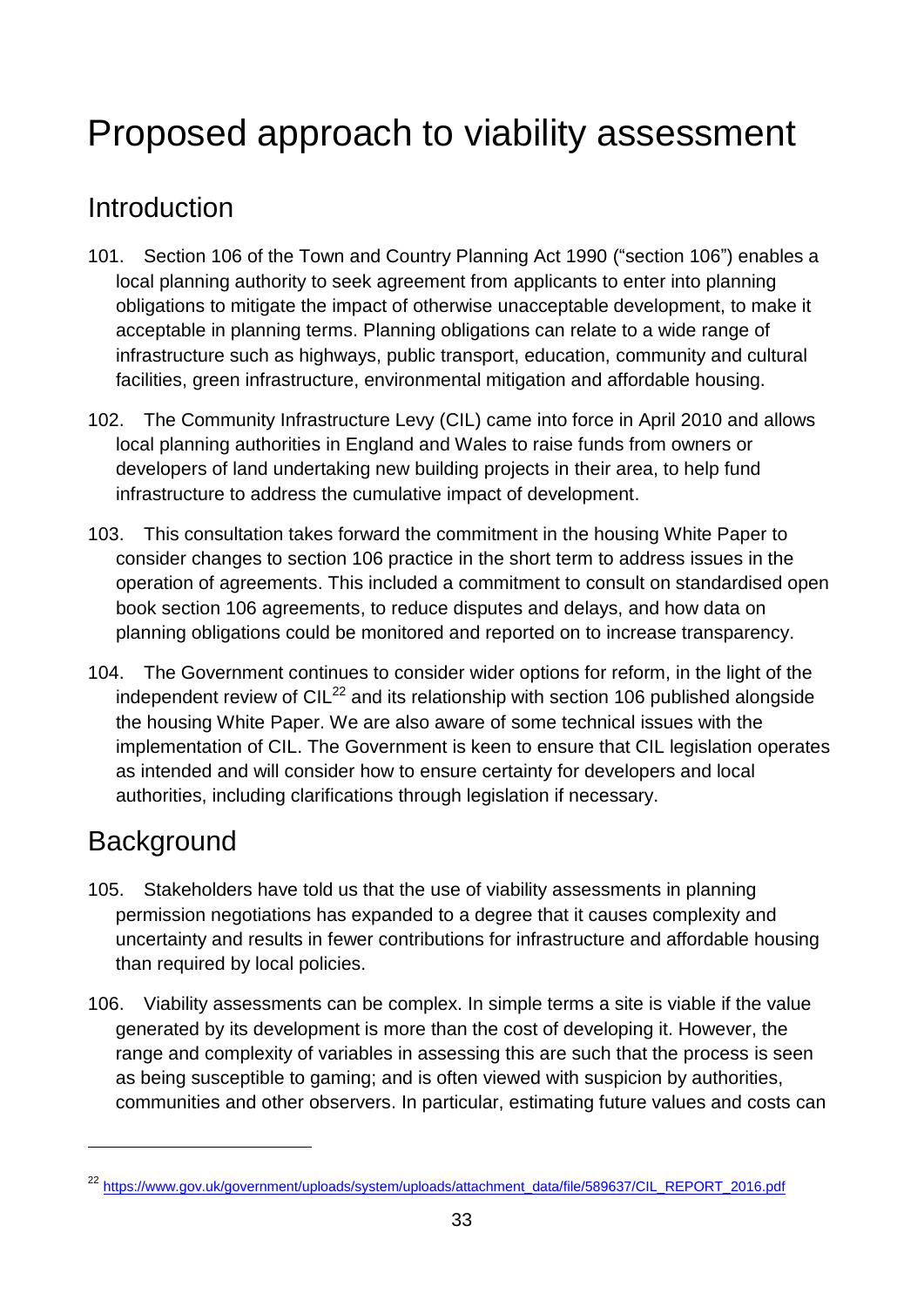# Proposed approach to viability assessment

## Introduction

101. Section 106 of the Town and Country Planning Act 1990 ("section 106") enables a local planning authority to seek agreement from applicants to enter into planning obligations to mitigate the impact of otherwise unacceptable development, to make it acceptable in planning terms. Planning obligations can relate to a wide range of infrastructure such as highways, public transport, education, community and cultural facilities, green infrastructure, environmental mitigation and affordable housing.

102. The Community Infrastructure Levy (CIL) came into force in April 2010 and allows local planning authorities in England and Wales to raise funds from owners or developers of land undertaking new building projects in their area, to help fund infrastructure to address the cumulative impact of development.

103. This consultation takes forward the commitment in the housing White Paper to consider changes to section 106 practice in the short term to address issues in the operation of agreements. This included a commitment to consult on standardised open book section 106 agreements, to reduce disputes and delays, and how data on planning obligations could be monitored and reported on to increase transparency.

104. The Government continues to consider wider options for reform, in the light of the independent review of CIL[22] and its relationship with section 106 published alongside the housing White Paper. We are also aware of some technical issues with the implementation of CIL. The Government is keen to ensure that CIL legislation operates as intended and will consider how to ensure certainty for developers and local authorities, including clarifications through legislation if necessary.

## Background

105. Stakeholders have told us that the use of viability assessments in planning permission negotiations has expanded to a degree that it causes complexity and uncertainty and results in fewer contributions for infrastructure and affordable housing than required by local policies.

106. Viability assessments can be complex. In simple terms a site is viable if the value generated by its development is more than the cost of developing it. However, the range and complexity of variables in assessing this are such that the process is seen as being susceptible to gaming; and is often viewed with suspicion by authorities, communities and other observers. In particular, estimating future values and costs can

---

[22] https://www.gov.uk/government/uploads/system/uploads/attachment_data/file/589637/CIL_REPORT_2016.pdf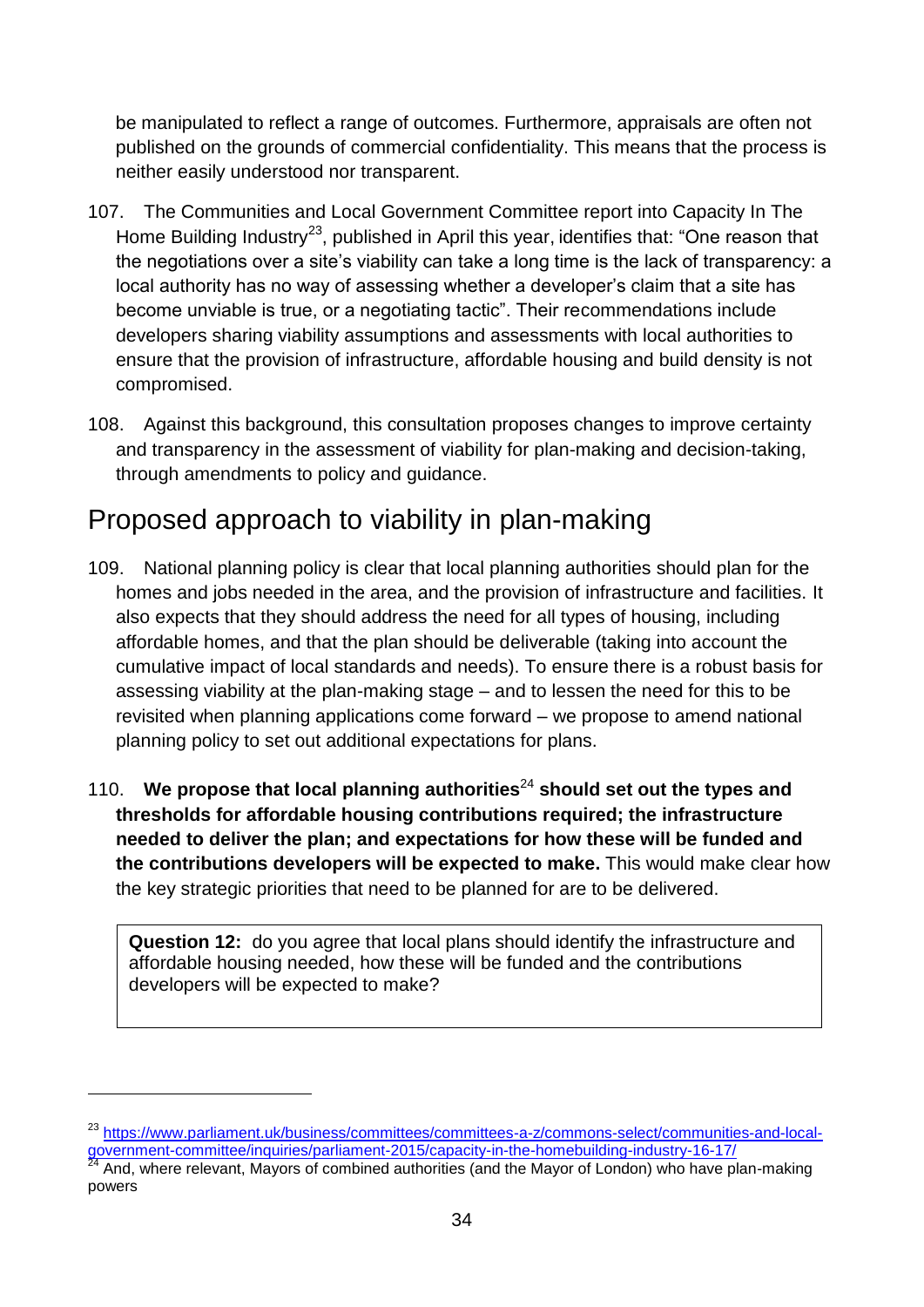be manipulated to reflect a range of outcomes. Furthermore, appraisals are often not published on the grounds of commercial confidentiality. This means that the process is neither easily understood nor transparent.

107. The Communities and Local Government Committee report into Capacity In The Home Building Industry[23], published in April this year, identifies that: "One reason that the negotiations over a site's viability can take a long time is the lack of transparency: a local authority has no way of assessing whether a developer's claim that a site has become unviable is true, or a negotiating tactic". Their recommendations include developers sharing viability assumptions and assessments with local authorities to ensure that the provision of infrastructure, affordable housing and build density is not compromised.

108. Against this background, this consultation proposes changes to improve certainty and transparency in the assessment of viability for plan-making and decision-taking, through amendments to policy and guidance.

## Proposed approach to viability in plan-making

109. National planning policy is clear that local planning authorities should plan for the homes and jobs needed in the area, and the provision of infrastructure and facilities. It also expects that they should address the need for all types of housing, including affordable homes, and that the plan should be deliverable (taking into account the cumulative impact of local standards and needs). To ensure there is a robust basis for assessing viability at the plan-making stage – and to lessen the need for this to be revisited when planning applications come forward – we propose to amend national planning policy to set out additional expectations for plans.

110. **We propose that local planning authorities**[24] **should set out the types and thresholds for affordable housing contributions required; the infrastructure needed to deliver the plan; and expectations for how these will be funded and the contributions developers will be expected to make.** This would make clear how the key strategic priorities that need to be planned for are to be delivered.

> **Question 12:** do you agree that local plans should identify the infrastructure and affordable housing needed, how these will be funded and the contributions developers will be expected to make?

---

[23] https://www.parliament.uk/business/committees/committees-a-z/commons-select/communities-and-local-government-committee/inquiries/parliament-2015/capacity-in-the-homebuilding-industry-16-17/

[24] And, where relevant, Mayors of combined authorities (and the Mayor of London) who have plan-making powers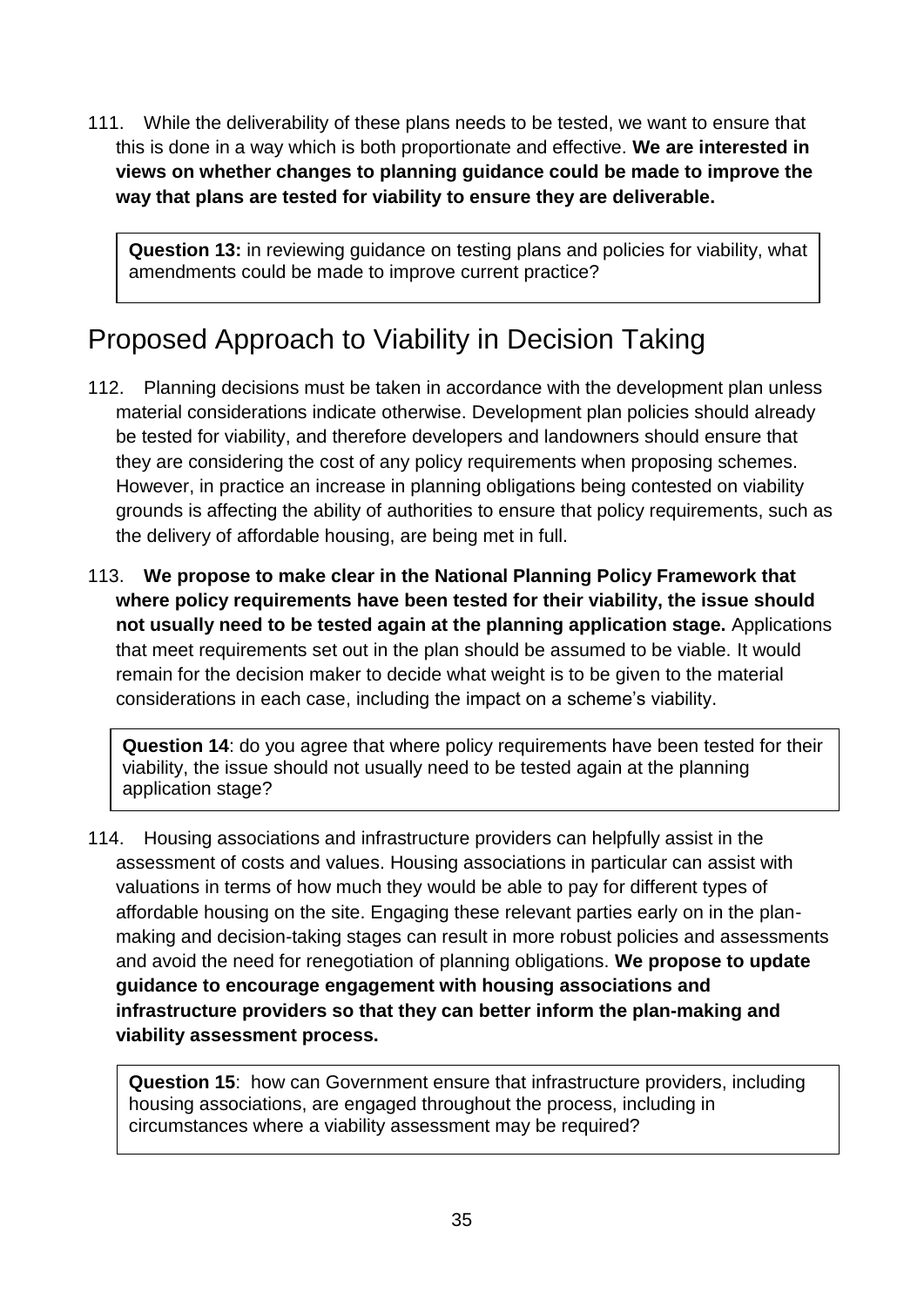111. While the deliverability of these plans needs to be tested, we want to ensure that this is done in a way which is both proportionate and effective. **We are interested in views on whether changes to planning guidance could be made to improve the way that plans are tested for viability to ensure they are deliverable.**

> **Question 13:** in reviewing guidance on testing plans and policies for viability, what amendments could be made to improve current practice?

## Proposed Approach to Viability in Decision Taking

112. Planning decisions must be taken in accordance with the development plan unless material considerations indicate otherwise. Development plan policies should already be tested for viability, and therefore developers and landowners should ensure that they are considering the cost of any policy requirements when proposing schemes. However, in practice an increase in planning obligations being contested on viability grounds is affecting the ability of authorities to ensure that policy requirements, such as the delivery of affordable housing, are being met in full.

113. **We propose to make clear in the National Planning Policy Framework that where policy requirements have been tested for their viability, the issue should not usually need to be tested again at the planning application stage.** Applications that meet requirements set out in the plan should be assumed to be viable. It would remain for the decision maker to decide what weight is to be given to the material considerations in each case, including the impact on a scheme's viability.

> **Question 14**: do you agree that where policy requirements have been tested for their viability, the issue should not usually need to be tested again at the planning application stage?

114. Housing associations and infrastructure providers can helpfully assist in the assessment of costs and values. Housing associations in particular can assist with valuations in terms of how much they would be able to pay for different types of affordable housing on the site. Engaging these relevant parties early on in the plan-making and decision-taking stages can result in more robust policies and assessments and avoid the need for renegotiation of planning obligations. **We propose to update guidance to encourage engagement with housing associations and infrastructure providers so that they can better inform the plan-making and viability assessment process.**

> **Question 15**: how can Government ensure that infrastructure providers, including housing associations, are engaged throughout the process, including in circumstances where a viability assessment may be required?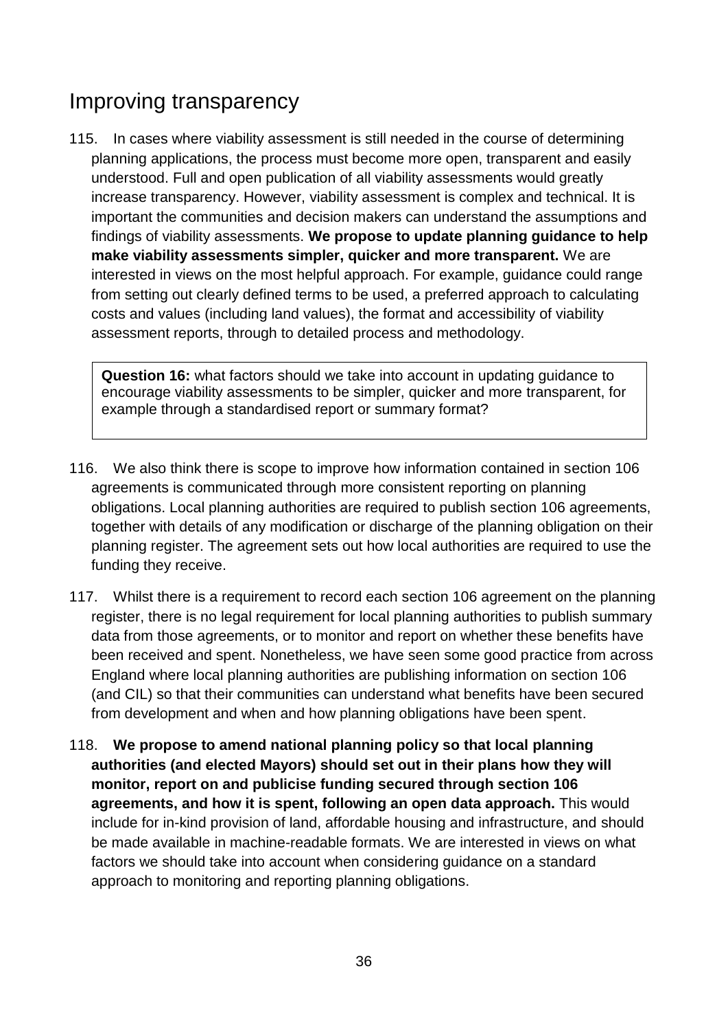## Improving transparency

115. In cases where viability assessment is still needed in the course of determining planning applications, the process must become more open, transparent and easily understood. Full and open publication of all viability assessments would greatly increase transparency. However, viability assessment is complex and technical. It is important the communities and decision makers can understand the assumptions and findings of viability assessments. **We propose to update planning guidance to help make viability assessments simpler, quicker and more transparent.** We are interested in views on the most helpful approach. For example, guidance could range from setting out clearly defined terms to be used, a preferred approach to calculating costs and values (including land values), the format and accessibility of viability assessment reports, through to detailed process and methodology.

> **Question 16:** what factors should we take into account in updating guidance to encourage viability assessments to be simpler, quicker and more transparent, for example through a standardised report or summary format?

116. We also think there is scope to improve how information contained in section 106 agreements is communicated through more consistent reporting on planning obligations. Local planning authorities are required to publish section 106 agreements, together with details of any modification or discharge of the planning obligation on their planning register. The agreement sets out how local authorities are required to use the funding they receive.

117. Whilst there is a requirement to record each section 106 agreement on the planning register, there is no legal requirement for local planning authorities to publish summary data from those agreements, or to monitor and report on whether these benefits have been received and spent. Nonetheless, we have seen some good practice from across England where local planning authorities are publishing information on section 106 (and CIL) so that their communities can understand what benefits have been secured from development and when and how planning obligations have been spent.

118. **We propose to amend national planning policy so that local planning authorities (and elected Mayors) should set out in their plans how they will monitor, report on and publicise funding secured through section 106 agreements, and how it is spent, following an open data approach.** This would include for in-kind provision of land, affordable housing and infrastructure, and should be made available in machine-readable formats. We are interested in views on what factors we should take into account when considering guidance on a standard approach to monitoring and reporting planning obligations.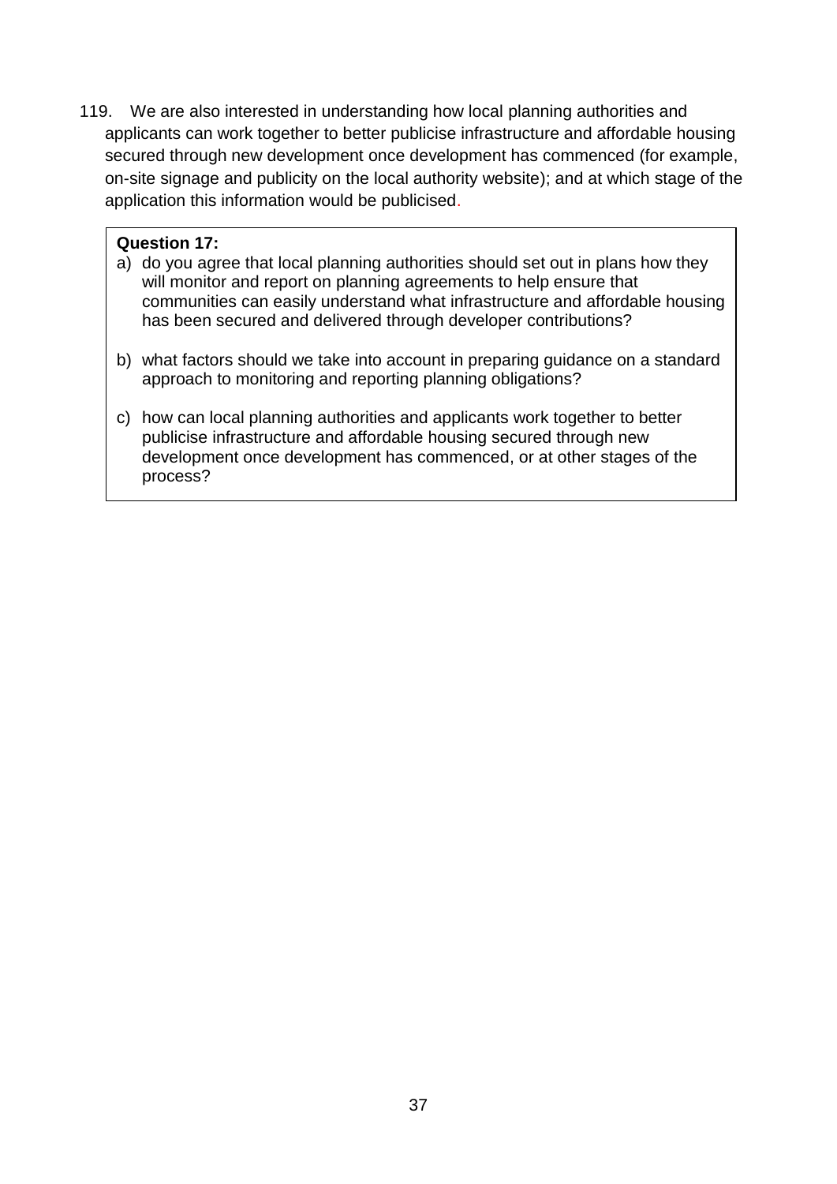119. We are also interested in understanding how local planning authorities and applicants can work together to better publicise infrastructure and affordable housing secured through new development once development has commenced (for example, on-site signage and publicity on the local authority website); and at which stage of the application this information would be publicised.

**Question 17:**

a) do you agree that local planning authorities should set out in plans how they will monitor and report on planning agreements to help ensure that communities can easily understand what infrastructure and affordable housing has been secured and delivered through developer contributions?

b) what factors should we take into account in preparing guidance on a standard approach to monitoring and reporting planning obligations?

c) how can local planning authorities and applicants work together to better publicise infrastructure and affordable housing secured through new development once development has commenced, or at other stages of the process?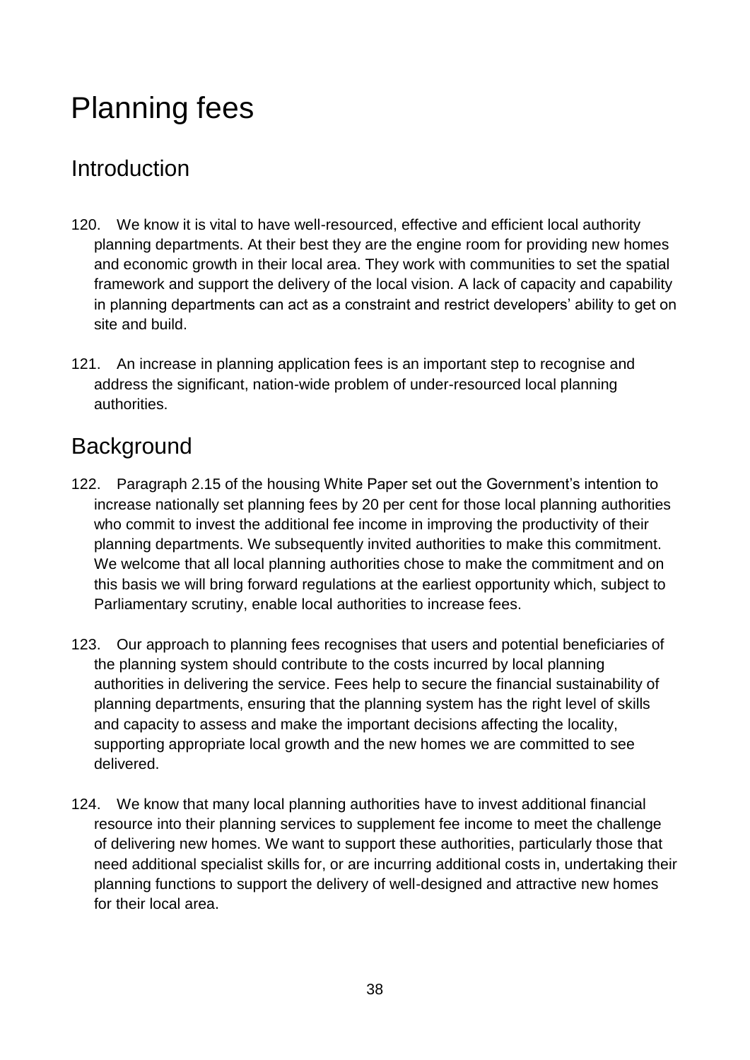# Planning fees

## Introduction

120. We know it is vital to have well-resourced, effective and efficient local authority planning departments. At their best they are the engine room for providing new homes and economic growth in their local area. They work with communities to set the spatial framework and support the delivery of the local vision. A lack of capacity and capability in planning departments can act as a constraint and restrict developers' ability to get on site and build.

121. An increase in planning application fees is an important step to recognise and address the significant, nation-wide problem of under-resourced local planning authorities.

## Background

122. Paragraph 2.15 of the housing White Paper set out the Government's intention to increase nationally set planning fees by 20 per cent for those local planning authorities who commit to invest the additional fee income in improving the productivity of their planning departments. We subsequently invited authorities to make this commitment. We welcome that all local planning authorities chose to make the commitment and on this basis we will bring forward regulations at the earliest opportunity which, subject to Parliamentary scrutiny, enable local authorities to increase fees.

123. Our approach to planning fees recognises that users and potential beneficiaries of the planning system should contribute to the costs incurred by local planning authorities in delivering the service. Fees help to secure the financial sustainability of planning departments, ensuring that the planning system has the right level of skills and capacity to assess and make the important decisions affecting the locality, supporting appropriate local growth and the new homes we are committed to see delivered.

124. We know that many local planning authorities have to invest additional financial resource into their planning services to supplement fee income to meet the challenge of delivering new homes. We want to support these authorities, particularly those that need additional specialist skills for, or are incurring additional costs in, undertaking their planning functions to support the delivery of well-designed and attractive new homes for their local area.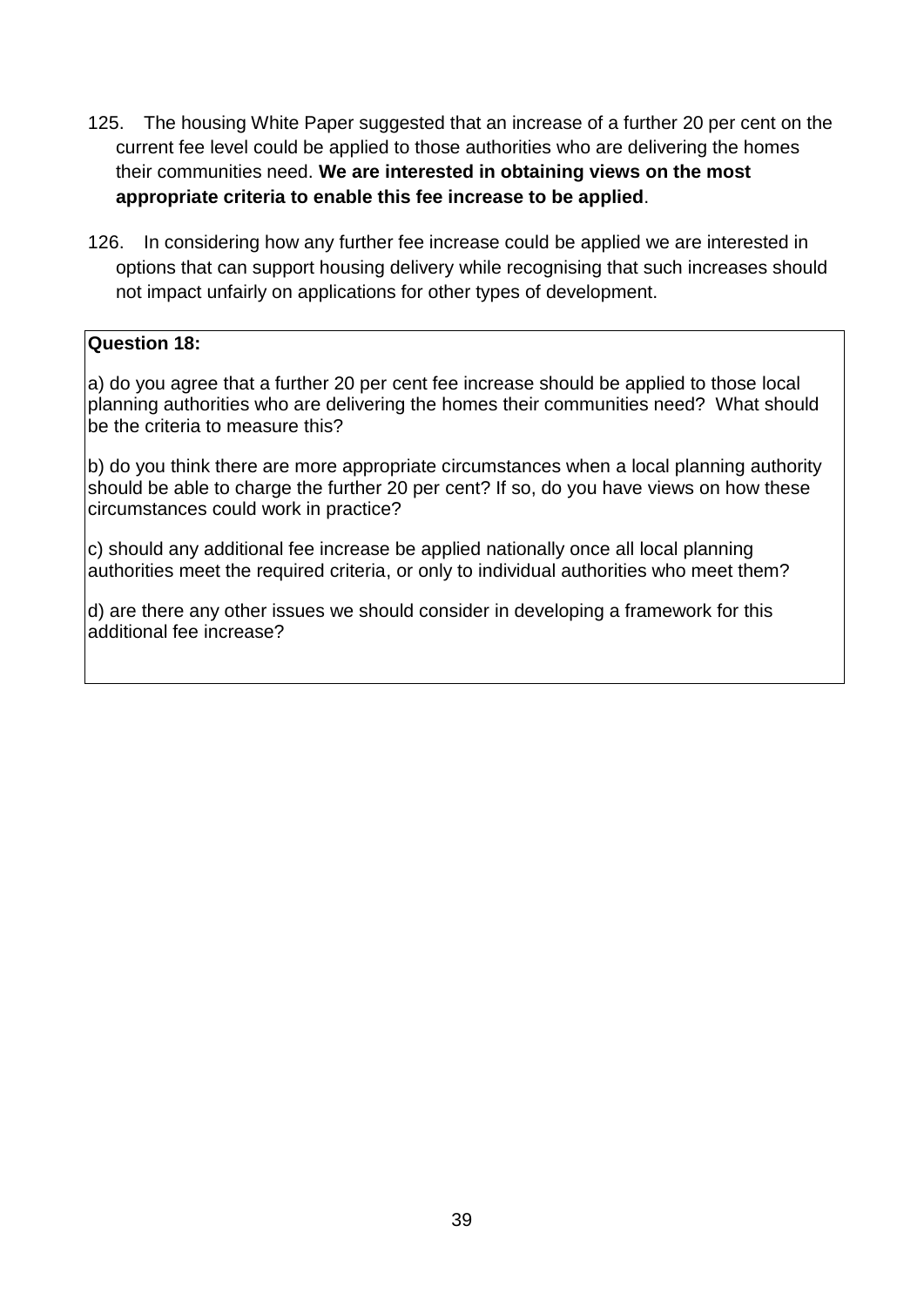125. The housing White Paper suggested that an increase of a further 20 per cent on the current fee level could be applied to those authorities who are delivering the homes their communities need. **We are interested in obtaining views on the most appropriate criteria to enable this fee increase to be applied**.

126. In considering how any further fee increase could be applied we are interested in options that can support housing delivery while recognising that such increases should not impact unfairly on applications for other types of development.

**Question 18:**

a) do you agree that a further 20 per cent fee increase should be applied to those local planning authorities who are delivering the homes their communities need? What should be the criteria to measure this?

b) do you think there are more appropriate circumstances when a local planning authority should be able to charge the further 20 per cent? If so, do you have views on how these circumstances could work in practice?

c) should any additional fee increase be applied nationally once all local planning authorities meet the required criteria, or only to individual authorities who meet them?

d) are there any other issues we should consider in developing a framework for this additional fee increase?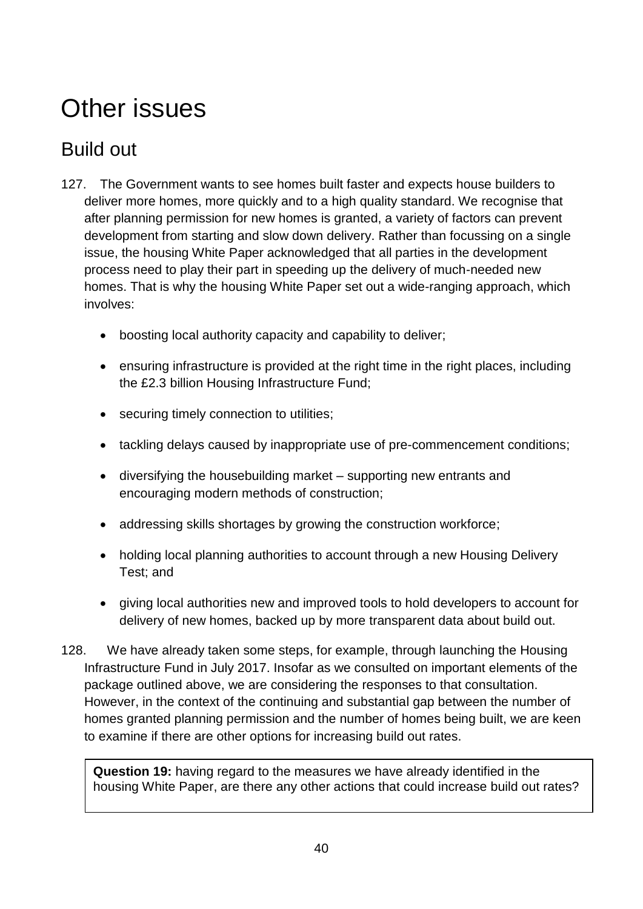# Other issues

## Build out

127. The Government wants to see homes built faster and expects house builders to deliver more homes, more quickly and to a high quality standard. We recognise that after planning permission for new homes is granted, a variety of factors can prevent development from starting and slow down delivery. Rather than focussing on a single issue, the housing White Paper acknowledged that all parties in the development process need to play their part in speeding up the delivery of much-needed new homes. That is why the housing White Paper set out a wide-ranging approach, which involves:

    - boosting local authority capacity and capability to deliver;
    - ensuring infrastructure is provided at the right time in the right places, including the £2.3 billion Housing Infrastructure Fund;
    - securing timely connection to utilities;
    - tackling delays caused by inappropriate use of pre-commencement conditions;
    - diversifying the housebuilding market – supporting new entrants and encouraging modern methods of construction;
    - addressing skills shortages by growing the construction workforce;
    - holding local planning authorities to account through a new Housing Delivery Test; and
    - giving local authorities new and improved tools to hold developers to account for delivery of new homes, backed up by more transparent data about build out.

128. We have already taken some steps, for example, through launching the Housing Infrastructure Fund in July 2017. Insofar as we consulted on important elements of the package outlined above, we are considering the responses to that consultation. However, in the context of the continuing and substantial gap between the number of homes granted planning permission and the number of homes being built, we are keen to examine if there are other options for increasing build out rates.

**Question 19:** having regard to the measures we have already identified in the housing White Paper, are there any other actions that could increase build out rates?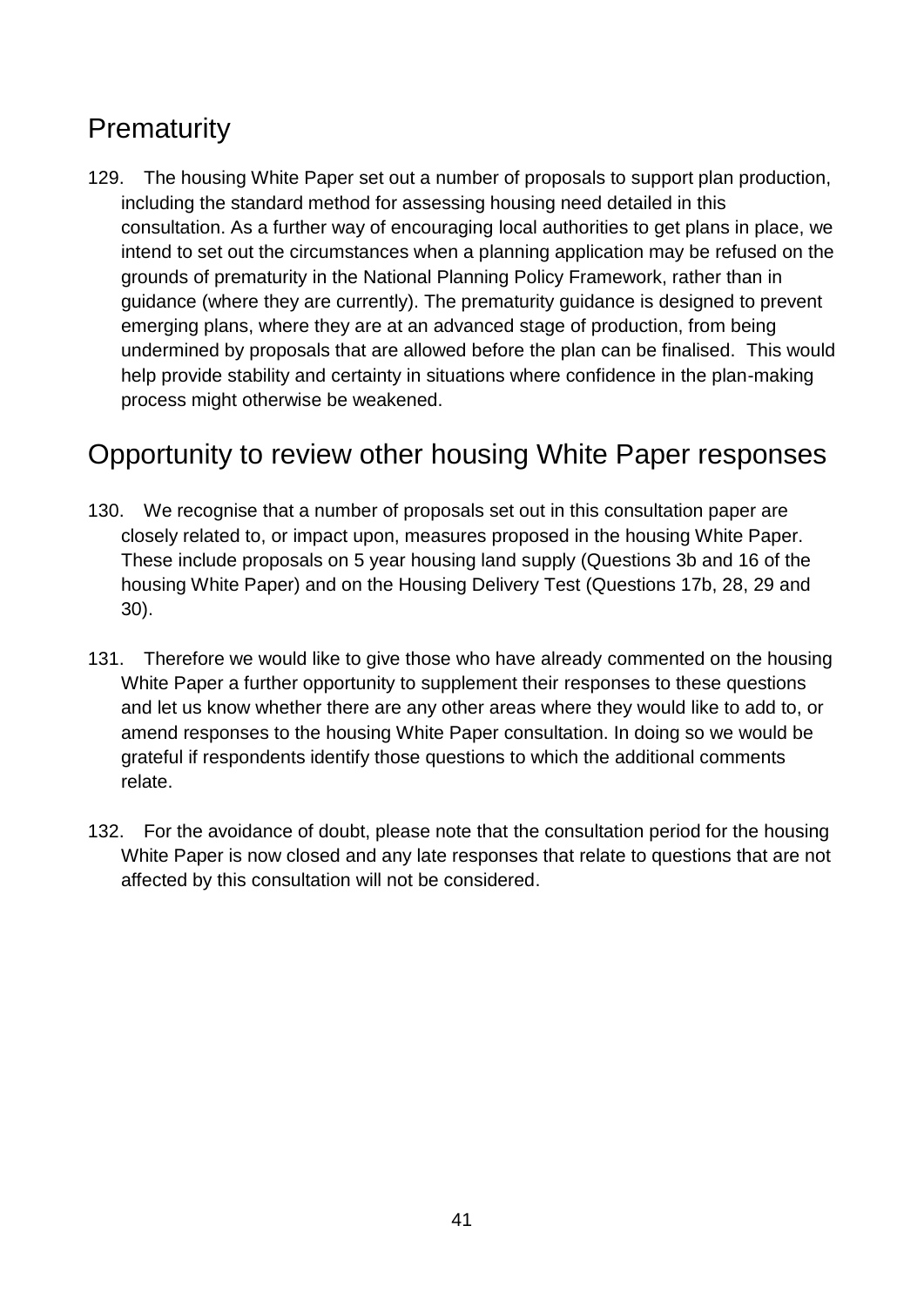## Prematurity

129. The housing White Paper set out a number of proposals to support plan production, including the standard method for assessing housing need detailed in this consultation. As a further way of encouraging local authorities to get plans in place, we intend to set out the circumstances when a planning application may be refused on the grounds of prematurity in the National Planning Policy Framework, rather than in guidance (where they are currently). The prematurity guidance is designed to prevent emerging plans, where they are at an advanced stage of production, from being undermined by proposals that are allowed before the plan can be finalised. This would help provide stability and certainty in situations where confidence in the plan-making process might otherwise be weakened.

## Opportunity to review other housing White Paper responses

130. We recognise that a number of proposals set out in this consultation paper are closely related to, or impact upon, measures proposed in the housing White Paper. These include proposals on 5 year housing land supply (Questions 3b and 16 of the housing White Paper) and on the Housing Delivery Test (Questions 17b, 28, 29 and 30).

131. Therefore we would like to give those who have already commented on the housing White Paper a further opportunity to supplement their responses to these questions and let us know whether there are any other areas where they would like to add to, or amend responses to the housing White Paper consultation. In doing so we would be grateful if respondents identify those questions to which the additional comments relate.

132. For the avoidance of doubt, please note that the consultation period for the housing White Paper is now closed and any late responses that relate to questions that are not affected by this consultation will not be considered.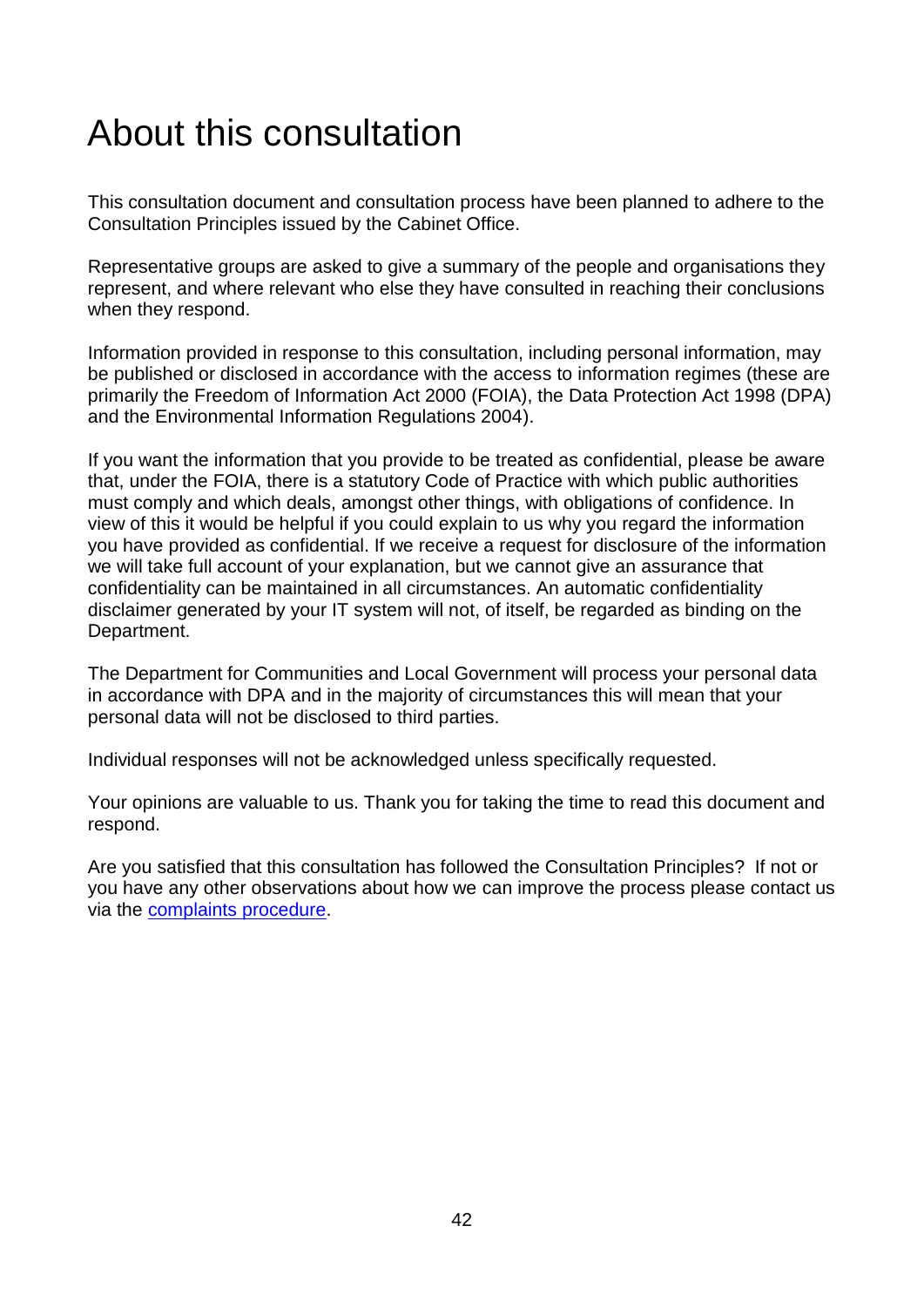# About this consultation

This consultation document and consultation process have been planned to adhere to the Consultation Principles issued by the Cabinet Office.

Representative groups are asked to give a summary of the people and organisations they represent, and where relevant who else they have consulted in reaching their conclusions when they respond.

Information provided in response to this consultation, including personal information, may be published or disclosed in accordance with the access to information regimes (these are primarily the Freedom of Information Act 2000 (FOIA), the Data Protection Act 1998 (DPA) and the Environmental Information Regulations 2004).

If you want the information that you provide to be treated as confidential, please be aware that, under the FOIA, there is a statutory Code of Practice with which public authorities must comply and which deals, amongst other things, with obligations of confidence. In view of this it would be helpful if you could explain to us why you regard the information you have provided as confidential. If we receive a request for disclosure of the information we will take full account of your explanation, but we cannot give an assurance that confidentiality can be maintained in all circumstances. An automatic confidentiality disclaimer generated by your IT system will not, of itself, be regarded as binding on the Department.

The Department for Communities and Local Government will process your personal data in accordance with DPA and in the majority of circumstances this will mean that your personal data will not be disclosed to third parties.

Individual responses will not be acknowledged unless specifically requested.

Your opinions are valuable to us. Thank you for taking the time to read this document and respond.

Are you satisfied that this consultation has followed the Consultation Principles? If not or you have any other observations about how we can improve the process please contact us via the complaints procedure.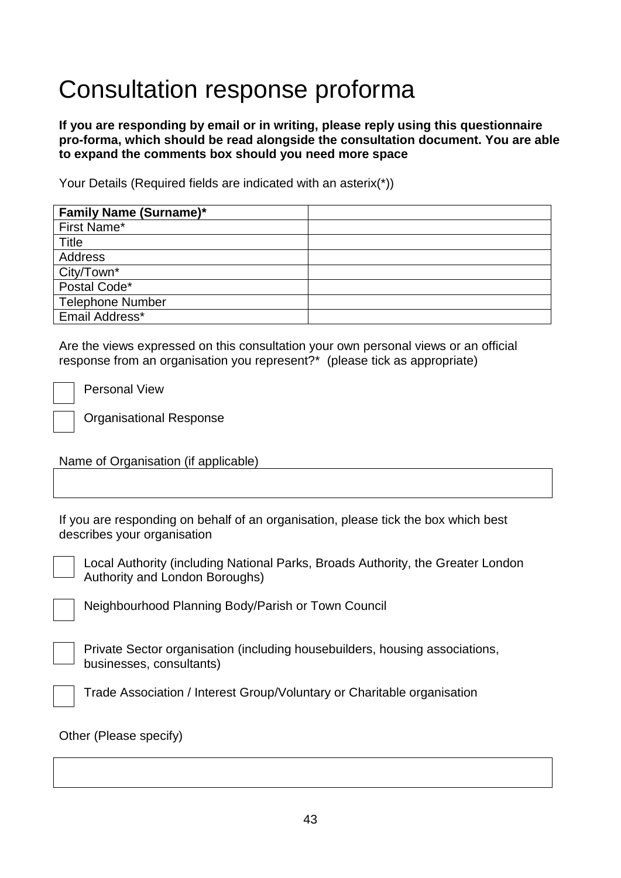# Consultation response proforma

**If you are responding by email or in writing, please reply using this questionnaire pro-forma, which should be read alongside the consultation document. You are able to expand the comments box should you need more space**

Your Details (Required fields are indicated with an asterix(*))

| **Family Name (Surname)*** | |
|---|---|
| First Name* | |
| Title | |
| Address | |
| City/Town* | |
| Postal Code* | |
| Telephone Number | |
| Email Address* | |

Are the views expressed on this consultation your own personal views or an official response from an organisation you represent?* (please tick as appropriate)

☐ Personal View

☐ Organisational Response

Name of Organisation (if applicable)

| |
|---|
| |

If you are responding on behalf of an organisation, please tick the box which best describes your organisation

☐ Local Authority (including National Parks, Broads Authority, the Greater London Authority and London Boroughs)

☐ Neighbourhood Planning Body/Parish or Town Council

☐ Private Sector organisation (including housebuilders, housing associations, businesses, consultants)

☐ Trade Association / Interest Group/Voluntary or Charitable organisation

Other (Please specify)

| |
|---|
| |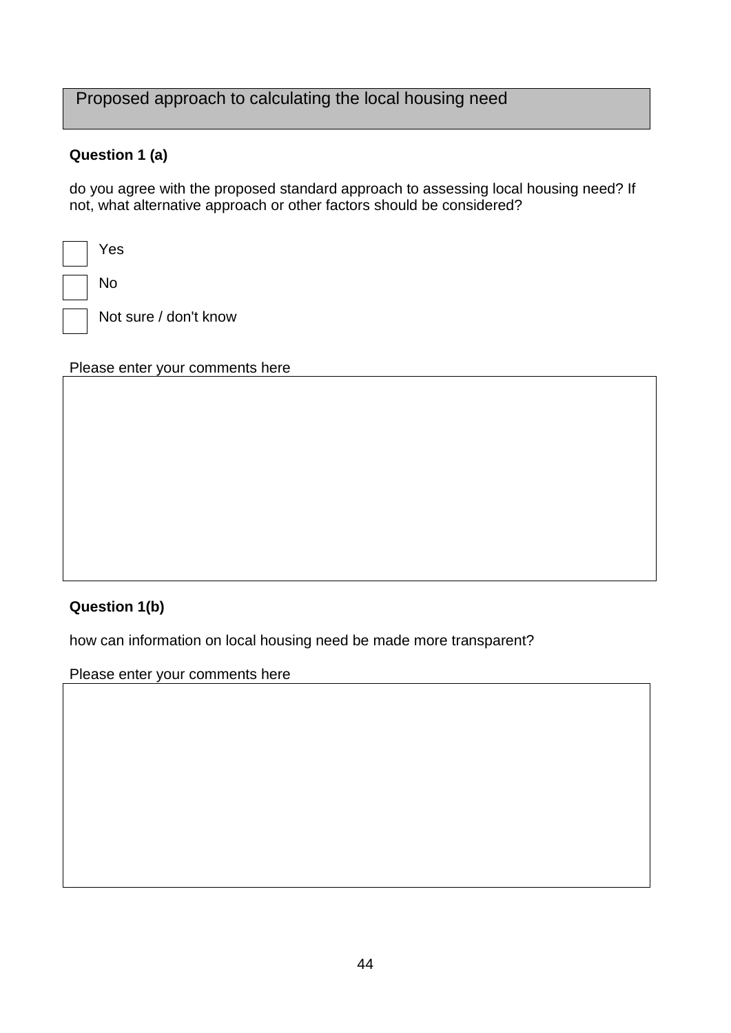## Proposed approach to calculating the local housing need

**Question 1 (a)**

do you agree with the proposed standard approach to assessing local housing need? If not, what alternative approach or other factors should be considered?

- ☐ Yes
- ☐ No
- ☐ Not sure / don't know

Please enter your comments here

**Question 1(b)**

how can information on local housing need be made more transparent?

Please enter your comments here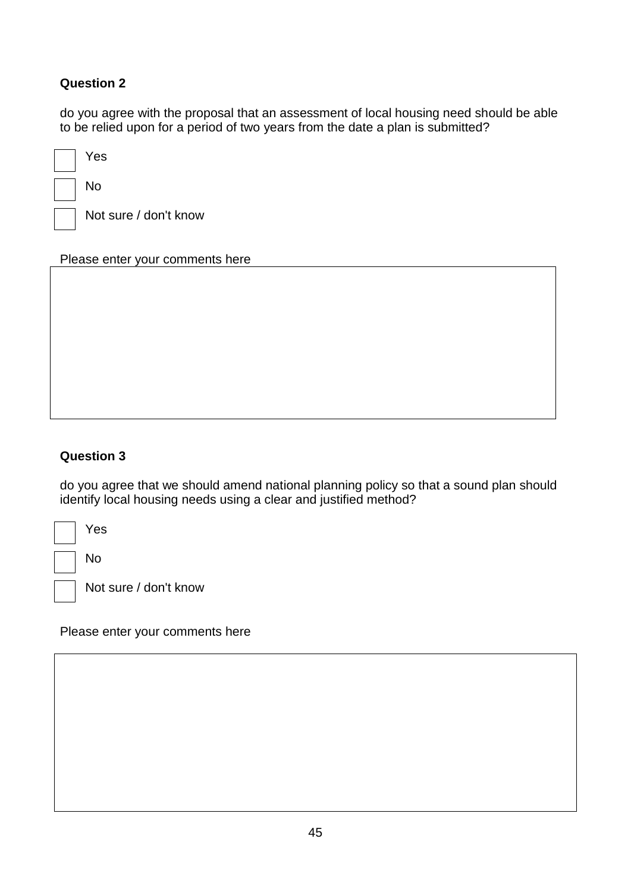**Question 2**

do you agree with the proposal that an assessment of local housing need should be able to be relied upon for a period of two years from the date a plan is submitted?

- [ ] Yes
- [ ] No
- [ ] Not sure / don't know

Please enter your comments here

**Question 3**

do you agree that we should amend national planning policy so that a sound plan should identify local housing needs using a clear and justified method?

- [ ] Yes
- [ ] No
- [ ] Not sure / don't know

Please enter your comments here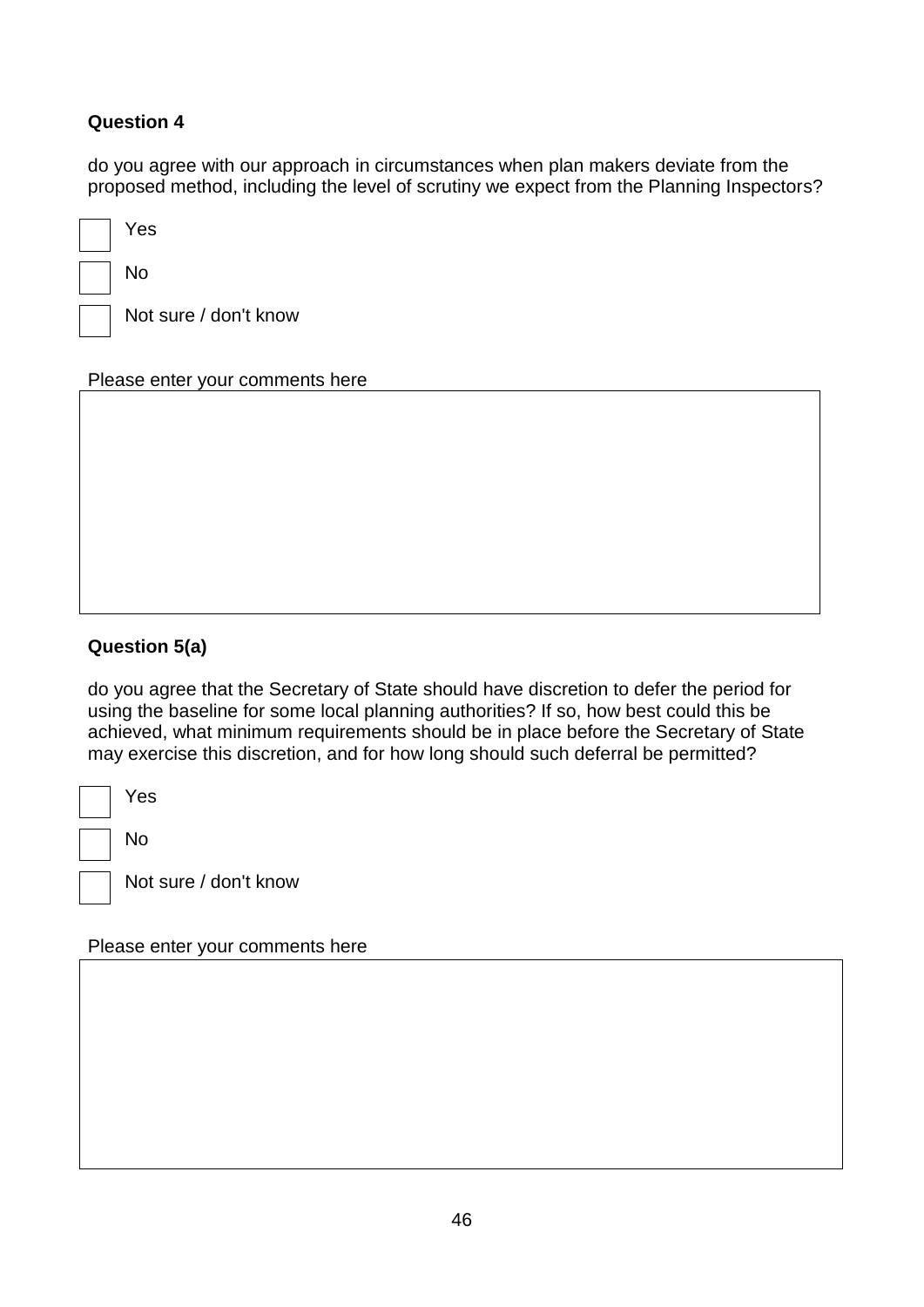**Question 4**

do you agree with our approach in circumstances when plan makers deviate from the proposed method, including the level of scrutiny we expect from the Planning Inspectors?

☐ Yes

☐ No

☐ Not sure / don't know

Please enter your comments here

**Question 5(a)**

do you agree that the Secretary of State should have discretion to defer the period for using the baseline for some local planning authorities? If so, how best could this be achieved, what minimum requirements should be in place before the Secretary of State may exercise this discretion, and for how long should such deferral be permitted?

☐ Yes

☐ No

☐ Not sure / don't know

Please enter your comments here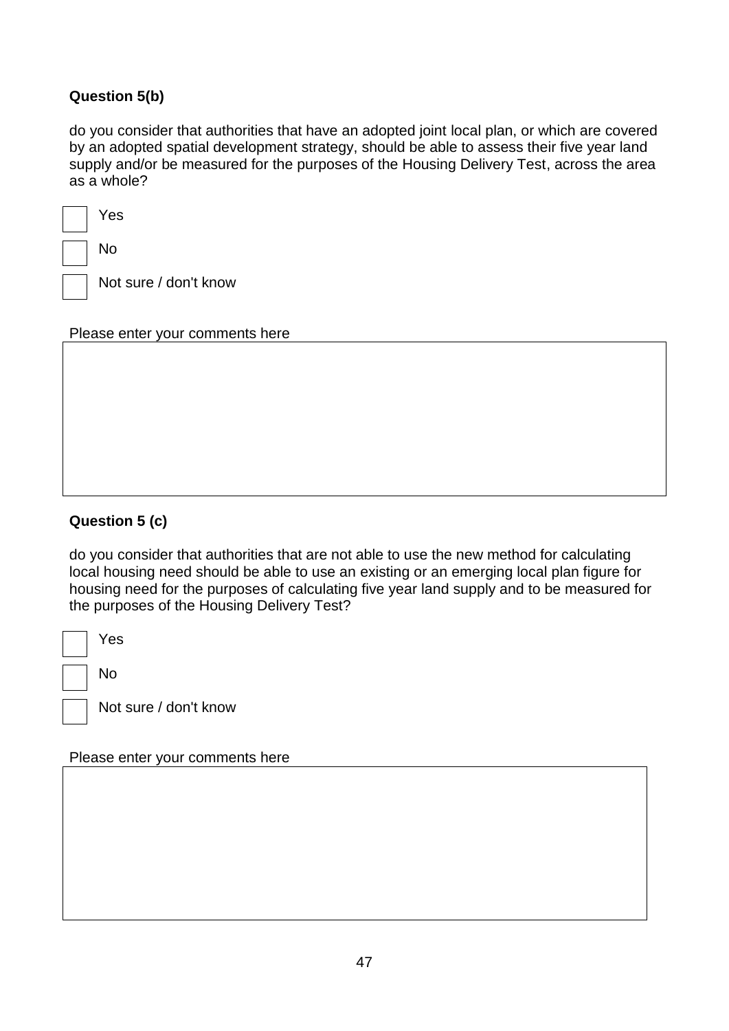**Question 5(b)**

do you consider that authorities that have an adopted joint local plan, or which are covered by an adopted spatial development strategy, should be able to assess their five year land supply and/or be measured for the purposes of the Housing Delivery Test, across the area as a whole?

☐ Yes

☐ No

☐ Not sure / don't know

Please enter your comments here

**Question 5 (c)**

do you consider that authorities that are not able to use the new method for calculating local housing need should be able to use an existing or an emerging local plan figure for housing need for the purposes of calculating five year land supply and to be measured for the purposes of the Housing Delivery Test?

☐ Yes

☐ No

☐ Not sure / don't know

Please enter your comments here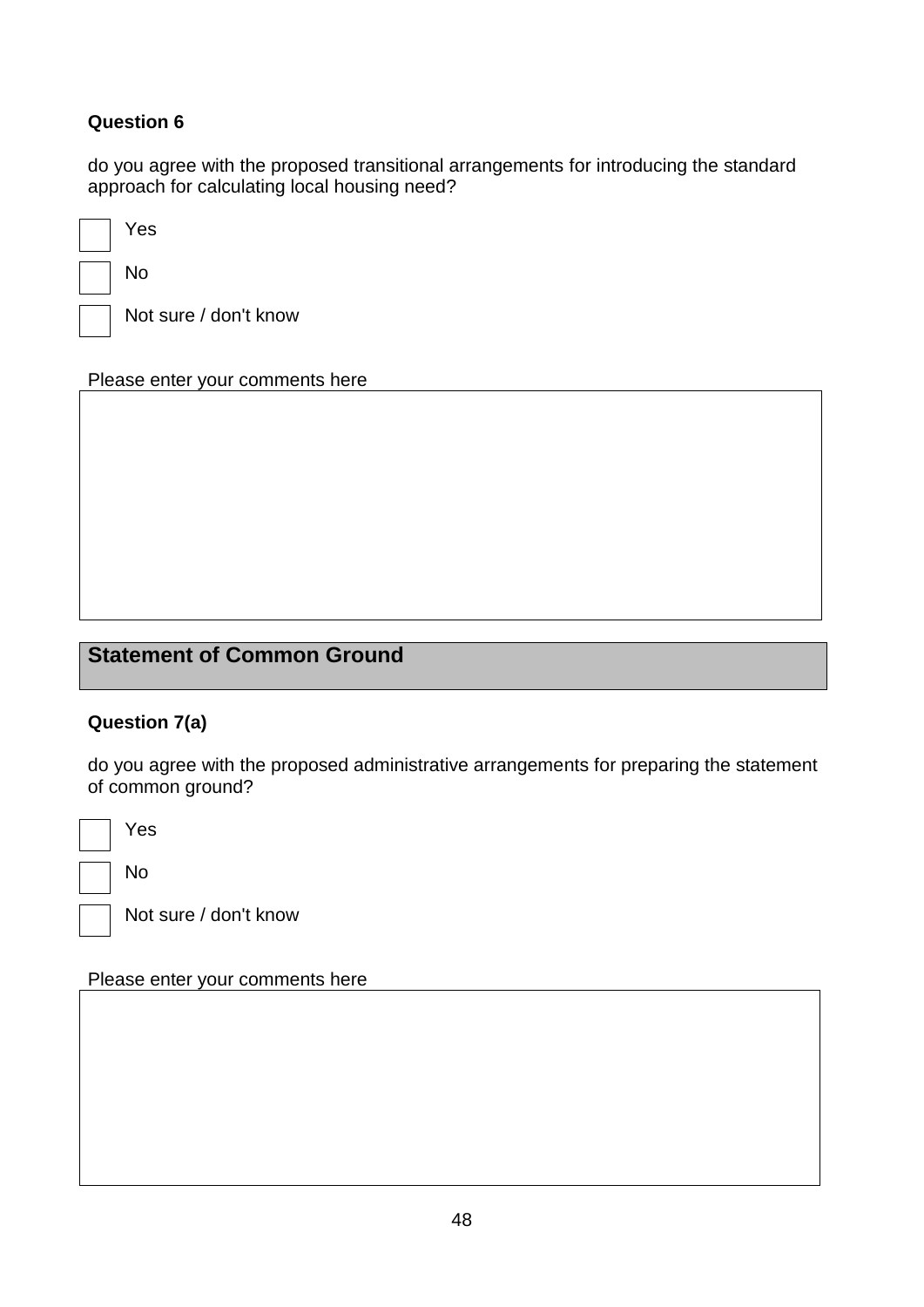**Question 6**

do you agree with the proposed transitional arrangements for introducing the standard approach for calculating local housing need?

- [ ] Yes
- [ ] No
- [ ] Not sure / don't know

Please enter your comments here

## Statement of Common Ground

**Question 7(a)**

do you agree with the proposed administrative arrangements for preparing the statement of common ground?

- [ ] Yes
- [ ] No
- [ ] Not sure / don't know

Please enter your comments here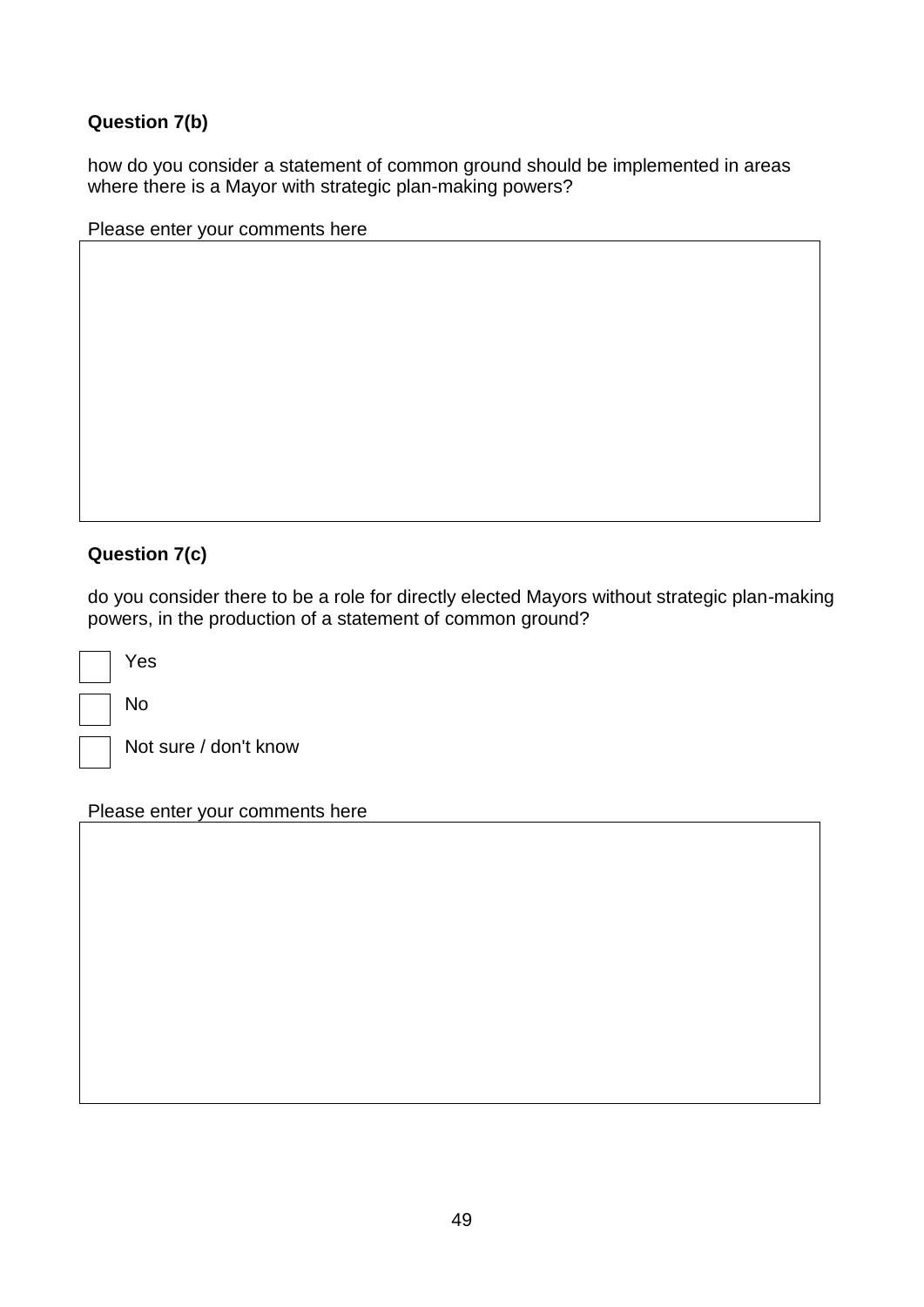**Question 7(b)**

how do you consider a statement of common ground should be implemented in areas where there is a Mayor with strategic plan-making powers?

Please enter your comments here

**Question 7(c)**

do you consider there to be a role for directly elected Mayors without strategic plan-making powers, in the production of a statement of common ground?

- [ ] Yes
- [ ] No
- [ ] Not sure / don't know

Please enter your comments here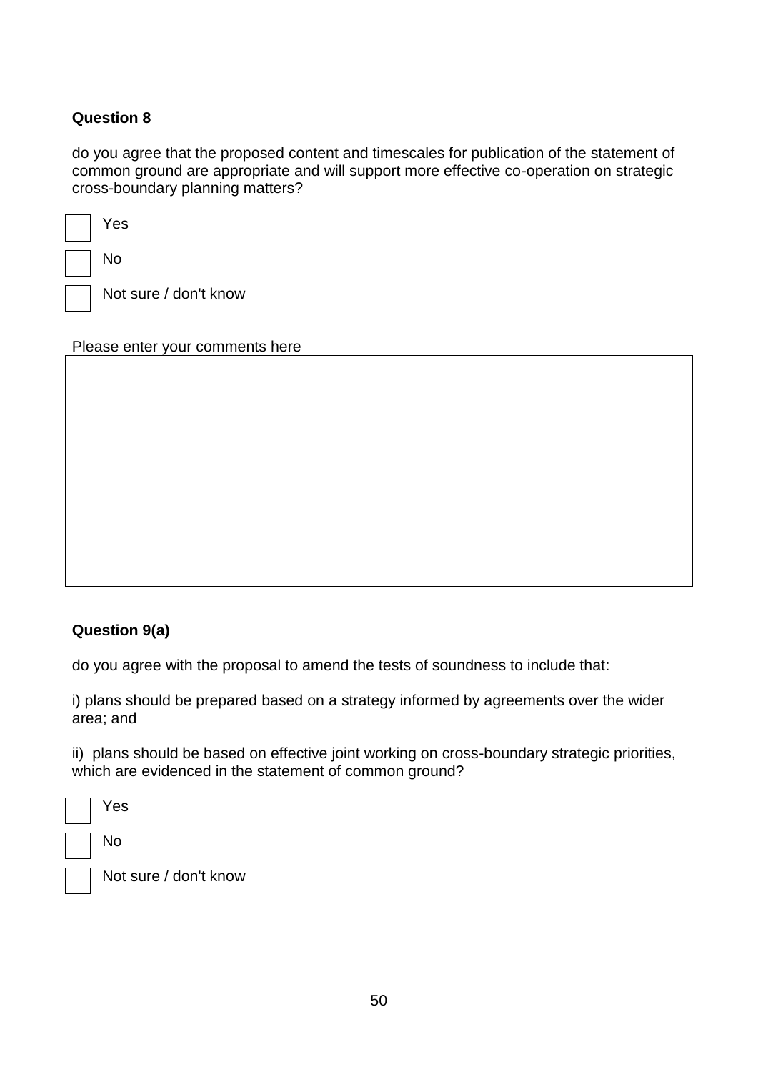**Question 8**

do you agree that the proposed content and timescales for publication of the statement of common ground are appropriate and will support more effective co-operation on strategic cross-boundary planning matters?

- [ ] Yes
- [ ] No
- [ ] Not sure / don't know

Please enter your comments here

**Question 9(a)**

do you agree with the proposal to amend the tests of soundness to include that:

i) plans should be prepared based on a strategy informed by agreements over the wider area; and

ii) plans should be based on effective joint working on cross-boundary strategic priorities, which are evidenced in the statement of common ground?

- [ ] Yes
- [ ] No
- [ ] Not sure / don't know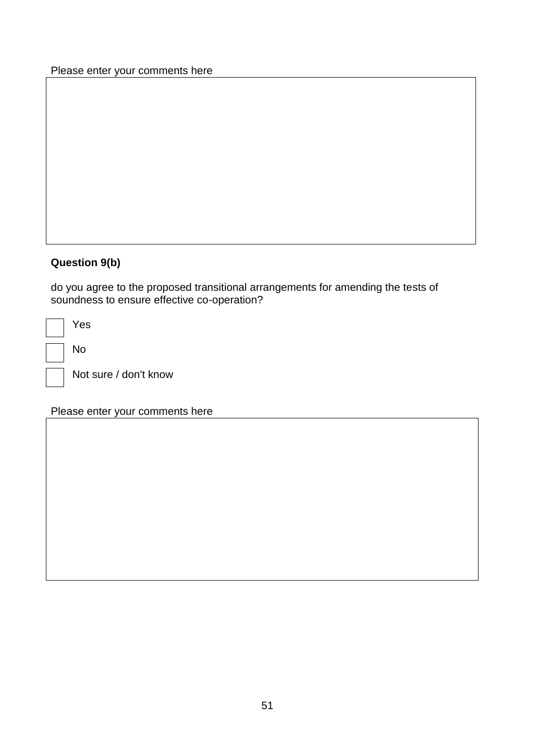Please enter your comments here

**Question 9(b)**

do you agree to the proposed transitional arrangements for amending the tests of soundness to ensure effective co-operation?

- [ ] Yes
- [ ] No
- [ ] Not sure / don't know

Please enter your comments here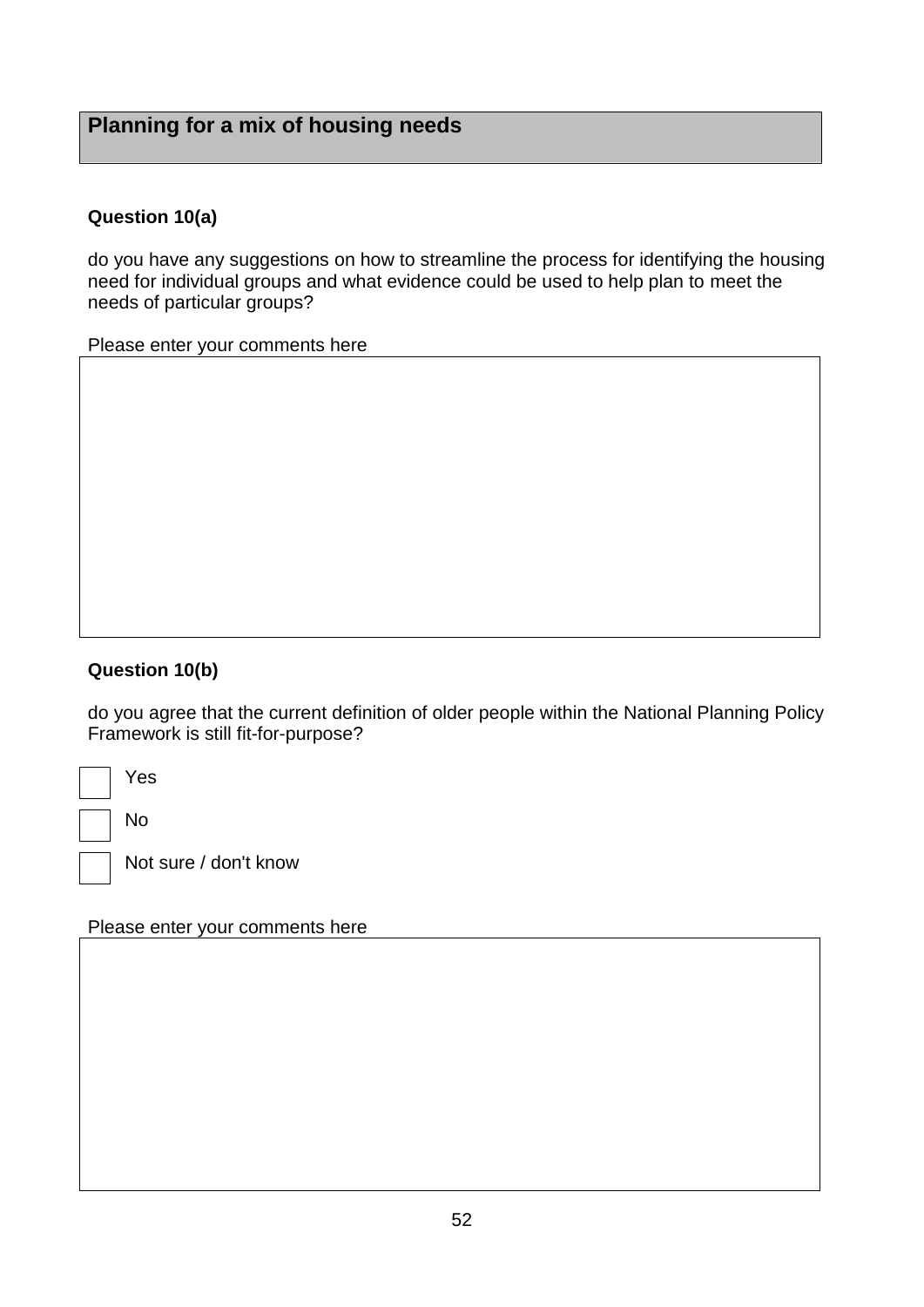## Planning for a mix of housing needs

**Question 10(a)**

do you have any suggestions on how to streamline the process for identifying the housing need for individual groups and what evidence could be used to help plan to meet the needs of particular groups?

Please enter your comments here

**Question 10(b)**

do you agree that the current definition of older people within the National Planning Policy Framework is still fit-for-purpose?

- [ ] Yes
- [ ] No
- [ ] Not sure / don't know

Please enter your comments here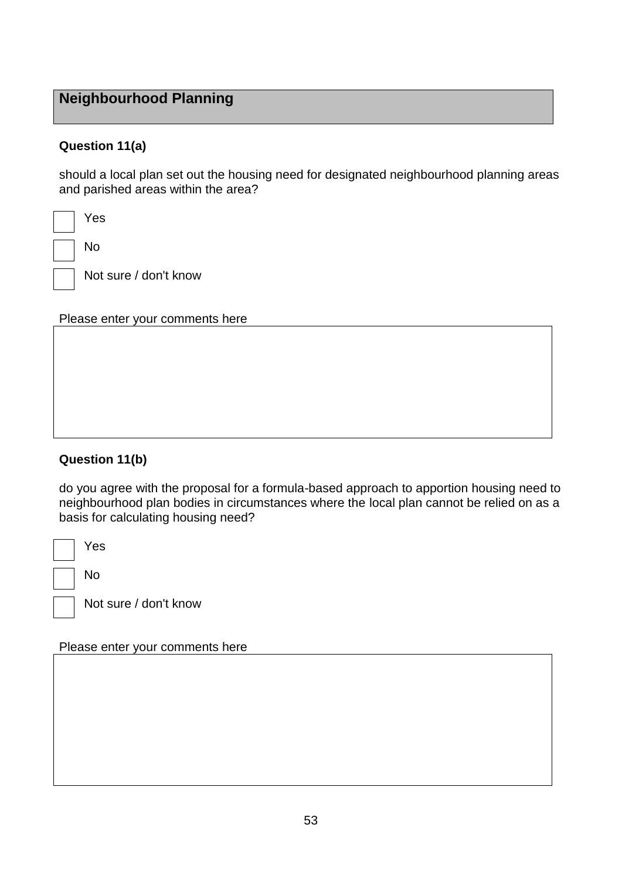## Neighbourhood Planning

**Question 11(a)**

should a local plan set out the housing need for designated neighbourhood planning areas and parished areas within the area?

- [ ] Yes
- [ ] No
- [ ] Not sure / don't know

Please enter your comments here

**Question 11(b)**

do you agree with the proposal for a formula-based approach to apportion housing need to neighbourhood plan bodies in circumstances where the local plan cannot be relied on as a basis for calculating housing need?

- [ ] Yes
- [ ] No
- [ ] Not sure / don't know

Please enter your comments here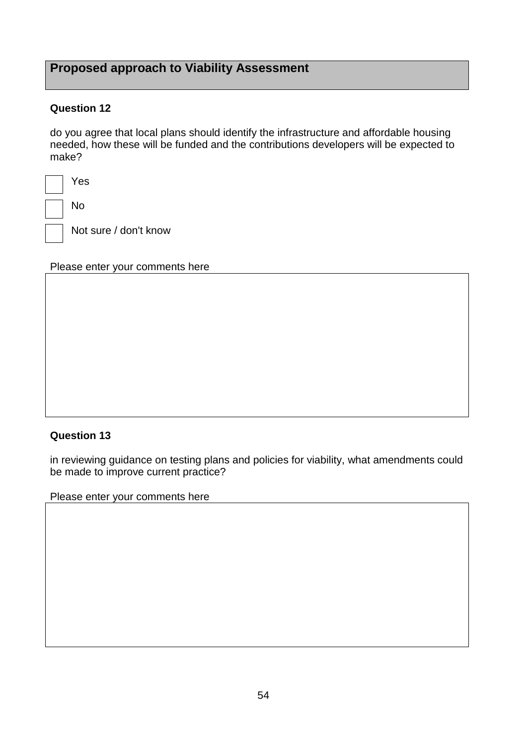## Proposed approach to Viability Assessment

**Question 12**

do you agree that local plans should identify the infrastructure and affordable housing needed, how these will be funded and the contributions developers will be expected to make?

- [ ] Yes
- [ ] No
- [ ] Not sure / don't know

Please enter your comments here

**Question 13**

in reviewing guidance on testing plans and policies for viability, what amendments could be made to improve current practice?

Please enter your comments here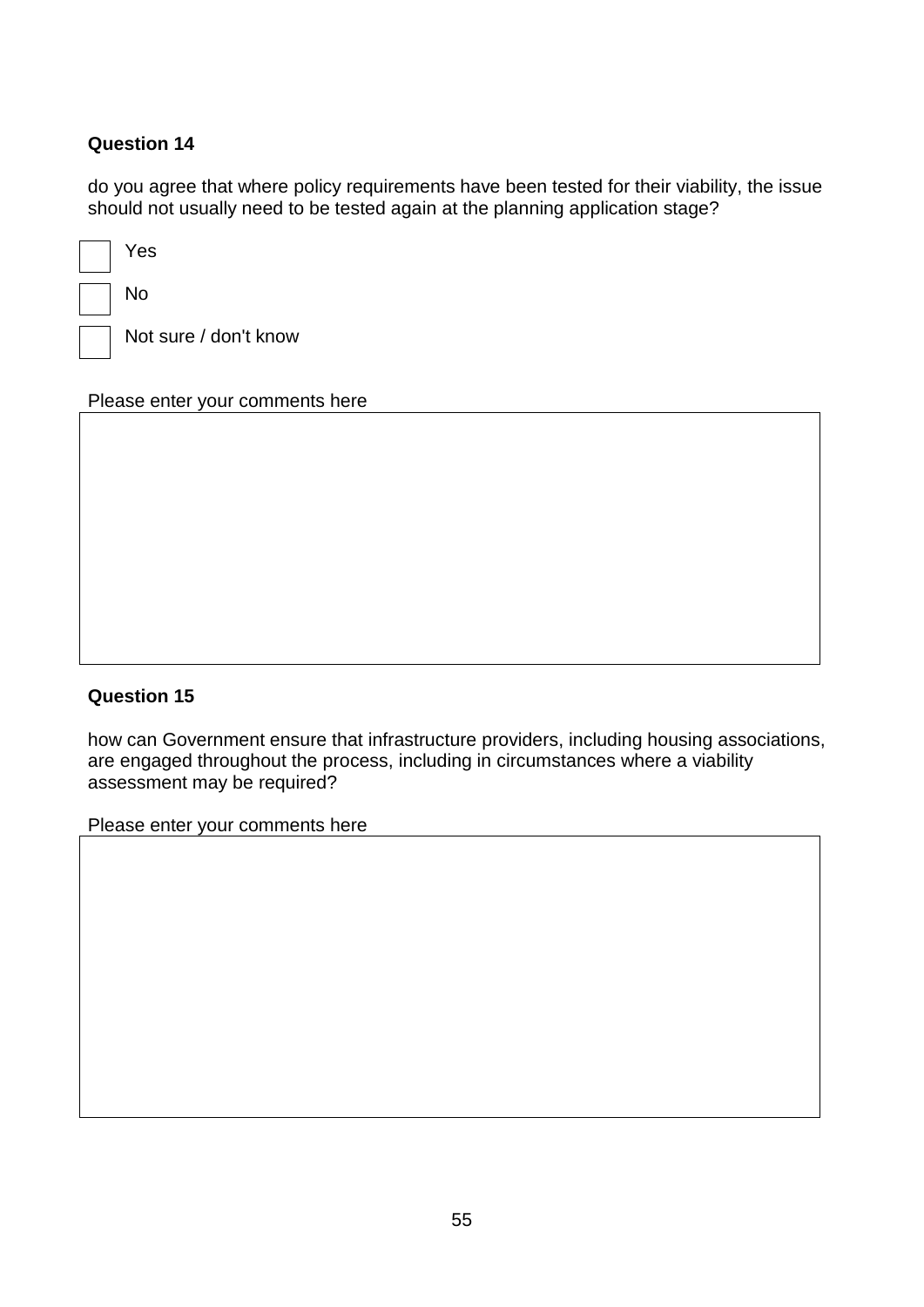**Question 14**

do you agree that where policy requirements have been tested for their viability, the issue should not usually need to be tested again at the planning application stage?

- [ ] Yes
- [ ] No
- [ ] Not sure / don't know

Please enter your comments here

**Question 15**

how can Government ensure that infrastructure providers, including housing associations, are engaged throughout the process, including in circumstances where a viability assessment may be required?

Please enter your comments here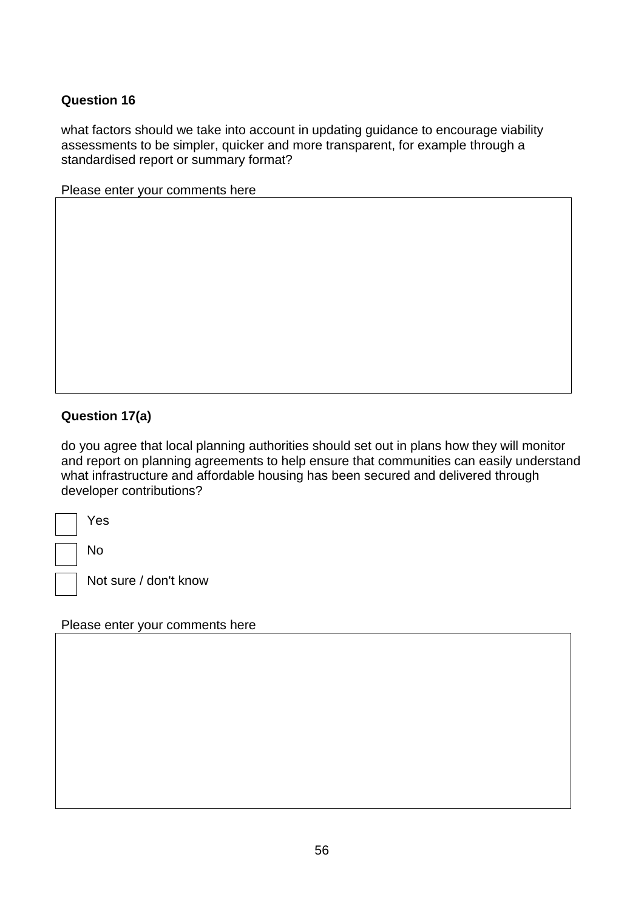**Question 16**

what factors should we take into account in updating guidance to encourage viability assessments to be simpler, quicker and more transparent, for example through a standardised report or summary format?

Please enter your comments here

**Question 17(a)**

do you agree that local planning authorities should set out in plans how they will monitor and report on planning agreements to help ensure that communities can easily understand what infrastructure and affordable housing has been secured and delivered through developer contributions?

☐ Yes

☐ No

☐ Not sure / don't know

Please enter your comments here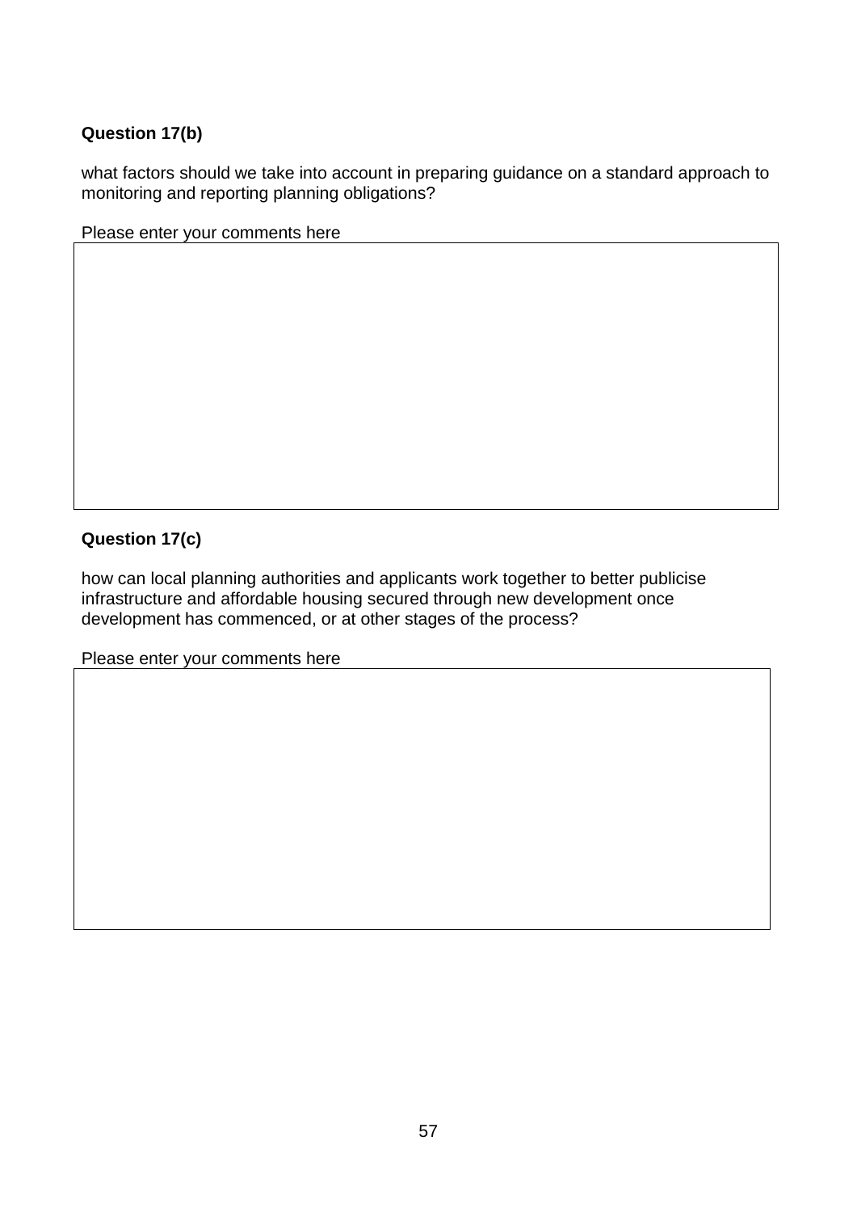**Question 17(b)**

what factors should we take into account in preparing guidance on a standard approach to monitoring and reporting planning obligations?

Please enter your comments here

**Question 17(c)**

how can local planning authorities and applicants work together to better publicise infrastructure and affordable housing secured through new development once development has commenced, or at other stages of the process?

Please enter your comments here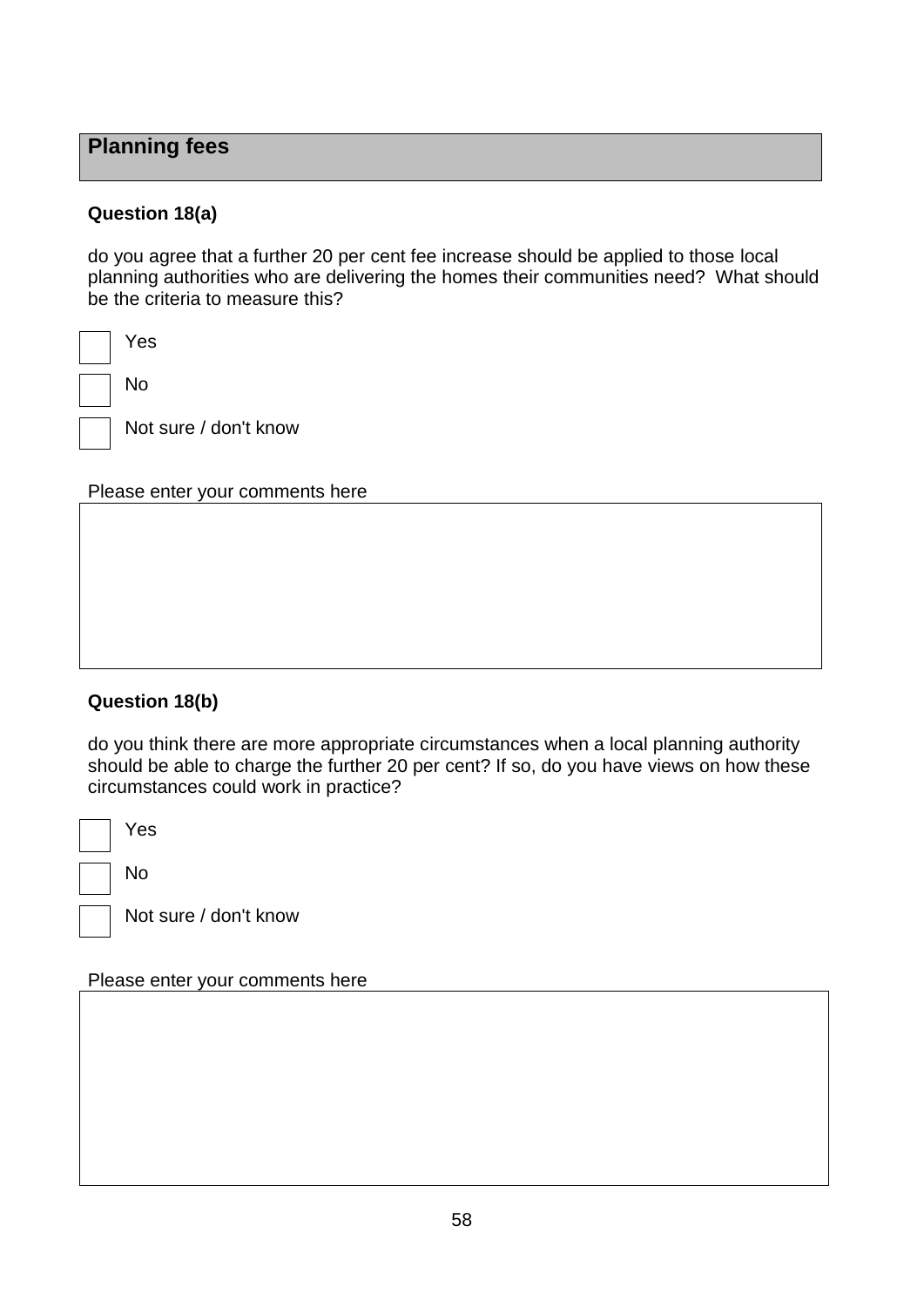## Planning fees

**Question 18(a)**

do you agree that a further 20 per cent fee increase should be applied to those local planning authorities who are delivering the homes their communities need? What should be the criteria to measure this?

- [ ] Yes
- [ ] No
- [ ] Not sure / don't know

Please enter your comments here

|  |
|---|
|  |

**Question 18(b)**

do you think there are more appropriate circumstances when a local planning authority should be able to charge the further 20 per cent? If so, do you have views on how these circumstances could work in practice?

- [ ] Yes
- [ ] No
- [ ] Not sure / don't know

Please enter your comments here

|  |
|---|
|  |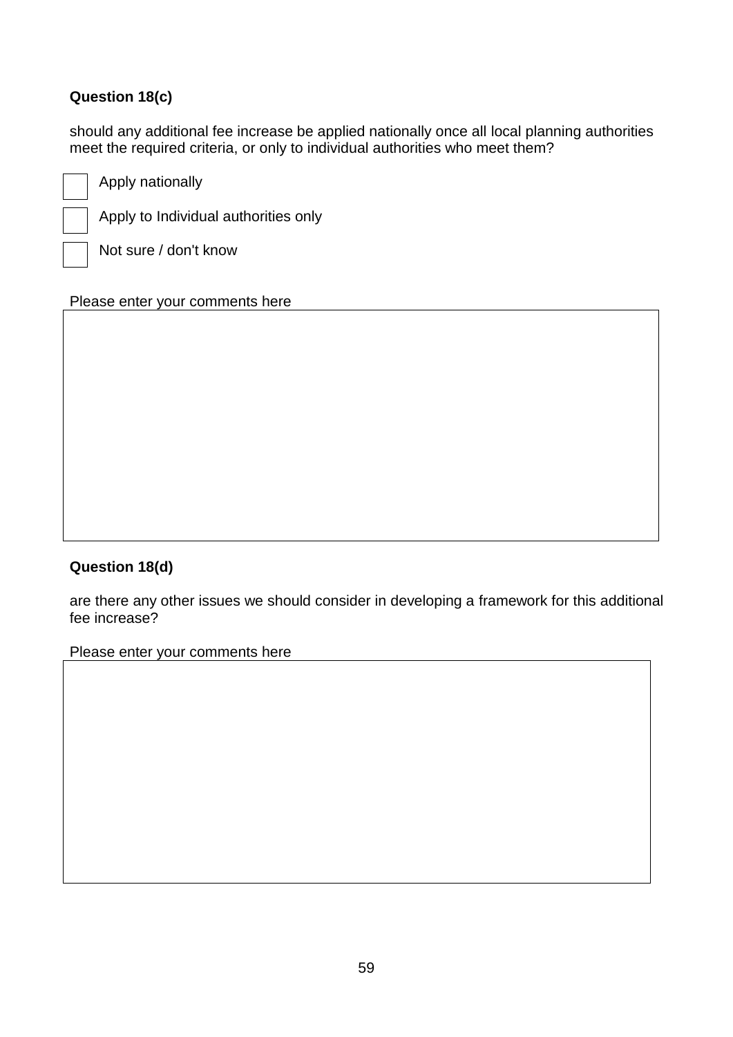**Question 18(c)**

should any additional fee increase be applied nationally once all local planning authorities meet the required criteria, or only to individual authorities who meet them?

- [ ] Apply nationally
- [ ] Apply to Individual authorities only
- [ ] Not sure / don't know

Please enter your comments here

**Question 18(d)**

are there any other issues we should consider in developing a framework for this additional fee increase?

Please enter your comments here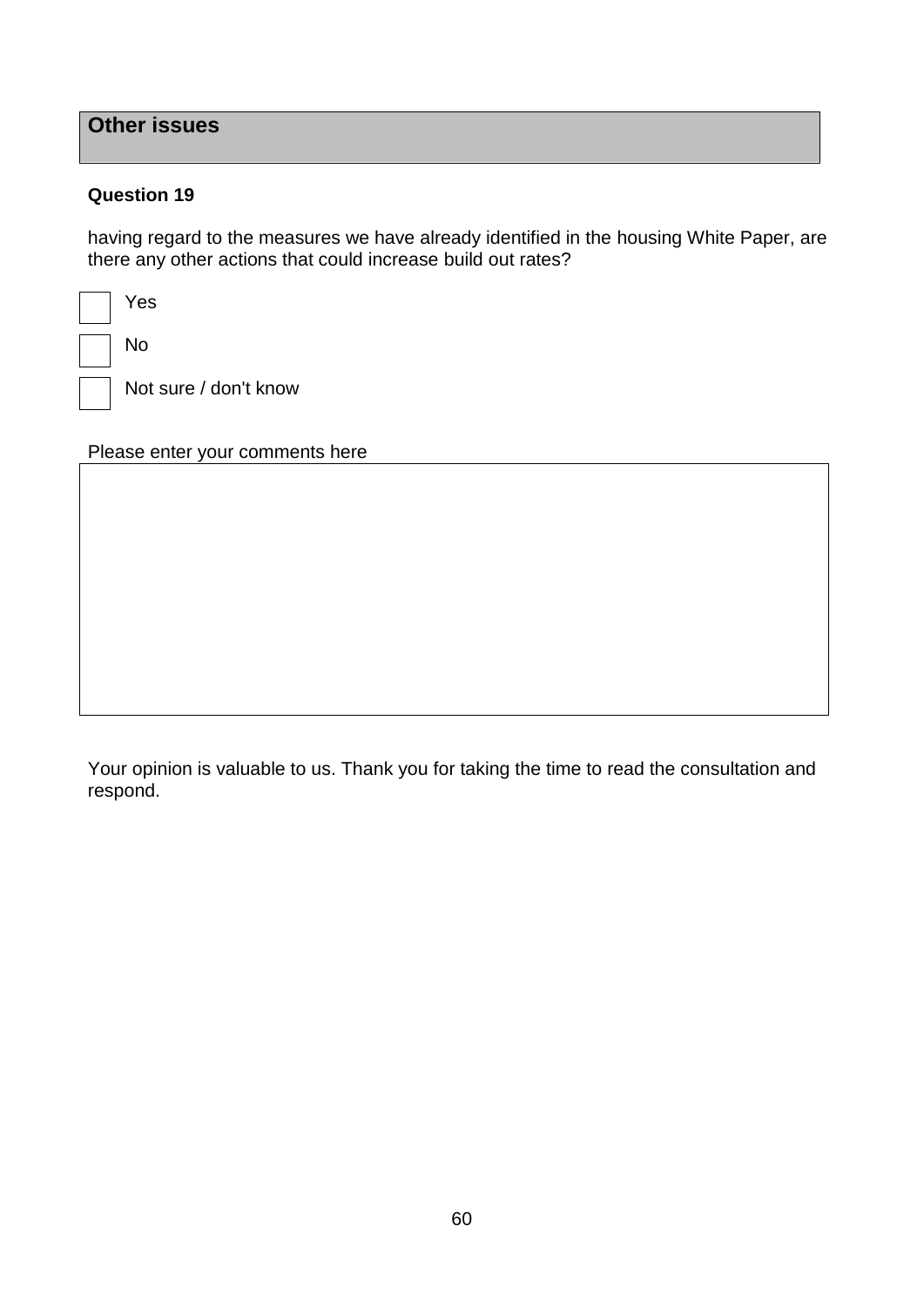## Other issues

**Question 19**

having regard to the measures we have already identified in the housing White Paper, are there any other actions that could increase build out rates?

- [ ] Yes
- [ ] No
- [ ] Not sure / don't know

Please enter your comments here

| |
|---|
| |

Your opinion is valuable to us. Thank you for taking the time to read the consultation and respond.